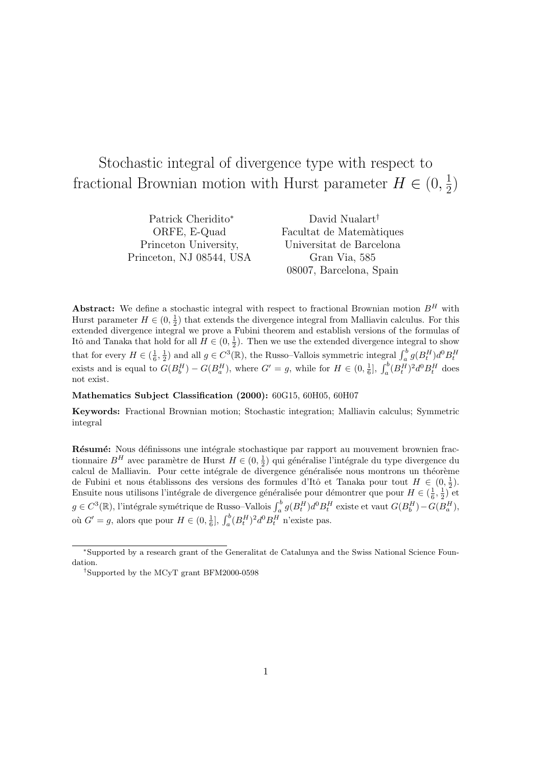# Stochastic integral of divergence type with respect to fractional Brownian motion with Hurst parameter $H \in (0, \frac{1}{2})$

Patrick Cheridito*
ORFE, E-Quad
Princeton University,
Princeton, NJ 08544, USA

David Nualart†
Facultat de Matemàtiques
Universitat de Barcelona
Gran Via, 585
08007, Barcelona, Spain

**Abstract:** We define a stochastic integral with respect to fractional Brownian motion $B^H$ with Hurst parameter $H \in (0, \frac{1}{2})$ that extends the divergence integral from Malliavin calculus. For this extended divergence integral we prove a Fubini theorem and establish versions of the formulas of Itô and Tanaka that hold for all $H \in (0, \frac{1}{2})$. Then we use the extended divergence integral to show that for every $H \in (\frac{1}{6}, \frac{1}{2})$ and all $g \in C^3(\mathbb{R})$, the Russo–Vallois symmetric integral $\int_a^b g(B_t^H) d^0 B_t^H$ exists and is equal to $G(B_b^H) - G(B_a^H)$, where $G' = g$, while for $H \in (0, \frac{1}{6}]$, $\int_a^b (B_t^H)^2 d^0 B_t^H$ does not exist.

**Mathematics Subject Classification (2000):** 60G15, 60H05, 60H07

**Keywords:** Fractional Brownian motion; Stochastic integration; Malliavin calculus; Symmetric integral

**Résumé:** Nous définissons une intégrale stochastique par rapport au mouvement brownien fractionnaire $B^H$ avec paramètre de Hurst $H \in (0, \frac{1}{2})$ qui généralise l'intégrale du type divergence du calcul de Malliavin. Pour cette intégrale de divergence généralisée nous montrons un théorème de Fubini et nous établissons des versions des formules d'Itô et Tanaka pour tout $H \in (0, \frac{1}{2})$. Ensuite nous utilisons l'intégrale de divergence généralisée pour démontrer que pour $H \in (\frac{1}{6}, \frac{1}{2})$ et $g \in C^3(\mathbb{R})$, l'intégrale symétrique de Russo–Vallois $\int_a^b g(B_t^H) d^0 B_t^H$ existe et vaut $G(B_b^H) - G(B_a^H)$, où $G' = g$, alors que pour $H \in (0, \frac{1}{6}]$, $\int_a^b (B_t^H)^2 d^0 B_t^H$ n'existe pas.

---

*Supported by a research grant of the Generalitat de Catalunya and the Swiss National Science Foundation.

†Supported by the MCyT grant BFM2000-0598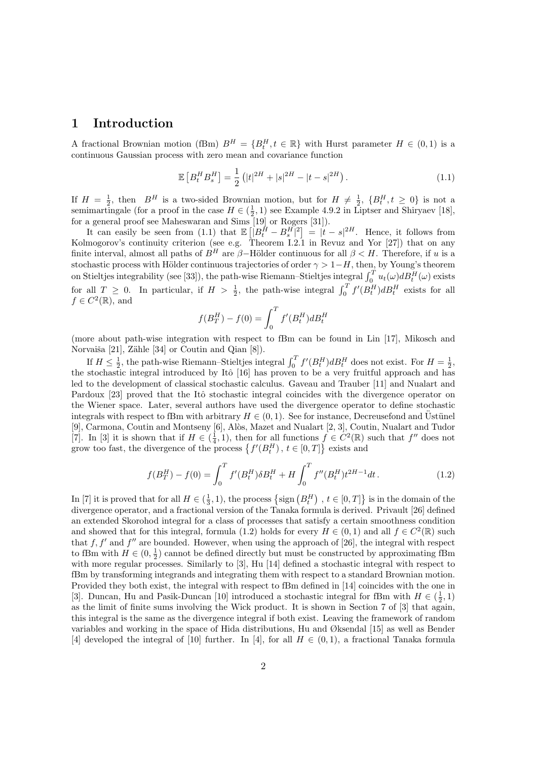# 1 Introduction

A fractional Brownian motion (fBm) $B^H = \{B^H_t, t \in \mathbb{R}\}$ with Hurst parameter $H \in (0,1)$ is a continuous Gaussian process with zero mean and covariance function

$$\mathbb{E}\left[B^H_t B^H_s\right] = \frac{1}{2}\left(|t|^{2H} + |s|^{2H} - |t-s|^{2H}\right). \tag{1.1}$$

If $H = \frac{1}{2}$, then $B^H$ is a two-sided Brownian motion, but for $H \neq \frac{1}{2}$, $\{B^H_t, t \geq 0\}$ is not a semimartingale (for a proof in the case $H \in (\frac{1}{2}, 1)$ see Example 4.9.2 in Liptser and Shiryaev [18], for a general proof see Maheswaran and Sims [19] or Rogers [31]).

It can easily be seen from (1.1) that $\mathbb{E}\left[|B^H_t - B^H_s|^2\right] = |t-s|^{2H}$. Hence, it follows from Kolmogorov's continuity criterion (see e.g. Theorem I.2.1 in Revuz and Yor [27]) that on any finite interval, almost all paths of $B^H$ are $\beta-$Hölder continuous for all $\beta < H$. Therefore, if $u$ is a stochastic process with Hölder continuous trajectories of order $\gamma > 1-H$, then, by Young's theorem on Stieltjes integrability (see [33]), the path-wise Riemann–Stieltjes integral $\int_0^T u_t(\omega) dB^H_t(\omega)$ exists for all $T \geq 0$. In particular, if $H > \frac{1}{2}$, the path-wise integral $\int_0^T f'(B^H_t) dB^H_t$ exists for all $f \in C^2(\mathbb{R})$, and

$$f(B^H_T) - f(0) = \int_0^T f'(B^H_t) dB^H_t$$

(more about path-wise integration with respect to fBm can be found in Lin [17], Mikosch and Norvaiša [21], Zähle [34] or Coutin and Qian [8]).

If $H \leq \frac{1}{2}$, the path-wise Riemann–Stieltjes integral $\int_0^T f'(B^H_t) dB^H_t$ does not exist. For $H = \frac{1}{2}$, the stochastic integral introduced by Itô [16] has proven to be a very fruitful approach and has led to the development of classical stochastic calculus. Gaveau and Trauber [11] and Nualart and Pardoux [23] proved that the Itô stochastic integral coincides with the divergence operator on the Wiener space. Later, several authors have used the divergence operator to define stochastic integrals with respect to fBm with arbitrary $H \in (0,1)$. See for instance, Decreusefond and Üstünel [9], Carmona, Coutin and Montseny [6], Alòs, Mazet and Nualart [2, 3], Coutin, Nualart and Tudor [7]. In [3] it is shown that if $H \in (\frac{1}{4}, 1)$, then for all functions $f \in C^2(\mathbb{R})$ such that $f''$ does not grow too fast, the divergence of the process $\left\{f'(B^H_t), t \in [0,T]\right\}$ exists and

$$f(B^H_T) - f(0) = \int_0^T f'(B^H_t) \delta B^H_t + H \int_0^T f''(B^H_t) t^{2H-1} dt. \tag{1.2}$$

In [7] it is proved that for all $H \in (\frac{1}{3}, 1)$, the process $\left\{\text{sign}\left(B^H_t\right), t \in [0,T]\right\}$ is in the domain of the divergence operator, and a fractional version of the Tanaka formula is derived. Privault [26] defined an extended Skorohod integral for a class of processes that satisfy a certain smoothness condition and showed that for this integral, formula (1.2) holds for every $H \in (0,1)$ and all $f \in C^2(\mathbb{R})$ such that $f, f'$ and $f''$ are bounded. However, when using the approach of [26], the integral with respect to fBm with $H \in (0, \frac{1}{2})$ cannot be defined directly but must be constructed by approximating fBm with more regular processes. Similarly to [3], Hu [14] defined a stochastic integral with respect to fBm by transforming integrands and integrating them with respect to a standard Brownian motion. Provided they both exist, the integral with respect to fBm defined in [14] coincides with the one in [3]. Duncan, Hu and Pasik-Duncan [10] introduced a stochastic integral for fBm with $H \in (\frac{1}{2}, 1)$ as the limit of finite sums involving the Wick product. It is shown in Section 7 of [3] that again, this integral is the same as the divergence integral if both exist. Leaving the framework of random variables and working in the space of Hida distributions, Hu and Øksendal [15] as well as Bender [4] developed the integral of [10] further. In [4], for all $H \in (0,1)$, a fractional Tanaka formula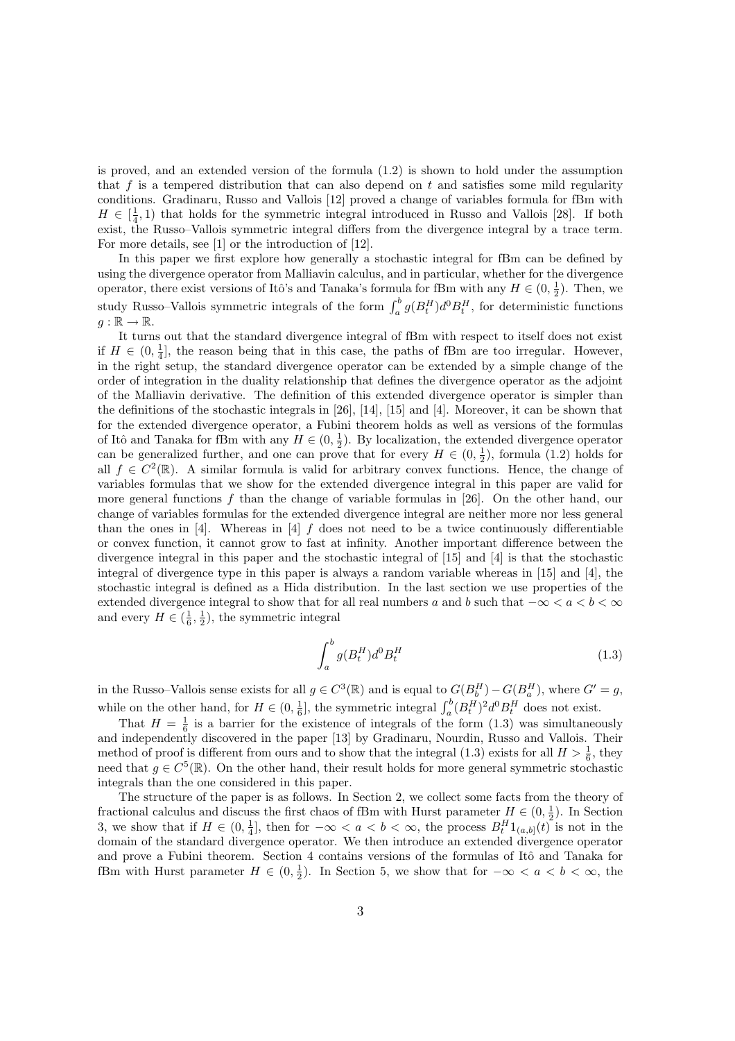is proved, and an extended version of the formula (1.2) is shown to hold under the assumption that $f$ is a tempered distribution that can also depend on $t$ and satisfies some mild regularity conditions. Gradinaru, Russo and Vallois [12] proved a change of variables formula for fBm with $H \in [\frac{1}{4}, 1)$ that holds for the symmetric integral introduced in Russo and Vallois [28]. If both exist, the Russo–Vallois symmetric integral differs from the divergence integral by a trace term. For more details, see [1] or the introduction of [12].

In this paper we first explore how generally a stochastic integral for fBm can be defined by using the divergence operator from Malliavin calculus, and in particular, whether for the divergence operator, there exist versions of Itô's and Tanaka's formula for fBm with any $H \in (0, \frac{1}{2})$. Then, we study Russo–Vallois symmetric integrals of the form $\int_a^b g(B_t^H) d^0 B_t^H$, for deterministic functions $g : \mathbb{R} \to \mathbb{R}$.

It turns out that the standard divergence integral of fBm with respect to itself does not exist if $H \in (0, \frac{1}{4}]$, the reason being that in this case, the paths of fBm are too irregular. However, in the right setup, the standard divergence operator can be extended by a simple change of the order of integration in the duality relationship that defines the divergence operator as the adjoint of the Malliavin derivative. The definition of this extended divergence operator is simpler than the definitions of the stochastic integrals in [26], [14], [15] and [4]. Moreover, it can be shown that for the extended divergence operator, a Fubini theorem holds as well as versions of the formulas of Itô and Tanaka for fBm with any $H \in (0, \frac{1}{2})$. By localization, the extended divergence operator can be generalized further, and one can prove that for every $H \in (0, \frac{1}{2})$, formula (1.2) holds for all $f \in C^2(\mathbb{R})$. A similar formula is valid for arbitrary convex functions. Hence, the change of variables formulas that we show for the extended divergence integral in this paper are valid for more general functions $f$ than the change of variable formulas in [26]. On the other hand, our change of variables formulas for the extended divergence integral are neither more nor less general than the ones in [4]. Whereas in [4] $f$ does not need to be a twice continuously differentiable or convex function, it cannot grow to fast at infinity. Another important difference between the divergence integral in this paper and the stochastic integral of [15] and [4] is that the stochastic integral of divergence type in this paper is always a random variable whereas in [15] and [4], the stochastic integral is defined as a Hida distribution. In the last section we use properties of the extended divergence integral to show that for all real numbers $a$ and $b$ such that $-\infty < a < b < \infty$ and every $H \in (\frac{1}{6}, \frac{1}{2})$, the symmetric integral

$$\int_a^b g(B_t^H) d^0 B_t^H \tag{1.3}$$

in the Russo–Vallois sense exists for all $g \in C^3(\mathbb{R})$ and is equal to $G(B_b^H) - G(B_a^H)$, where $G' = g$, while on the other hand, for $H \in (0, \frac{1}{6}]$, the symmetric integral $\int_a^b (B_t^H)^2 d^0 B_t^H$ does not exist.

That $H = \frac{1}{6}$ is a barrier for the existence of integrals of the form (1.3) was simultaneously and independently discovered in the paper [13] by Gradinaru, Nourdin, Russo and Vallois. Their method of proof is different from ours and to show that the integral (1.3) exists for all $H > \frac{1}{6}$, they need that $g \in C^5(\mathbb{R})$. On the other hand, their result holds for more general symmetric stochastic integrals than the one considered in this paper.

The structure of the paper is as follows. In Section 2, we collect some facts from the theory of fractional calculus and discuss the first chaos of fBm with Hurst parameter $H \in (0, \frac{1}{2})$. In Section 3, we show that if $H \in (0, \frac{1}{4}]$, then for $-\infty < a < b < \infty$, the process $B_t^H 1_{(a,b]}(t)$ is not in the domain of the standard divergence operator. We then introduce an extended divergence operator and prove a Fubini theorem. Section 4 contains versions of the formulas of Itô and Tanaka for fBm with Hurst parameter $H \in (0, \frac{1}{2})$. In Section 5, we show that for $-\infty < a < b < \infty$, the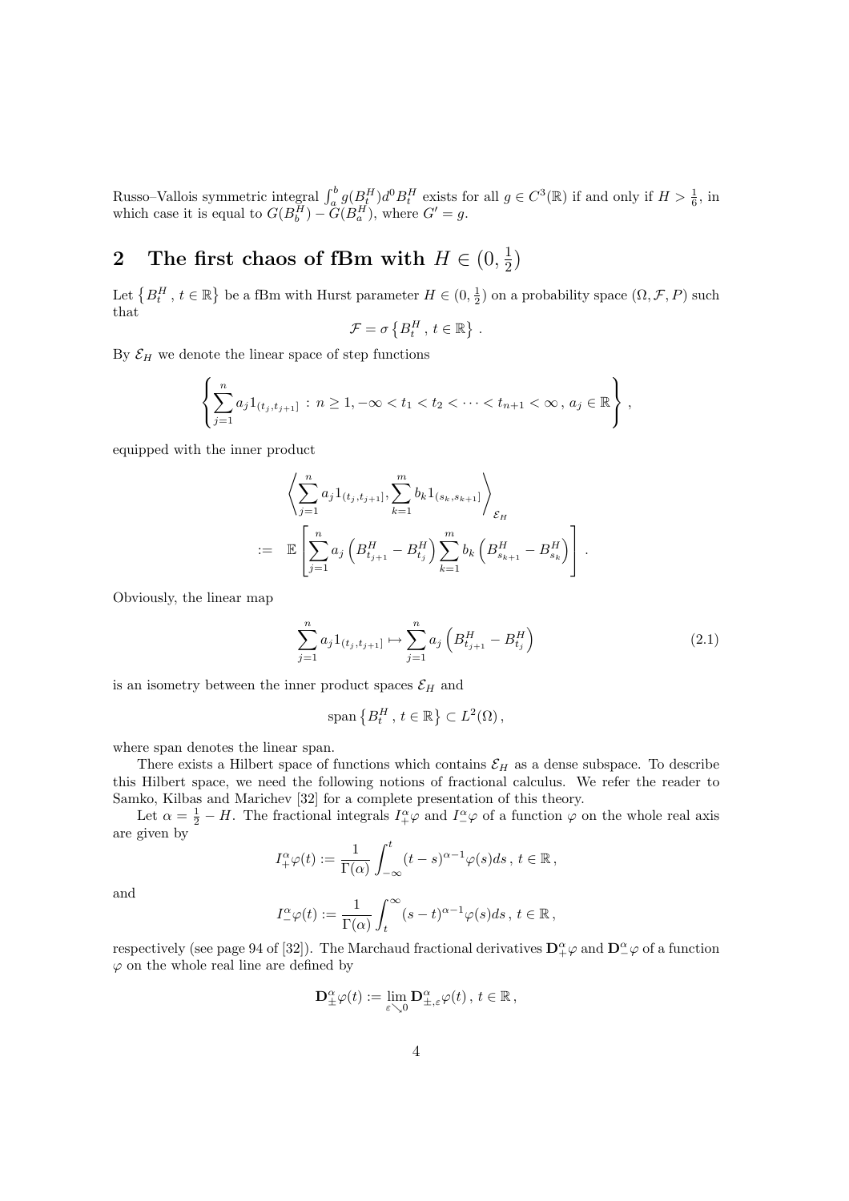Russo–Vallois symmetric integral $\int_a^b g(B_t^H) d^0 B_t^H$ exists for all $g \in C^3(\mathbb{R})$ if and only if $H > \frac{1}{6}$, in which case it is equal to $G(B_b^H) - G(B_a^H)$, where $G' = g$.

## 2 The first chaos of fBm with $H \in (0, \frac{1}{2})$

Let $\left\{B_t^H, \, t \in \mathbb{R}\right\}$ be a fBm with Hurst parameter $H \in (0, \frac{1}{2})$ on a probability space $(\Omega, \mathcal{F}, P)$ such that

$$\mathcal{F} = \sigma\left\{B_t^H, \, t \in \mathbb{R}\right\}.$$

By $\mathcal{E}_H$ we denote the linear space of step functions

$$\left\{ \sum_{j=1}^n a_j 1_{(t_j, t_{j+1}]} : n \geq 1, -\infty < t_1 < t_2 < \cdots < t_{n+1} < \infty \,, \, a_j \in \mathbb{R} \right\},$$

equipped with the inner product

$$\begin{aligned} & \left\langle \sum_{j=1}^n a_j 1_{(t_j, t_{j+1}]}, \sum_{k=1}^m b_k 1_{(s_k, s_{k+1}]} \right\rangle_{\mathcal{E}_H} \\ := \; & \mathbb{E}\left[ \sum_{j=1}^n a_j \left(B_{t_{j+1}}^H - B_{t_j}^H\right) \sum_{k=1}^m b_k \left(B_{s_{k+1}}^H - B_{s_k}^H\right) \right]. \end{aligned}$$

Obviously, the linear map

$$\sum_{j=1}^n a_j 1_{(t_j, t_{j+1}]} \mapsto \sum_{j=1}^n a_j \left(B_{t_{j+1}}^H - B_{t_j}^H\right) \tag{2.1}$$

is an isometry between the inner product spaces $\mathcal{E}_H$ and

$$\operatorname{span}\left\{B_t^H, \, t \in \mathbb{R}\right\} \subset L^2(\Omega),$$

where span denotes the linear span.

There exists a Hilbert space of functions which contains $\mathcal{E}_H$ as a dense subspace. To describe this Hilbert space, we need the following notions of fractional calculus. We refer the reader to Samko, Kilbas and Marichev [32] for a complete presentation of this theory.

Let $\alpha = \frac{1}{2} - H$. The fractional integrals $I_+^\alpha \varphi$ and $I_-^\alpha \varphi$ of a function $\varphi$ on the whole real axis are given by

$$I_+^\alpha \varphi(t) := \frac{1}{\Gamma(\alpha)} \int_{-\infty}^t (t-s)^{\alpha-1} \varphi(s) ds \,, \, t \in \mathbb{R},$$

and

$$I_-^\alpha \varphi(t) := \frac{1}{\Gamma(\alpha)} \int_t^\infty (s-t)^{\alpha-1} \varphi(s) ds \,, \, t \in \mathbb{R},$$

respectively (see page 94 of [32]). The Marchaud fractional derivatives $\mathbf{D}_+^\alpha \varphi$ and $\mathbf{D}_-^\alpha \varphi$ of a function $\varphi$ on the whole real line are defined by

$$\mathbf{D}_\pm^\alpha \varphi(t) := \lim_{\varepsilon \searrow 0} \mathbf{D}_{\pm,\varepsilon}^\alpha \varphi(t) \,, \, t \in \mathbb{R},$$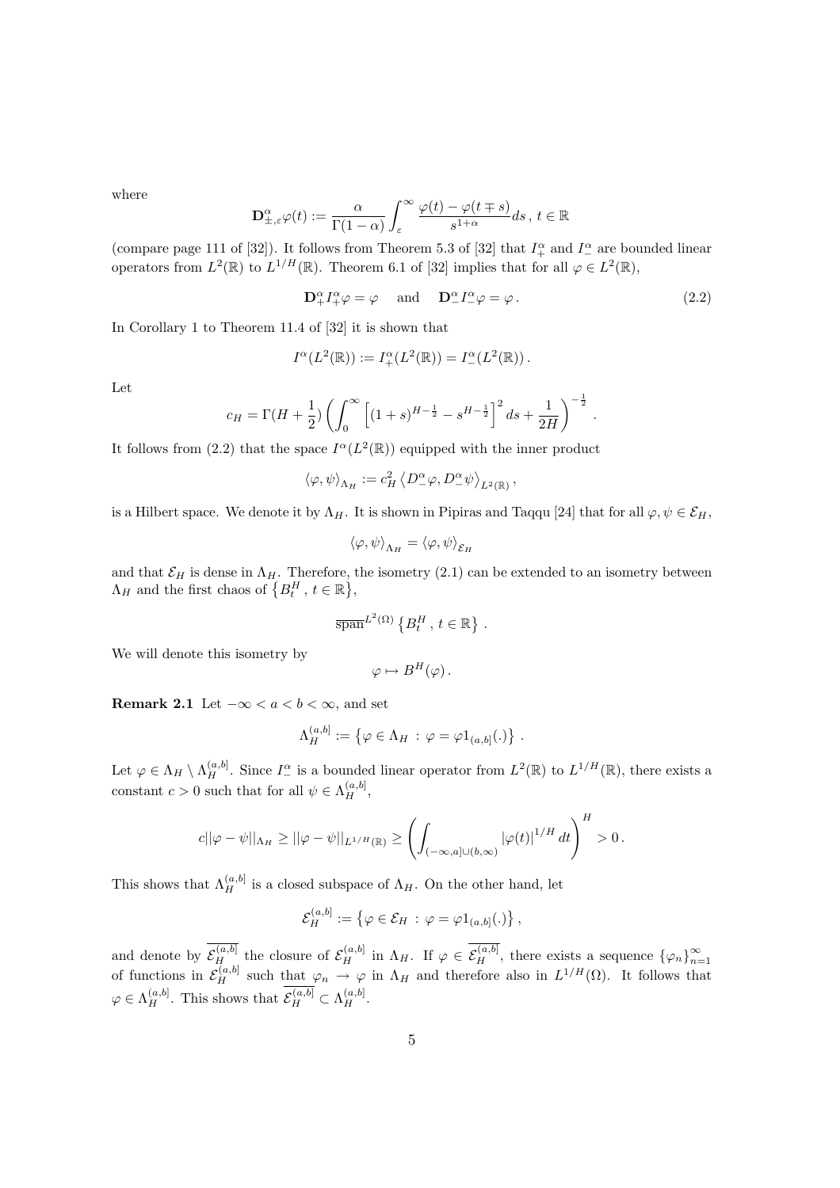where

$$\mathbf{D}^\alpha_{\pm,\varepsilon}\varphi(t) := \frac{\alpha}{\Gamma(1-\alpha)} \int_\varepsilon^\infty \frac{\varphi(t) - \varphi(t \mp s)}{s^{1+\alpha}} ds \,,\; t \in \mathbb{R}$$

(compare page 111 of [32]). It follows from Theorem 5.3 of [32] that $I^\alpha_+$ and $I^\alpha_-$ are bounded linear operators from $L^2(\mathbb{R})$ to $L^{1/H}(\mathbb{R})$. Theorem 6.1 of [32] implies that for all $\varphi \in L^2(\mathbb{R})$,

$$\mathbf{D}^\alpha_+ I^\alpha_+ \varphi = \varphi \quad \text{ and } \quad \mathbf{D}^\alpha_- I^\alpha_- \varphi = \varphi \,. \tag{2.2}$$

In Corollary 1 to Theorem 11.4 of [32] it is shown that

$$I^\alpha(L^2(\mathbb{R})) := I^\alpha_+(L^2(\mathbb{R})) = I^\alpha_-(L^2(\mathbb{R})) \,.$$

Let

$$c_H = \Gamma(H + \frac{1}{2}) \left( \int_0^\infty \left[ (1+s)^{H-\frac{1}{2}} - s^{H-\frac{1}{2}} \right]^2 ds + \frac{1}{2H} \right)^{-\frac{1}{2}} \,.$$

It follows from (2.2) that the space $I^\alpha(L^2(\mathbb{R}))$ equipped with the inner product

$$\langle \varphi, \psi \rangle_{\Lambda_H} := c_H^2 \left\langle D^\alpha_- \varphi, D^\alpha_- \psi \right\rangle_{L^2(\mathbb{R})} \,,$$

is a Hilbert space. We denote it by $\Lambda_H$. It is shown in Pipiras and Taqqu [24] that for all $\varphi, \psi \in \mathcal{E}_H$,

$$\langle \varphi, \psi \rangle_{\Lambda_H} = \langle \varphi, \psi \rangle_{\mathcal{E}_H}$$

and that $\mathcal{E}_H$ is dense in $\Lambda_H$. Therefore, the isometry (2.1) can be extended to an isometry between $\Lambda_H$ and the first chaos of $\left\{ B^H_t \,,\, t \in \mathbb{R} \right\}$,

$$\overline{\operatorname{span}}^{L^2(\Omega)} \left\{ B^H_t \,,\, t \in \mathbb{R} \right\} \,.$$

We will denote this isometry by

$$\varphi \mapsto B^H(\varphi) \,.$$

**Remark 2.1** Let $-\infty < a < b < \infty$, and set

$$\Lambda_H^{(a,b]} := \left\{ \varphi \in \Lambda_H \,:\, \varphi = \varphi 1_{(a,b]}(.) \right\} \,.$$

Let $\varphi \in \Lambda_H \setminus \Lambda_H^{(a,b]}$. Since $I^\alpha_-$ is a bounded linear operator from $L^2(\mathbb{R})$ to $L^{1/H}(\mathbb{R})$, there exists a constant $c > 0$ such that for all $\psi \in \Lambda_H^{(a,b]}$,

$$c||\varphi - \psi||_{\Lambda_H} \geq ||\varphi - \psi||_{L^{1/H}(\mathbb{R})} \geq \left( \int_{(-\infty,a] \cup (b,\infty)} |\varphi(t)|^{1/H} dt \right)^H > 0 \,.$$

This shows that $\Lambda_H^{(a,b]}$ is a closed subspace of $\Lambda_H$. On the other hand, let

$$\mathcal{E}_H^{(a,b]} := \left\{ \varphi \in \mathcal{E}_H \,:\, \varphi = \varphi 1_{(a,b]}(.) \right\} \,,$$

and denote by $\overline{\mathcal{E}_H^{(a,b]}}$ the closure of $\mathcal{E}_H^{(a,b]}$ in $\Lambda_H$. If $\varphi \in \overline{\mathcal{E}_H^{(a,b]}}$, there exists a sequence $\{\varphi_n\}_{n=1}^\infty$ of functions in $\mathcal{E}_H^{(a,b]}$ such that $\varphi_n \to \varphi$ in $\Lambda_H$ and therefore also in $L^{1/H}(\Omega)$. It follows that $\varphi \in \Lambda_H^{(a,b]}$. This shows that $\overline{\mathcal{E}_H^{(a,b]}} \subset \Lambda_H^{(a,b]}$.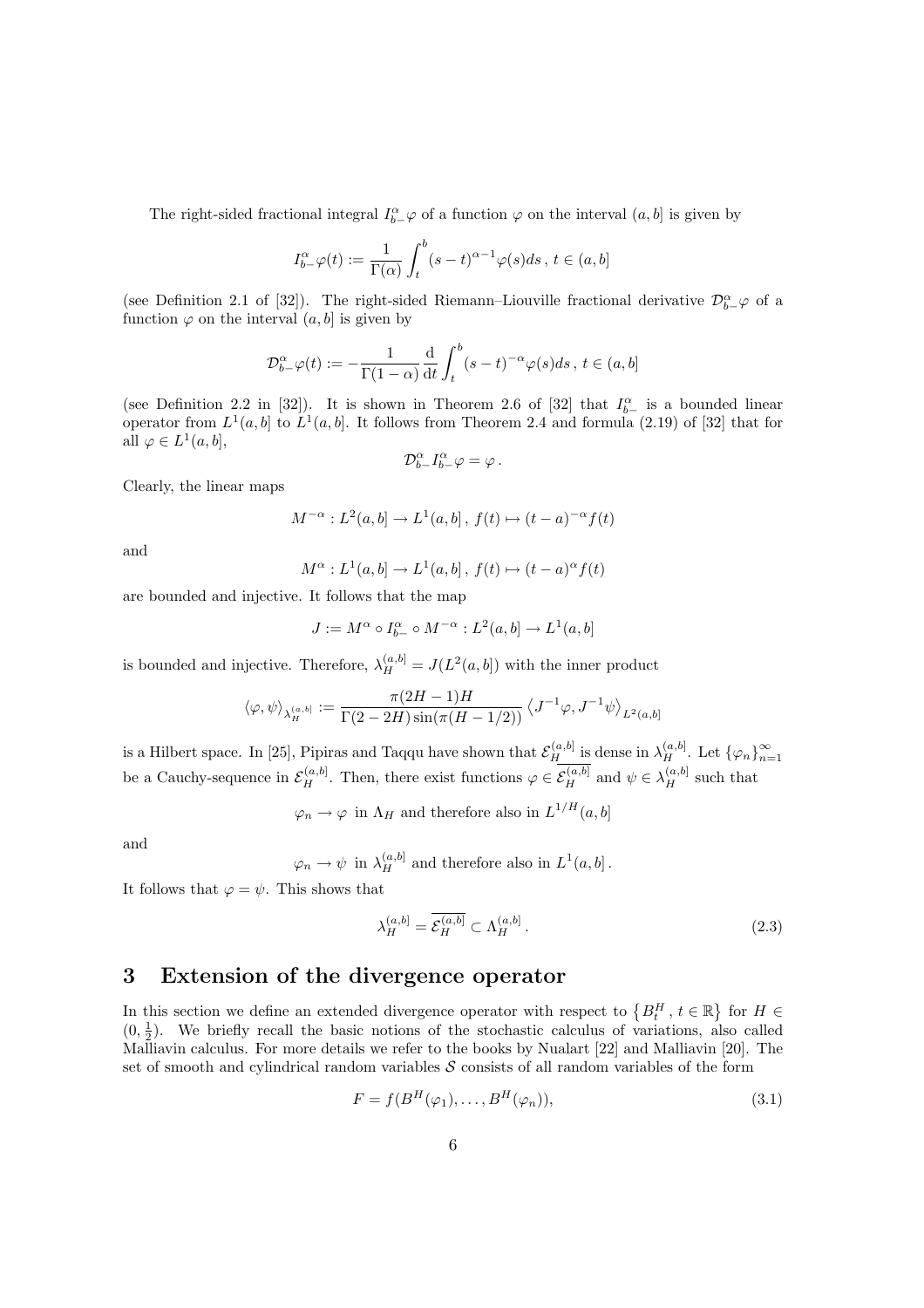The right-sided fractional integral $I^\alpha_{b-}\varphi$ of a function $\varphi$ on the interval $(a,b]$ is given by

$$I^\alpha_{b-}\varphi(t) := \frac{1}{\Gamma(\alpha)}\int_t^b (s-t)^{\alpha-1}\varphi(s)ds\,,\; t\in(a,b]$$

(see Definition 2.1 of [32]). The right-sided Riemann–Liouville fractional derivative $\mathcal{D}^\alpha_{b-}\varphi$ of a function $\varphi$ on the interval $(a,b]$ is given by

$$\mathcal{D}^\alpha_{b-}\varphi(t) := -\frac{1}{\Gamma(1-\alpha)}\frac{\mathrm{d}}{\mathrm{d}t}\int_t^b (s-t)^{-\alpha}\varphi(s)ds\,,\; t\in(a,b]$$

(see Definition 2.2 in [32]). It is shown in Theorem 2.6 of [32] that $I^\alpha_{b-}$ is a bounded linear operator from $L^1(a,b]$ to $L^1(a,b]$. It follows from Theorem 2.4 and formula (2.19) of [32] that for all $\varphi\in L^1(a,b]$,

$$\mathcal{D}^\alpha_{b-}I^\alpha_{b-}\varphi = \varphi\,.$$

Clearly, the linear maps

$$M^{-\alpha}: L^2(a,b]\to L^1(a,b]\,,\; f(t)\mapsto (t-a)^{-\alpha}f(t)$$

and

$$M^{\alpha}: L^1(a,b]\to L^1(a,b]\,,\; f(t)\mapsto (t-a)^{\alpha}f(t)$$

are bounded and injective. It follows that the map

$$J := M^\alpha\circ I^\alpha_{b-}\circ M^{-\alpha}: L^2(a,b]\to L^1(a,b]$$

is bounded and injective. Therefore, $\lambda^{(a,b]}_H = J(L^2(a,b])$ with the inner product

$$\langle\varphi,\psi\rangle_{\lambda^{(a,b]}_H} := \frac{\pi(2H-1)H}{\Gamma(2-2H)\sin(\pi(H-1/2))}\left\langle J^{-1}\varphi, J^{-1}\psi\right\rangle_{L^2(a,b]}$$

is a Hilbert space. In [25], Pipiras and Taqqu have shown that $\mathcal{E}^{(a,b]}_H$ is dense in $\lambda^{(a,b]}_H$. Let $\{\varphi_n\}_{n=1}^\infty$ be a Cauchy-sequence in $\mathcal{E}^{(a,b]}_H$. Then, there exist functions $\varphi\in\overline{\mathcal{E}^{(a,b]}_H}$ and $\psi\in\lambda^{(a,b]}_H$ such that

$$\varphi_n\to\varphi \text{ in } \Lambda_H \text{ and therefore also in } L^{1/H}(a,b]$$

and

$$\varphi_n\to\psi \text{ in } \lambda^{(a,b]}_H \text{ and therefore also in } L^1(a,b]\,.$$

It follows that $\varphi=\psi$. This shows that

$$\lambda^{(a,b]}_H = \overline{\mathcal{E}^{(a,b]}_H}\subset\Lambda^{(a,b]}_H\,. \tag{2.3}$$

# 3 Extension of the divergence operator

In this section we define an extended divergence operator with respect to $\{B^H_t\,,\,t\in\mathbb{R}\}$ for $H\in(0,\frac{1}{2})$. We briefly recall the basic notions of the stochastic calculus of variations, also called Malliavin calculus. For more details we refer to the books by Nualart [22] and Malliavin [20]. The set of smooth and cylindrical random variables $\mathcal{S}$ consists of all random variables of the form

$$F = f(B^H(\varphi_1),\ldots,B^H(\varphi_n)), \tag{3.1}$$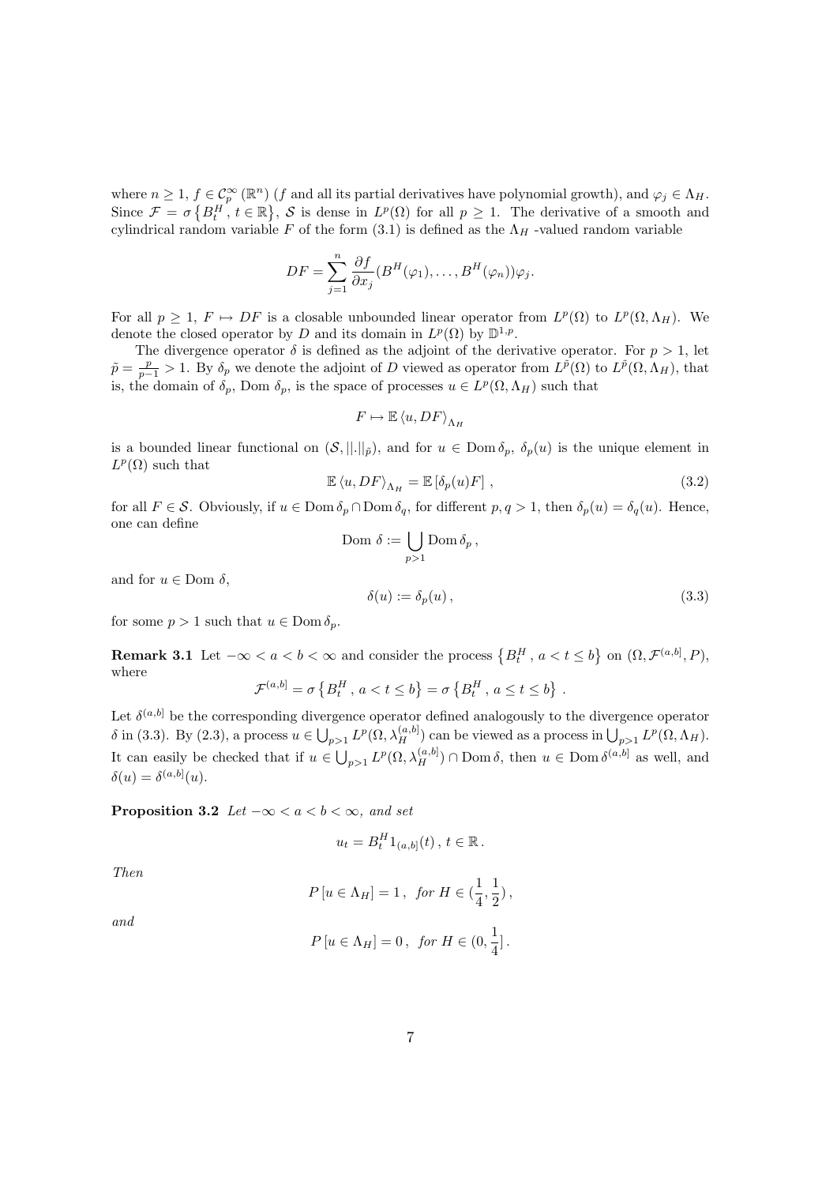where $n \geq 1$, $f \in \mathcal{C}_p^\infty(\mathbb{R}^n)$ ($f$ and all its partial derivatives have polynomial growth), and $\varphi_j \in \Lambda_H$. Since $\mathcal{F} = \sigma\{B_t^H, t \in \mathbb{R}\}$, $\mathcal{S}$ is dense in $L^p(\Omega)$ for all $p \geq 1$. The derivative of a smooth and cylindrical random variable $F$ of the form (3.1) is defined as the $\Lambda_H$ -valued random variable

$$DF = \sum_{j=1}^n \frac{\partial f}{\partial x_j}(B^H(\varphi_1), \ldots, B^H(\varphi_n))\varphi_j.$$

For all $p \geq 1$, $F \mapsto DF$ is a closable unbounded linear operator from $L^p(\Omega)$ to $L^p(\Omega, \Lambda_H)$. We denote the closed operator by $D$ and its domain in $L^p(\Omega)$ by $\mathbb{D}^{1,p}$.

The divergence operator $\delta$ is defined as the adjoint of the derivative operator. For $p > 1$, let $\tilde{p} = \frac{p}{p-1} > 1$. By $\delta_p$ we denote the adjoint of $D$ viewed as operator from $L^{\tilde{p}}(\Omega)$ to $L^{\tilde{p}}(\Omega, \Lambda_H)$, that is, the domain of $\delta_p$, Dom $\delta_p$, is the space of processes $u \in L^p(\Omega, \Lambda_H)$ such that

$$F \mapsto \mathbb{E}\langle u, DF\rangle_{\Lambda_H}$$

is a bounded linear functional on $(\mathcal{S}, ||.||_{\tilde{p}})$, and for $u \in \operatorname{Dom}\delta_p$, $\delta_p(u)$ is the unique element in $L^p(\Omega)$ such that

$$\mathbb{E}\langle u, DF\rangle_{\Lambda_H} = \mathbb{E}\left[\delta_p(u)F\right], \tag{3.2}$$

for all $F \in \mathcal{S}$. Obviously, if $u \in \operatorname{Dom}\delta_p \cap \operatorname{Dom}\delta_q$, for different $p, q > 1$, then $\delta_p(u) = \delta_q(u)$. Hence, one can define

$$\operatorname{Dom}\,\delta := \bigcup_{p>1} \operatorname{Dom}\delta_p\,,$$

and for $u \in \operatorname{Dom}\delta$,

$$\delta(u) := \delta_p(u)\,, \tag{3.3}$$

for some $p > 1$ such that $u \in \operatorname{Dom}\delta_p$.

**Remark 3.1** Let $-\infty < a < b < \infty$ and consider the process $\{B_t^H, a < t \leq b\}$ on $(\Omega, \mathcal{F}^{(a,b]}, P)$, where

$$\mathcal{F}^{(a,b]} = \sigma\left\{B_t^H, a < t \leq b\right\} = \sigma\left\{B_t^H, a \leq t \leq b\right\}.$$

Let $\delta^{(a,b]}$ be the corresponding divergence operator defined analogously to the divergence operator $\delta$ in (3.3). By (2.3), a process $u \in \bigcup_{p>1} L^p(\Omega, \lambda_H^{(a,b]})$ can be viewed as a process in $\bigcup_{p>1} L^p(\Omega, \Lambda_H)$. It can easily be checked that if $u \in \bigcup_{p>1} L^p(\Omega, \lambda_H^{(a,b]}) \cap \operatorname{Dom}\delta$, then $u \in \operatorname{Dom}\delta^{(a,b]}$ as well, and $\delta(u) = \delta^{(a,b]}(u)$.

**Proposition 3.2** *Let $-\infty < a < b < \infty$, and set*

$$u_t = B_t^H 1_{(a,b]}(t)\,,\; t \in \mathbb{R}\,.$$

*Then*

$$P\left[u \in \Lambda_H\right] = 1\,,\;\; for\; H \in (\frac{1}{4}, \frac{1}{2})\,,$$

*and*

$$P\left[u \in \Lambda_H\right] = 0\,,\;\; for\; H \in (0, \frac{1}{4}]\,.$$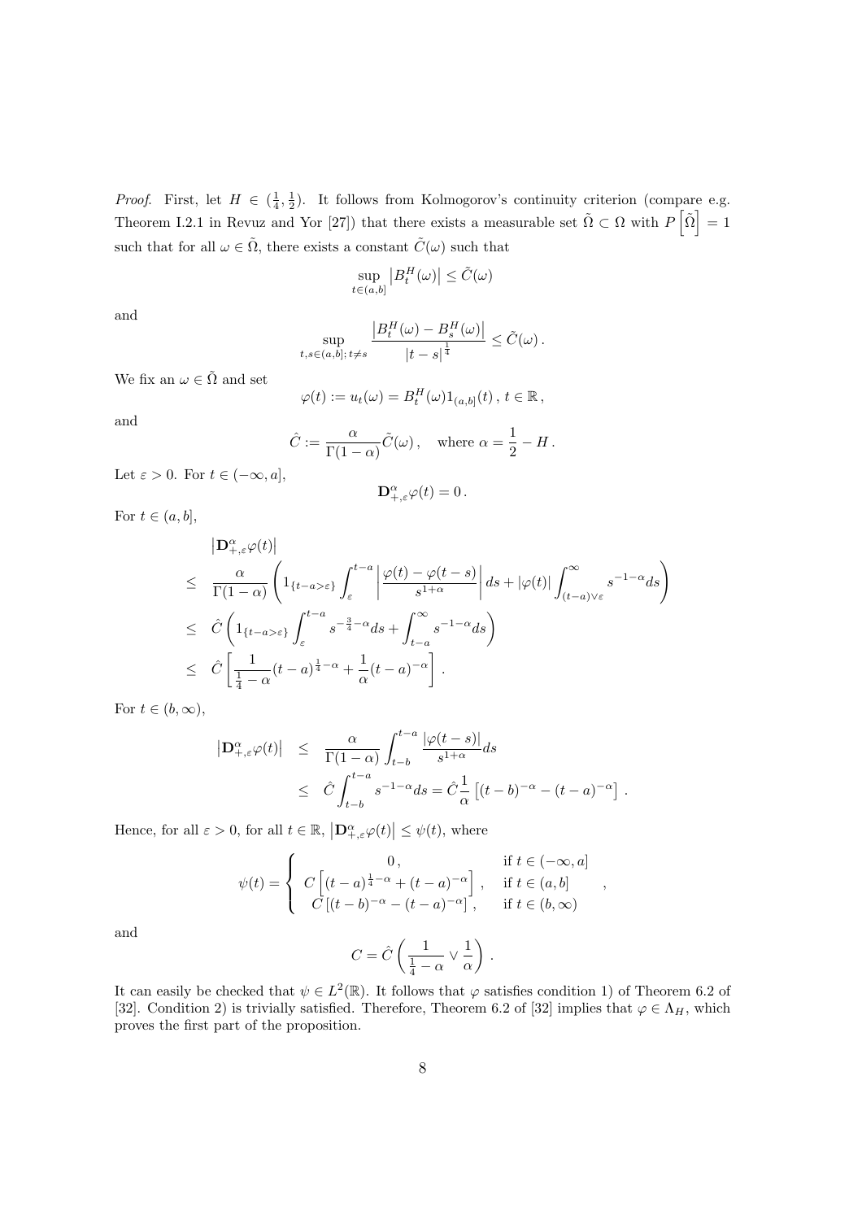*Proof.* First, let $H \in (\frac{1}{4}, \frac{1}{2})$. It follows from Kolmogorov's continuity criterion (compare e.g. Theorem I.2.1 in Revuz and Yor [27]) that there exists a measurable set $\tilde{\Omega} \subset \Omega$ with $P\left[\tilde{\Omega}\right] = 1$ such that for all $\omega \in \tilde{\Omega}$, there exists a constant $\tilde{C}(\omega)$ such that

$$\sup_{t \in (a,b]} \left| B_t^H(\omega) \right| \leq \tilde{C}(\omega)$$

and

$$\sup_{t,s \in (a,b];\, t \neq s} \frac{\left| B_t^H(\omega) - B_s^H(\omega) \right|}{|t-s|^{\frac{1}{4}}} \leq \tilde{C}(\omega)\,.$$

We fix an $\omega \in \tilde{\Omega}$ and set

$$\varphi(t) := u_t(\omega) = B_t^H(\omega) 1_{(a,b]}(t)\,,\; t \in \mathbb{R}\,,$$

and

$$\hat{C} := \frac{\alpha}{\Gamma(1-\alpha)} \tilde{C}(\omega)\,, \quad \text{where } \alpha = \frac{1}{2} - H\,.$$

Let $\varepsilon > 0$. For $t \in (-\infty, a]$,

$$\mathbf{D}_{+,\varepsilon}^{\alpha} \varphi(t) = 0\,.$$

For $t \in (a,b]$,

$$\begin{aligned}
& \left| \mathbf{D}_{+,\varepsilon}^{\alpha} \varphi(t) \right| \\
\leq\; & \frac{\alpha}{\Gamma(1-\alpha)} \left( 1_{\{t-a>\varepsilon\}} \int_{\varepsilon}^{t-a} \left| \frac{\varphi(t) - \varphi(t-s)}{s^{1+\alpha}} \right| ds + |\varphi(t)| \int_{(t-a)\vee\varepsilon}^{\infty} s^{-1-\alpha} ds \right) \\
\leq\; & \hat{C} \left( 1_{\{t-a>\varepsilon\}} \int_{\varepsilon}^{t-a} s^{-\frac{3}{4}-\alpha} ds + \int_{t-a}^{\infty} s^{-1-\alpha} ds \right) \\
\leq\; & \hat{C} \left[ \frac{1}{\frac{1}{4} - \alpha} (t-a)^{\frac{1}{4}-\alpha} + \frac{1}{\alpha} (t-a)^{-\alpha} \right].
\end{aligned}$$

For $t \in (b, \infty)$,

$$\begin{aligned}
\left| \mathbf{D}_{+,\varepsilon}^{\alpha} \varphi(t) \right| &\leq \frac{\alpha}{\Gamma(1-\alpha)} \int_{t-b}^{t-a} \frac{|\varphi(t-s)|}{s^{1+\alpha}} ds \\
&\leq \hat{C} \int_{t-b}^{t-a} s^{-1-\alpha} ds = \hat{C} \frac{1}{\alpha} \left[ (t-b)^{-\alpha} - (t-a)^{-\alpha} \right].
\end{aligned}$$

Hence, for all $\varepsilon > 0$, for all $t \in \mathbb{R}$, $\left| \mathbf{D}_{+,\varepsilon}^{\alpha} \varphi(t) \right| \leq \psi(t)$, where

$$\psi(t) = \begin{cases} 0\,, & \text{if } t \in (-\infty, a] \\ C\left[ (t-a)^{\frac{1}{4}-\alpha} + (t-a)^{-\alpha} \right], & \text{if } t \in (a,b] \\ C\left[ (t-b)^{-\alpha} - (t-a)^{-\alpha} \right], & \text{if } t \in (b,\infty) \end{cases},$$

and

$$C = \hat{C} \left( \frac{1}{\frac{1}{4} - \alpha} \vee \frac{1}{\alpha} \right).$$

It can easily be checked that $\psi \in L^2(\mathbb{R})$. It follows that $\varphi$ satisfies condition 1) of Theorem 6.2 of [32]. Condition 2) is trivially satisfied. Therefore, Theorem 6.2 of [32] implies that $\varphi \in \Lambda_H$, which proves the first part of the proposition.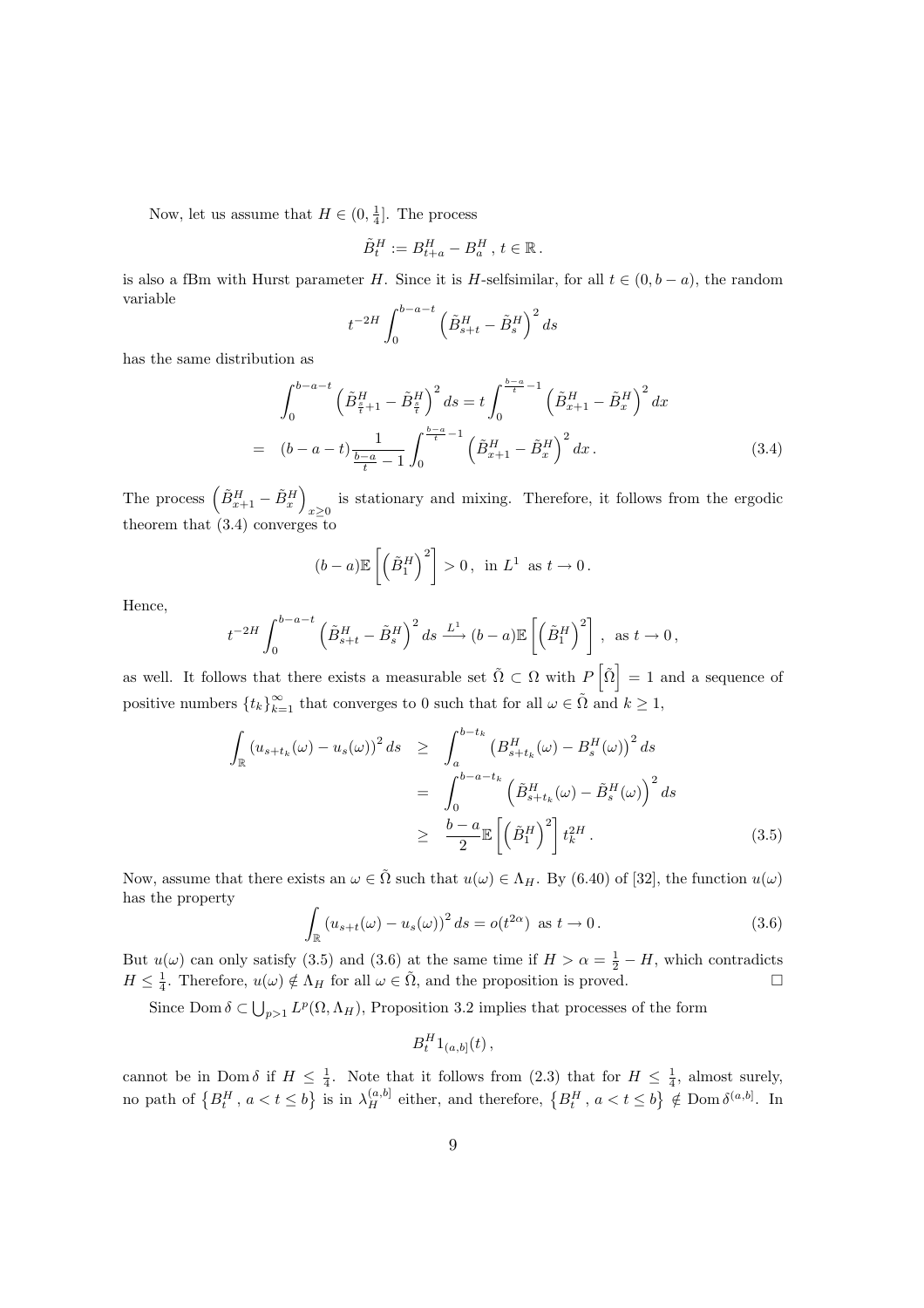Now, let us assume that $H \in (0, \frac{1}{4}]$. The process

$$\tilde{B}_t^H := B_{t+a}^H - B_a^H \, , \, t \in \mathbb{R} \, .$$

is also a fBm with Hurst parameter $H$. Since it is $H$-selfsimilar, for all $t \in (0, b-a)$, the random variable

$$t^{-2H} \int_0^{b-a-t} \left( \tilde{B}_{s+t}^H - \tilde{B}_s^H \right)^2 ds$$

has the same distribution as

$$\begin{aligned} \int_0^{b-a-t} \left( \tilde{B}_{\frac{s}{t}+1}^H - \tilde{B}_{\frac{s}{t}}^H \right)^2 ds &= t \int_0^{\frac{b-a}{t}-1} \left( \tilde{B}_{x+1}^H - \tilde{B}_x^H \right)^2 dx \\ = \quad (b-a-t) \frac{1}{\frac{b-a}{t}-1} \int_0^{\frac{b-a}{t}-1} \left( \tilde{B}_{x+1}^H - \tilde{B}_x^H \right)^2 dx \, . \end{aligned} \tag{3.4}$$

The process $\left( \tilde{B}_{x+1}^H - \tilde{B}_x^H \right)_{x \geq 0}$ is stationary and mixing. Therefore, it follows from the ergodic theorem that (3.4) converges to

$$(b-a) \mathbb{E}\left[ \left( \tilde{B}_1^H \right)^2 \right] > 0 \, , \ \text{ in } L^1 \ \text{ as } t \to 0 \, .$$

Hence,

$$t^{-2H} \int_0^{b-a-t} \left( \tilde{B}_{s+t}^H - \tilde{B}_s^H \right)^2 ds \xrightarrow{L^1} (b-a) \mathbb{E}\left[ \left( \tilde{B}_1^H \right)^2 \right] \, , \ \text{ as } t \to 0 \, ,$$

as well. It follows that there exists a measurable set $\tilde{\Omega} \subset \Omega$ with $P\left[ \tilde{\Omega} \right] = 1$ and a sequence of positive numbers $\{t_k\}_{k=1}^\infty$ that converges to 0 such that for all $\omega \in \tilde{\Omega}$ and $k \geq 1$,

$$\begin{aligned} \int_{\mathbb{R}} \left( u_{s+t_k}(\omega) - u_s(\omega) \right)^2 ds &\geq \int_a^{b-t_k} \left( B_{s+t_k}^H(\omega) - B_s^H(\omega) \right)^2 ds \\ &= \int_0^{b-a-t_k} \left( \tilde{B}_{s+t_k}^H(\omega) - \tilde{B}_s^H(\omega) \right)^2 ds \\ &\geq \frac{b-a}{2} \mathbb{E}\left[ \left( \tilde{B}_1^H \right)^2 \right] t_k^{2H} \, . \end{aligned} \tag{3.5}$$

Now, assume that there exists an $\omega \in \tilde{\Omega}$ such that $u(\omega) \in \Lambda_H$. By (6.40) of [32], the function $u(\omega)$ has the property

$$\int_{\mathbb{R}} \left( u_{s+t}(\omega) - u_s(\omega) \right)^2 ds = o(t^{2\alpha}) \ \text{ as } t \to 0 \, . \tag{3.6}$$

But $u(\omega)$ can only satisfy (3.5) and (3.6) at the same time if $H > \alpha = \frac{1}{2} - H$, which contradicts $H \leq \frac{1}{4}$. Therefore, $u(\omega) \notin \Lambda_H$ for all $\omega \in \tilde{\Omega}$, and the proposition is proved. $\square$

Since $\operatorname{Dom} \delta \subset \bigcup_{p>1} L^p(\Omega, \Lambda_H)$, Proposition 3.2 implies that processes of the form

$$B_t^H 1_{(a,b]}(t) \, ,$$

cannot be in $\operatorname{Dom} \delta$ if $H \leq \frac{1}{4}$. Note that it follows from (2.3) that for $H \leq \frac{1}{4}$, almost surely, no path of $\left\{ B_t^H \, , \, a < t \leq b \right\}$ is in $\lambda_H^{(a,b]}$ either, and therefore, $\left\{ B_t^H \, , \, a < t \leq b \right\} \notin \operatorname{Dom} \delta^{(a,b]}$. In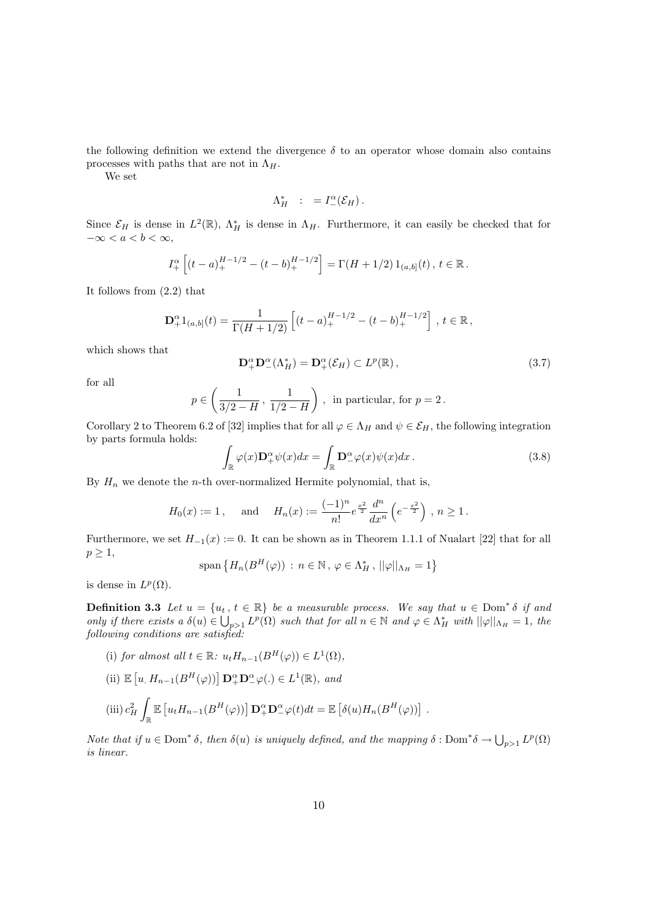the following definition we extend the divergence $\delta$ to an operator whose domain also contains processes with paths that are not in $\Lambda_H$.

We set

$$\Lambda_H^* \quad : \quad = I_-^\alpha(\mathcal{E}_H)\,.$$

Since $\mathcal{E}_H$ is dense in $L^2(\mathbb{R})$, $\Lambda_H^*$ is dense in $\Lambda_H$. Furthermore, it can easily be checked that for $-\infty < a < b < \infty$,

$$I_+^\alpha\left[(t-a)_+^{H-1/2} - (t-b)_+^{H-1/2}\right] = \Gamma(H+1/2)\, 1_{(a,b]}(t)\,,\; t \in \mathbb{R}\,.$$

It follows from (2.2) that

$$\mathbf{D}_+^\alpha 1_{(a,b]}(t) = \frac{1}{\Gamma(H+1/2)}\left[(t-a)_+^{H-1/2} - (t-b)_+^{H-1/2}\right]\,,\; t \in \mathbb{R}\,,$$

which shows that

$$\mathbf{D}_+^\alpha \mathbf{D}_-^\alpha(\Lambda_H^*) = \mathbf{D}_+^\alpha(\mathcal{E}_H) \subset L^p(\mathbb{R})\,, \tag{3.7}$$

for all

$$p \in \left(\frac{1}{3/2-H}\,,\,\frac{1}{1/2-H}\right)\,,\;\text{ in particular, for } p=2\,.$$

Corollary 2 to Theorem 6.2 of [32] implies that for all $\varphi \in \Lambda_H$ and $\psi \in \mathcal{E}_H$, the following integration by parts formula holds:

$$\int_{\mathbb{R}} \varphi(x)\mathbf{D}_+^\alpha \psi(x)dx = \int_{\mathbb{R}} \mathbf{D}_-^\alpha \varphi(x)\psi(x)dx\,. \tag{3.8}$$

By $H_n$ we denote the $n$-th over-normalized Hermite polynomial, that is,

$$H_0(x) := 1\,, \quad \text{ and } \quad H_n(x) := \frac{(-1)^n}{n!} e^{\frac{x^2}{2}} \frac{d^n}{dx^n}\left(e^{-\frac{x^2}{2}}\right)\,,\; n \geq 1\,.$$

Furthermore, we set $H_{-1}(x) := 0$. It can be shown as in Theorem 1.1.1 of Nualart [22] that for all $p \geq 1$,

$$\operatorname{span}\left\{H_n(B^H(\varphi))\,:\, n \in \mathbb{N}\,,\, \varphi \in \Lambda_H^*\,,\, ||\varphi||_{\Lambda_H} = 1\right\}$$

is dense in $L^p(\Omega)$.

**Definition 3.3** *Let $u = \{u_t\,,\, t \in \mathbb{R}\}$ be a measurable process. We say that $u \in \operatorname{Dom}^*\delta$ if and only if there exists a $\delta(u) \in \bigcup_{p>1} L^p(\Omega)$ such that for all $n \in \mathbb{N}$ and $\varphi \in \Lambda_H^*$ with $||\varphi||_{\Lambda_H} = 1$, the following conditions are satisfied:*

(i) *for almost all $t \in \mathbb{R}$: $u_t H_{n-1}(B^H(\varphi)) \in L^1(\Omega)$,*

(ii) *$\mathbb{E}\left[u_.\, H_{n-1}(B^H(\varphi))\right] \mathbf{D}_+^\alpha \mathbf{D}_-^\alpha \varphi(.) \in L^1(\mathbb{R})$, and*

(iii) $c_H^2 \displaystyle\int_{\mathbb{R}} \mathbb{E}\left[u_t H_{n-1}(B^H(\varphi))\right] \mathbf{D}_+^\alpha \mathbf{D}_-^\alpha \varphi(t)dt = \mathbb{E}\left[\delta(u) H_n(B^H(\varphi))\right]\,.$

*Note that if $u \in \operatorname{Dom}^*\delta$, then $\delta(u)$ is uniquely defined, and the mapping $\delta : \operatorname{Dom}^*\delta \to \bigcup_{p>1} L^p(\Omega)$ is linear.*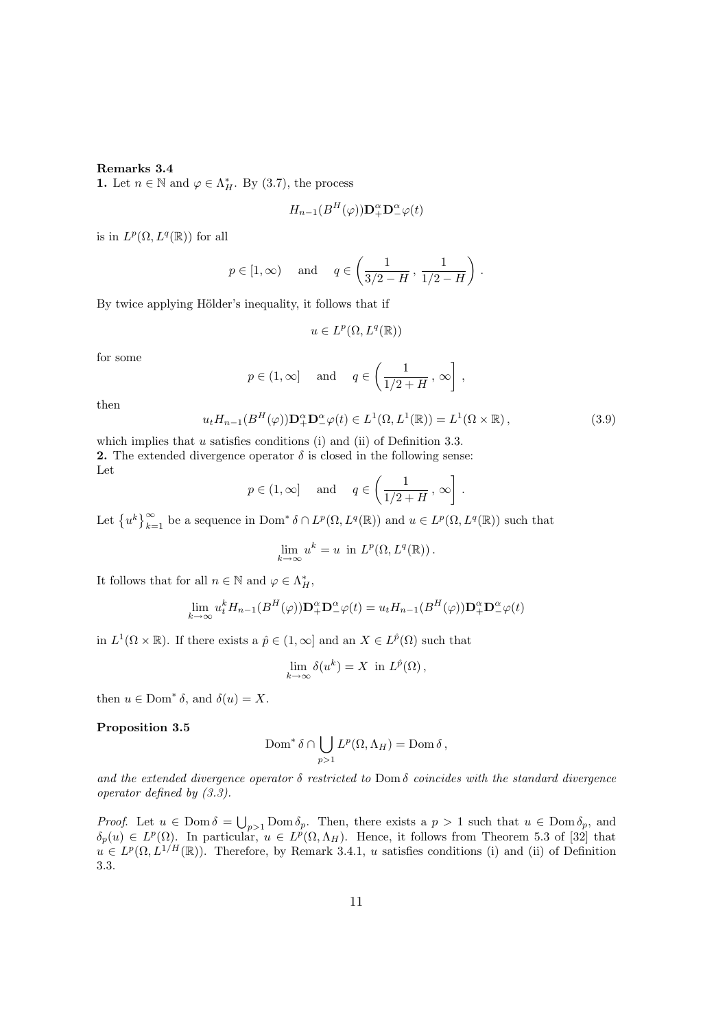**Remarks 3.4**

**1.** Let $n \in \mathbb{N}$ and $\varphi \in \Lambda_H^*$. By (3.7), the process

$$H_{n-1}(B^H(\varphi))\mathbf{D}_+^\alpha \mathbf{D}_-^\alpha \varphi(t)$$

is in $L^p(\Omega, L^q(\mathbb{R}))$ for all

$$p \in [1, \infty) \quad \text{and} \quad q \in \left( \frac{1}{3/2 - H}\,,\, \frac{1}{1/2 - H} \right).$$

By twice applying Hölder's inequality, it follows that if

$$u \in L^p(\Omega, L^q(\mathbb{R}))$$

for some

$$p \in (1, \infty] \quad \text{and} \quad q \in \left( \frac{1}{1/2 + H}\,,\, \infty \right],$$

then

$$u_t H_{n-1}(B^H(\varphi))\mathbf{D}_+^\alpha \mathbf{D}_-^\alpha \varphi(t) \in L^1(\Omega, L^1(\mathbb{R})) = L^1(\Omega \times \mathbb{R})\,, \tag{3.9}$$

which implies that $u$ satisfies conditions (i) and (ii) of Definition 3.3.

**2.** The extended divergence operator $\delta$ is closed in the following sense:
Let

$$p \in (1, \infty] \quad \text{and} \quad q \in \left( \frac{1}{1/2 + H}\,,\, \infty \right].$$

Let $\{u^k\}_{k=1}^\infty$ be a sequence in $\operatorname{Dom}^* \delta \cap L^p(\Omega, L^q(\mathbb{R}))$ and $u \in L^p(\Omega, L^q(\mathbb{R}))$ such that

$$\lim_{k \to \infty} u^k = u \;\text{ in } L^p(\Omega, L^q(\mathbb{R}))\,.$$

It follows that for all $n \in \mathbb{N}$ and $\varphi \in \Lambda_H^*$,

$$\lim_{k \to \infty} u_t^k H_{n-1}(B^H(\varphi))\mathbf{D}_+^\alpha \mathbf{D}_-^\alpha \varphi(t) = u_t H_{n-1}(B^H(\varphi))\mathbf{D}_+^\alpha \mathbf{D}_-^\alpha \varphi(t)$$

in $L^1(\Omega \times \mathbb{R})$. If there exists a $\hat{p} \in (1, \infty]$ and an $X \in L^{\hat{p}}(\Omega)$ such that

$$\lim_{k \to \infty} \delta(u^k) = X \;\text{ in } L^{\hat{p}}(\Omega)\,,$$

then $u \in \operatorname{Dom}^* \delta$, and $\delta(u) = X$.

**Proposition 3.5**

$$\operatorname{Dom}^* \delta \cap \bigcup_{p>1} L^p(\Omega, \Lambda_H) = \operatorname{Dom} \delta\,,$$

*and the extended divergence operator $\delta$ restricted to $\operatorname{Dom}\delta$ coincides with the standard divergence operator defined by (3.3).*

*Proof.* Let $u \in \operatorname{Dom}\delta = \bigcup_{p>1} \operatorname{Dom}\delta_p$. Then, there exists a $p > 1$ such that $u \in \operatorname{Dom}\delta_p$, and $\delta_p(u) \in L^p(\Omega)$. In particular, $u \in L^p(\Omega, \Lambda_H)$. Hence, it follows from Theorem 5.3 of [32] that $u \in L^p(\Omega, L^{1/H}(\mathbb{R}))$. Therefore, by Remark 3.4.1, $u$ satisfies conditions (i) and (ii) of Definition 3.3.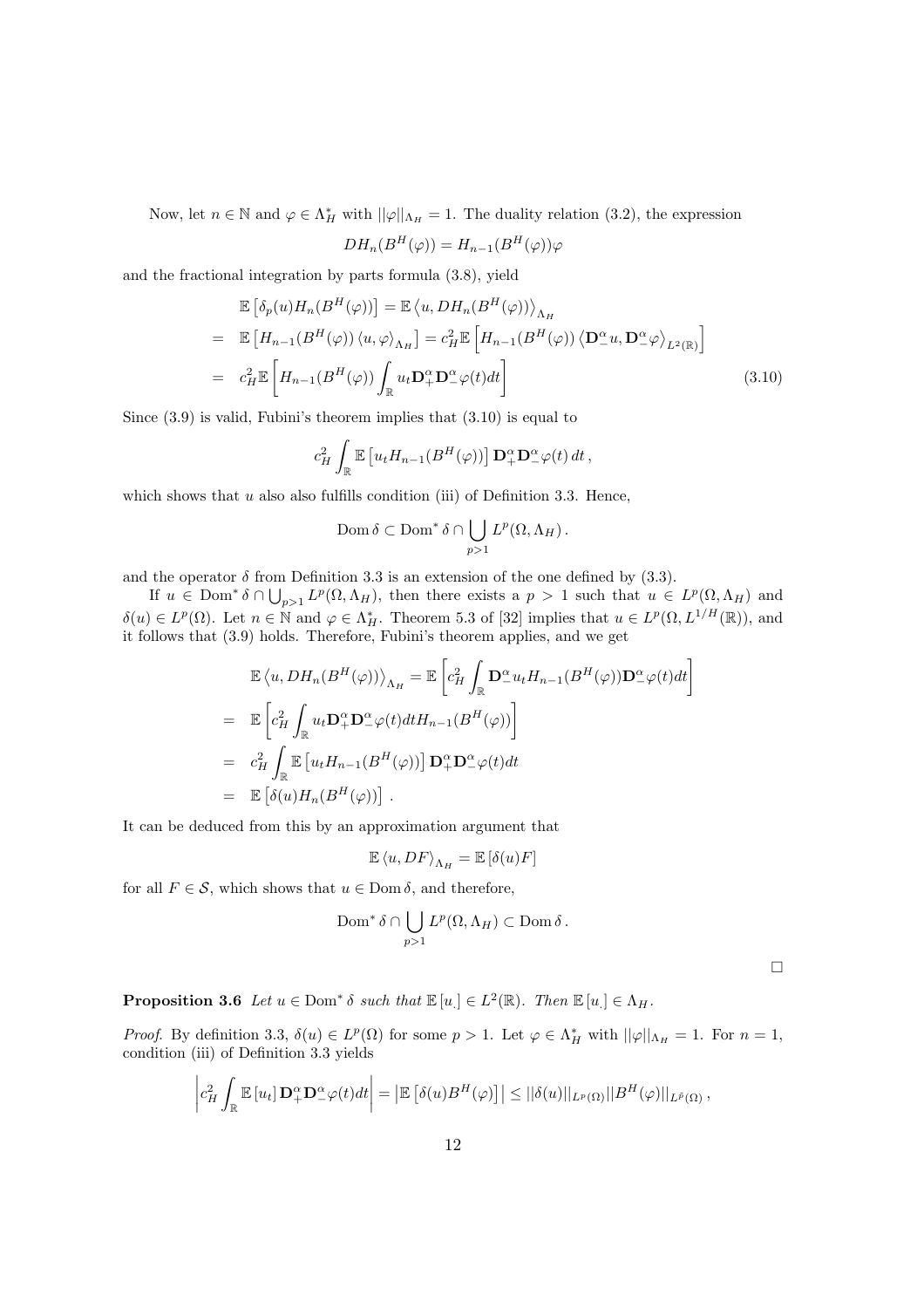Now, let $n \in \mathbb{N}$ and $\varphi \in \Lambda_H^*$ with $||\varphi||_{\Lambda_H} = 1$. The duality relation (3.2), the expression

$$DH_n(B^H(\varphi)) = H_{n-1}(B^H(\varphi))\varphi$$

and the fractional integration by parts formula (3.8), yield

$$\begin{aligned}
& \mathbb{E}\left[\delta_p(u) H_n(B^H(\varphi))\right] = \mathbb{E}\left\langle u, DH_n(B^H(\varphi))\right\rangle_{\Lambda_H} \\
= \;& \mathbb{E}\left[H_{n-1}(B^H(\varphi))\left\langle u, \varphi\right\rangle_{\Lambda_H}\right] = c_H^2 \mathbb{E}\left[H_{n-1}(B^H(\varphi))\left\langle \mathbf{D}_-^\alpha u, \mathbf{D}_-^\alpha \varphi\right\rangle_{L^2(\mathbb{R})}\right] \\
= \;& c_H^2 \mathbb{E}\left[H_{n-1}(B^H(\varphi)) \int_{\mathbb{R}} u_t \mathbf{D}_+^\alpha \mathbf{D}_-^\alpha \varphi(t) dt\right] \qquad (3.10)
\end{aligned}$$

Since (3.9) is valid, Fubini's theorem implies that (3.10) is equal to

$$c_H^2 \int_{\mathbb{R}} \mathbb{E}\left[u_t H_{n-1}(B^H(\varphi))\right] \mathbf{D}_+^\alpha \mathbf{D}_-^\alpha \varphi(t)\, dt\,,$$

which shows that $u$ also also fulfills condition (iii) of Definition 3.3. Hence,

$$\operatorname{Dom} \delta \subset \operatorname{Dom}^* \delta \cap \bigcup_{p>1} L^p(\Omega, \Lambda_H)\,.$$

and the operator $\delta$ from Definition 3.3 is an extension of the one defined by (3.3).

If $u \in \operatorname{Dom}^* \delta \cap \bigcup_{p>1} L^p(\Omega, \Lambda_H)$, then there exists a $p > 1$ such that $u \in L^p(\Omega, \Lambda_H)$ and $\delta(u) \in L^p(\Omega)$. Let $n \in \mathbb{N}$ and $\varphi \in \Lambda_H^*$. Theorem 5.3 of [32] implies that $u \in L^p(\Omega, L^{1/H}(\mathbb{R}))$, and it follows that (3.9) holds. Therefore, Fubini's theorem applies, and we get

$$\begin{aligned}
& \mathbb{E}\left\langle u, DH_n(B^H(\varphi))\right\rangle_{\Lambda_H} = \mathbb{E}\left[c_H^2 \int_{\mathbb{R}} \mathbf{D}_-^\alpha u_t H_{n-1}(B^H(\varphi)) \mathbf{D}_-^\alpha \varphi(t) dt\right] \\
= \;& \mathbb{E}\left[c_H^2 \int_{\mathbb{R}} u_t \mathbf{D}_+^\alpha \mathbf{D}_-^\alpha \varphi(t) dt H_{n-1}(B^H(\varphi))\right] \\
= \;& c_H^2 \int_{\mathbb{R}} \mathbb{E}\left[u_t H_{n-1}(B^H(\varphi))\right] \mathbf{D}_+^\alpha \mathbf{D}_-^\alpha \varphi(t) dt \\
= \;& \mathbb{E}\left[\delta(u) H_n(B^H(\varphi))\right]\,.
\end{aligned}$$

It can be deduced from this by an approximation argument that

$$\mathbb{E}\left\langle u, DF\right\rangle_{\Lambda_H} = \mathbb{E}\left[\delta(u) F\right]$$

for all $F \in \mathcal{S}$, which shows that $u \in \operatorname{Dom} \delta$, and therefore,

$$\operatorname{Dom}^* \delta \cap \bigcup_{p>1} L^p(\Omega, \Lambda_H) \subset \operatorname{Dom} \delta\,.$$

$\square$

**Proposition 3.6** *Let $u \in \operatorname{Dom}^* \delta$ such that $\mathbb{E}\left[u_.\right] \in L^2(\mathbb{R})$. Then $\mathbb{E}\left[u_.\right] \in \Lambda_H$.*

*Proof.* By definition 3.3, $\delta(u) \in L^p(\Omega)$ for some $p > 1$. Let $\varphi \in \Lambda_H^*$ with $||\varphi||_{\Lambda_H} = 1$. For $n = 1$, condition (iii) of Definition 3.3 yields

$$\left| c_H^2 \int_{\mathbb{R}} \mathbb{E}\left[u_t\right] \mathbf{D}_+^\alpha \mathbf{D}_-^\alpha \varphi(t) dt \right| = \left|\mathbb{E}\left[\delta(u) B^H(\varphi)\right]\right| \leq ||\delta(u)||_{L^p(\Omega)} ||B^H(\varphi)||_{L^{\bar{p}}(\Omega)}\,,$$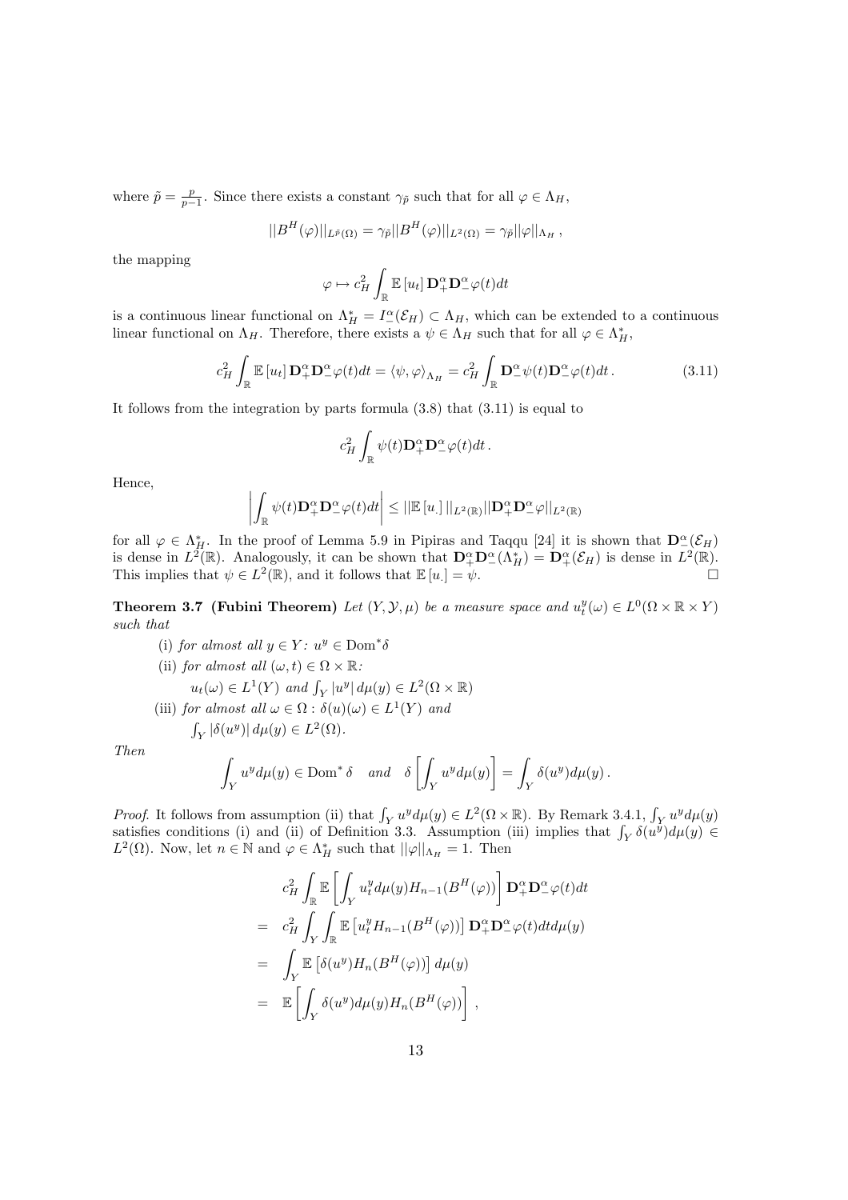where $\tilde{p} = \frac{p}{p-1}$. Since there exists a constant $\gamma_{\tilde{p}}$ such that for all $\varphi \in \Lambda_H$,

$$||B^H(\varphi)||_{L^{\tilde{p}}(\Omega)} = \gamma_{\tilde{p}} ||B^H(\varphi)||_{L^2(\Omega)} = \gamma_{\tilde{p}} ||\varphi||_{\Lambda_H} ,$$

the mapping

$$\varphi \mapsto c_H^2 \int_{\mathbb{R}} \mathbb{E}\left[u_t\right] \mathbf{D}_+^\alpha \mathbf{D}_-^\alpha \varphi(t) dt$$

is a continuous linear functional on $\Lambda_H^* = I_-^\alpha(\mathcal{E}_H) \subset \Lambda_H$, which can be extended to a continuous linear functional on $\Lambda_H$. Therefore, there exists a $\psi \in \Lambda_H$ such that for all $\varphi \in \Lambda_H^*$,

$$c_H^2 \int_{\mathbb{R}} \mathbb{E}\left[u_t\right] \mathbf{D}_+^\alpha \mathbf{D}_-^\alpha \varphi(t) dt = \langle \psi, \varphi \rangle_{\Lambda_H} = c_H^2 \int_{\mathbb{R}} \mathbf{D}_-^\alpha \psi(t) \mathbf{D}_-^\alpha \varphi(t) dt \,. \tag{3.11}$$

It follows from the integration by parts formula (3.8) that (3.11) is equal to

$$c_H^2 \int_{\mathbb{R}} \psi(t) \mathbf{D}_+^\alpha \mathbf{D}_-^\alpha \varphi(t) dt \,.$$

Hence,

$$\left| \int_{\mathbb{R}} \psi(t) \mathbf{D}_+^\alpha \mathbf{D}_-^\alpha \varphi(t) dt \right| \leq ||\mathbb{E}\left[u_.\right]||_{L^2(\mathbb{R})} ||\mathbf{D}_+^\alpha \mathbf{D}_-^\alpha \varphi||_{L^2(\mathbb{R})}$$

for all $\varphi \in \Lambda_H^*$. In the proof of Lemma 5.9 in Pipiras and Taqqu [24] it is shown that $\mathbf{D}_-^\alpha(\mathcal{E}_H)$ is dense in $L^2(\mathbb{R})$. Analogously, it can be shown that $\mathbf{D}_+^\alpha \mathbf{D}_-^\alpha(\Lambda_H^*) = \mathbf{D}_+^\alpha(\mathcal{E}_H)$ is dense in $L^2(\mathbb{R})$. This implies that $\psi \in L^2(\mathbb{R})$, and it follows that $\mathbb{E}\left[u_.\right] = \psi$. $\square$

**Theorem 3.7 (Fubini Theorem)** *Let $(Y, \mathcal{Y}, \mu)$ be a measure space and $u_t^y(\omega) \in L^0(\Omega \times \mathbb{R} \times Y)$ such that*

(i) *for almost all $y \in Y$: $u^y \in \mathrm{Dom}^* \delta$*

(ii) *for almost all $(\omega, t) \in \Omega \times \mathbb{R}$:*
*$u_t(\omega) \in L^1(Y)$ and $\int_Y |u^y| \, d\mu(y) \in L^2(\Omega \times \mathbb{R})$*

(iii) *for almost all $\omega \in \Omega$ : $\delta(u)(\omega) \in L^1(Y)$ and*
*$\int_Y |\delta(u^y)| \, d\mu(y) \in L^2(\Omega)$.*

*Then*

$$\int_Y u^y d\mu(y) \in \mathrm{Dom}^* \delta \quad \text{and} \quad \delta\left[\int_Y u^y d\mu(y)\right] = \int_Y \delta(u^y) d\mu(y) \,.$$

*Proof.* It follows from assumption (ii) that $\int_Y u^y d\mu(y) \in L^2(\Omega \times \mathbb{R})$. By Remark 3.4.1, $\int_Y u^y d\mu(y)$ satisfies conditions (i) and (ii) of Definition 3.3. Assumption (iii) implies that $\int_Y \delta(u^y) d\mu(y) \in L^2(\Omega)$. Now, let $n \in \mathbb{N}$ and $\varphi \in \Lambda_H^*$ such that $||\varphi||_{\Lambda_H} = 1$. Then

$$\begin{aligned}
& c_H^2 \int_{\mathbb{R}} \mathbb{E}\left[\int_Y u_t^y d\mu(y) H_{n-1}(B^H(\varphi))\right] \mathbf{D}_+^\alpha \mathbf{D}_-^\alpha \varphi(t) dt \\
= \;& c_H^2 \int_Y \int_{\mathbb{R}} \mathbb{E}\left[u_t^y H_{n-1}(B^H(\varphi))\right] \mathbf{D}_+^\alpha \mathbf{D}_-^\alpha \varphi(t) dt d\mu(y) \\
= \;& \int_Y \mathbb{E}\left[\delta(u^y) H_n(B^H(\varphi))\right] d\mu(y) \\
= \;& \mathbb{E}\left[\int_Y \delta(u^y) d\mu(y) H_n(B^H(\varphi))\right] ,
\end{aligned}$$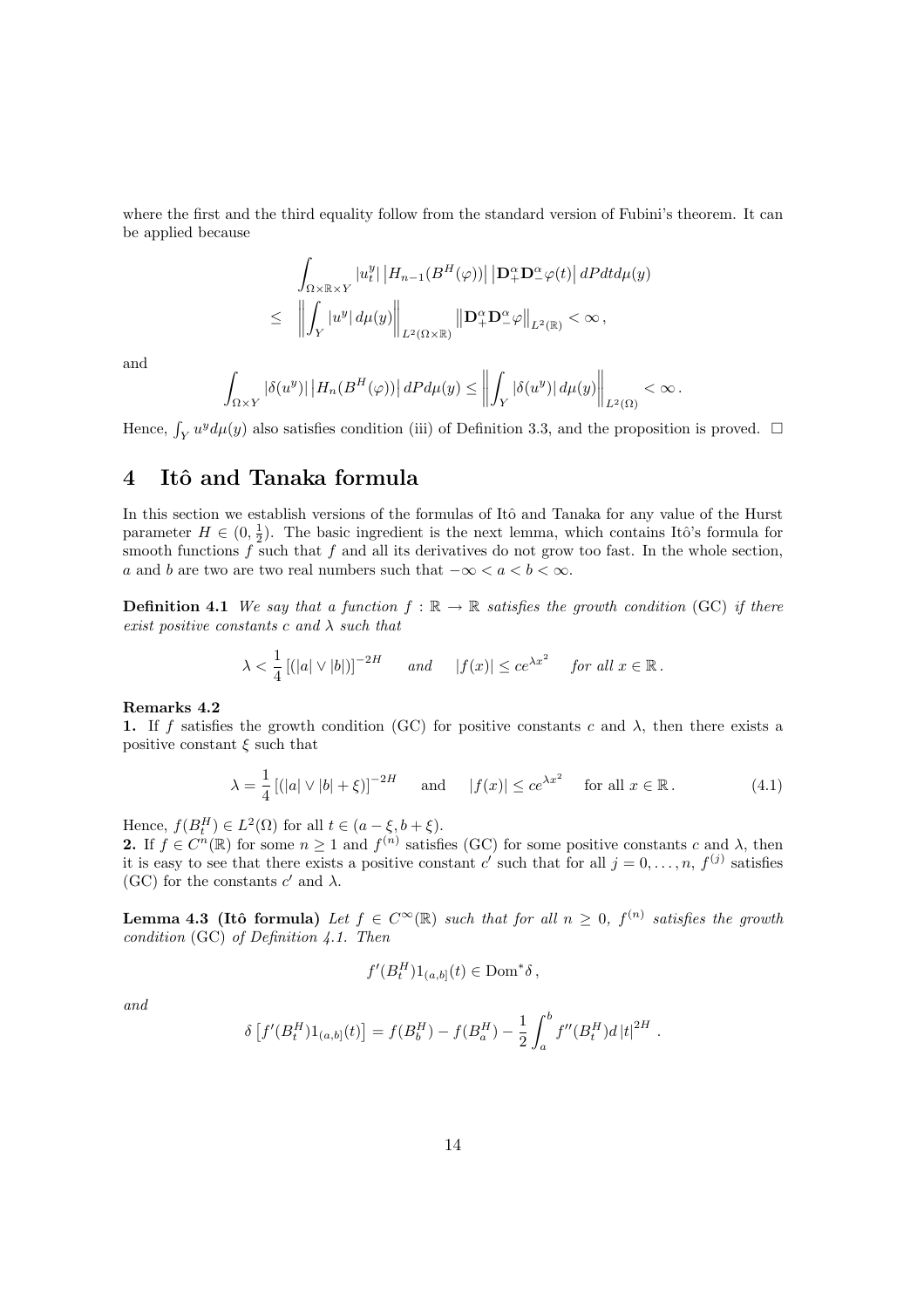where the first and the third equality follow from the standard version of Fubini's theorem. It can be applied because

$$
\begin{aligned}
& \int_{\Omega \times \mathbb{R} \times Y} |u_t^y| \left| H_{n-1}(B^H(\varphi)) \right| \left| \mathbf{D}_+^\alpha \mathbf{D}_-^\alpha \varphi(t) \right| dP dt d\mu(y) \\
\leq \; & \left\| \int_Y |u^y| \, d\mu(y) \right\|_{L^2(\Omega \times \mathbb{R})} \left\| \mathbf{D}_+^\alpha \mathbf{D}_-^\alpha \varphi \right\|_{L^2(\mathbb{R})} < \infty \,,
\end{aligned}
$$

and

$$
\int_{\Omega \times Y} |\delta(u^y)| \left| H_n(B^H(\varphi)) \right| dP d\mu(y) \leq \left\| \int_Y |\delta(u^y)| \, d\mu(y) \right\|_{L^2(\Omega)} < \infty \,.
$$

Hence, $\int_Y u^y d\mu(y)$ also satisfies condition (iii) of Definition 3.3, and the proposition is proved. □

# 4 Itô and Tanaka formula

In this section we establish versions of the formulas of Itô and Tanaka for any value of the Hurst parameter $H \in (0, \frac{1}{2})$. The basic ingredient is the next lemma, which contains Itô's formula for smooth functions $f$ such that $f$ and all its derivatives do not grow too fast. In the whole section, $a$ and $b$ are two are two real numbers such that $-\infty < a < b < \infty$.

**Definition 4.1** *We say that a function $f : \mathbb{R} \to \mathbb{R}$ satisfies the growth condition* (GC) *if there exist positive constants $c$ and $\lambda$ such that*

$$
\lambda < \frac{1}{4} \left[ (|a| \vee |b|) \right]^{-2H} \quad \text{and} \quad |f(x)| \leq c e^{\lambda x^2} \quad \text{for all } x \in \mathbb{R} \,.
$$

**Remarks 4.2**
**1.** If $f$ satisfies the growth condition (GC) for positive constants $c$ and $\lambda$, then there exists a positive constant $\xi$ such that

$$
\lambda = \frac{1}{4} \left[ (|a| \vee |b| + \xi) \right]^{-2H} \quad \text{and} \quad |f(x)| \leq c e^{\lambda x^2} \quad \text{for all } x \in \mathbb{R} \,. \tag{4.1}
$$

Hence, $f(B_t^H) \in L^2(\Omega)$ for all $t \in (a - \xi, b + \xi)$.
**2.** If $f \in C^n(\mathbb{R})$ for some $n \geq 1$ and $f^{(n)}$ satisfies (GC) for some positive constants $c$ and $\lambda$, then it is easy to see that there exists a positive constant $c'$ such that for all $j = 0, \ldots, n$, $f^{(j)}$ satisfies (GC) for the constants $c'$ and $\lambda$.

**Lemma 4.3 (Itô formula)** *Let $f \in C^\infty(\mathbb{R})$ such that for all $n \geq 0$, $f^{(n)}$ satisfies the growth condition* (GC) *of Definition 4.1. Then*

$$
f'(B_t^H) 1_{(a,b]}(t) \in \mathrm{Dom}^* \delta \,,
$$

*and*

$$
\delta \left[ f'(B_t^H) 1_{(a,b]}(t) \right] = f(B_b^H) - f(B_a^H) - \frac{1}{2} \int_a^b f''(B_t^H) d \left| t \right|^{2H} \,.
$$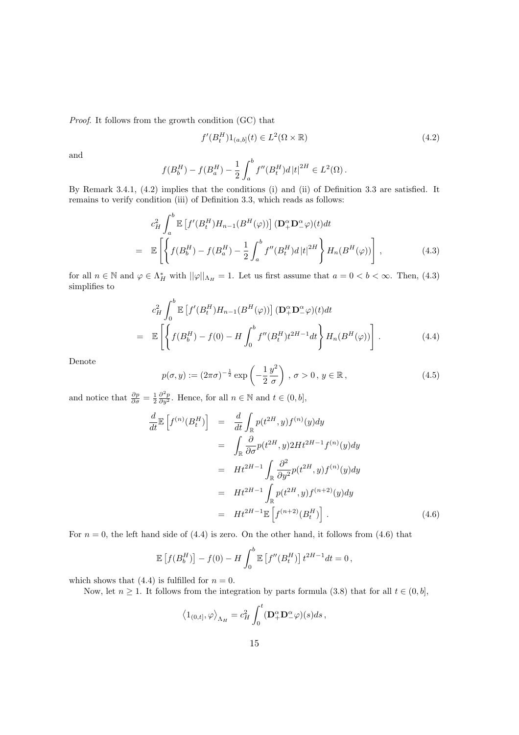*Proof.* It follows from the growth condition (GC) that

$$f'(B_t^H)1_{(a,b]}(t) \in L^2(\Omega \times \mathbb{R}) \tag{4.2}$$

and

$$f(B_b^H) - f(B_a^H) - \frac{1}{2}\int_a^b f''(B_t^H) d\,|t|^{2H} \in L^2(\Omega)\,.$$

By Remark 3.4.1, (4.2) implies that the conditions (i) and (ii) of Definition 3.3 are satisfied. It remains to verify condition (iii) of Definition 3.3, which reads as follows:

$$\begin{aligned} & c_H^2 \int_a^b \mathbb{E}\left[f'(B_t^H) H_{n-1}(B^H(\varphi))\right] (\mathbf{D}_+^\alpha \mathbf{D}_-^\alpha \varphi)(t) dt \\ = \;& \mathbb{E}\left[\left\{ f(B_b^H) - f(B_a^H) - \frac{1}{2}\int_a^b f''(B_t^H) d\,|t|^{2H} \right\} H_n(B^H(\varphi))\right], \end{aligned} \tag{4.3}$$

for all $n \in \mathbb{N}$ and $\varphi \in \Lambda_H^*$ with $||\varphi||_{\Lambda_H} = 1$. Let us first assume that $a = 0 < b < \infty$. Then, (4.3) simplifies to

$$\begin{aligned} & c_H^2 \int_0^b \mathbb{E}\left[f'(B_t^H) H_{n-1}(B^H(\varphi))\right] (\mathbf{D}_+^\alpha \mathbf{D}_-^\alpha \varphi)(t) dt \\ = \;& \mathbb{E}\left[\left\{ f(B_b^H) - f(0) - H\int_0^b f''(B_t^H) t^{2H-1} dt \right\} H_n(B^H(\varphi))\right]. \end{aligned} \tag{4.4}$$

Denote

$$p(\sigma, y) := (2\pi\sigma)^{-\frac{1}{2}} \exp\left(-\frac{1}{2}\frac{y^2}{\sigma}\right)\,,\ \sigma > 0\,,\ y \in \mathbb{R}\,, \tag{4.5}$$

and notice that $\frac{\partial p}{\partial \sigma} = \frac{1}{2}\frac{\partial^2 p}{\partial y^2}$. Hence, for all $n \in \mathbb{N}$ and $t \in (0, b]$,

$$\begin{aligned} \frac{d}{dt}\mathbb{E}\left[f^{(n)}(B_t^H)\right] &= \frac{d}{dt}\int_{\mathbb{R}} p(t^{2H}, y) f^{(n)}(y) dy \\ &= \int_{\mathbb{R}} \frac{\partial}{\partial \sigma} p(t^{2H}, y) 2H t^{2H-1} f^{(n)}(y) dy \\ &= H t^{2H-1} \int_{\mathbb{R}} \frac{\partial^2}{\partial y^2} p(t^{2H}, y) f^{(n)}(y) dy \\ &= H t^{2H-1} \int_{\mathbb{R}} p(t^{2H}, y) f^{(n+2)}(y) dy \\ &= H t^{2H-1} \mathbb{E}\left[f^{(n+2)}(B_t^H)\right]. \end{aligned} \tag{4.6}$$

For $n = 0$, the left hand side of (4.4) is zero. On the other hand, it follows from (4.6) that

$$\mathbb{E}\left[f(B_b^H)\right] - f(0) - H\int_0^b \mathbb{E}\left[f''(B_t^H)\right] t^{2H-1} dt = 0\,,$$

which shows that (4.4) is fulfilled for $n = 0$.

Now, let $n \geq 1$. It follows from the integration by parts formula (3.8) that for all $t \in (0, b]$,

$$\left\langle 1_{(0,t]}, \varphi \right\rangle_{\Lambda_H} = c_H^2 \int_0^t (\mathbf{D}_+^\alpha \mathbf{D}_-^\alpha \varphi)(s) ds\,,$$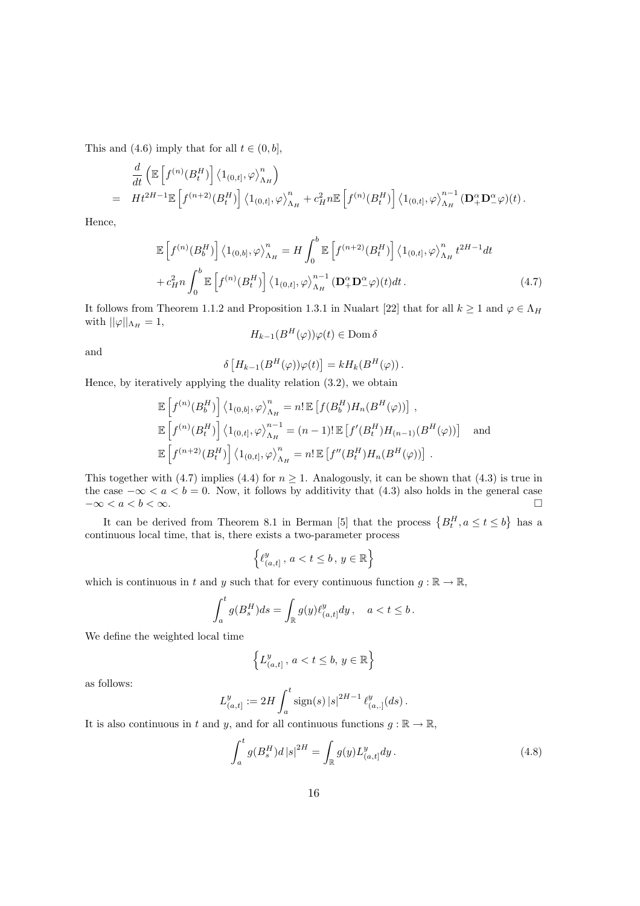This and (4.6) imply that for all $t \in (0, b]$,

$$
\begin{aligned}
& \frac{d}{dt}\left(\mathbb{E}\left[f^{(n)}(B_t^H)\right]\left\langle 1_{(0,t]}, \varphi\right\rangle_{\Lambda_H}^n\right) \\
= \; & Ht^{2H-1}\mathbb{E}\left[f^{(n+2)}(B_t^H)\right]\left\langle 1_{(0,t]}, \varphi\right\rangle_{\Lambda_H}^n + c_H^2 n\mathbb{E}\left[f^{(n)}(B_t^H)\right]\left\langle 1_{(0,t]}, \varphi\right\rangle_{\Lambda_H}^{n-1}(\mathbf{D}_+^\alpha \mathbf{D}_-^\alpha \varphi)(t) .
\end{aligned}
$$

Hence,

$$
\begin{aligned}
\mathbb{E}\left[f^{(n)}(B_b^H)\right]\left\langle 1_{(0,b]}, \varphi\right\rangle_{\Lambda_H}^n &= H\int_0^b \mathbb{E}\left[f^{(n+2)}(B_t^H)\right]\left\langle 1_{(0,t]}, \varphi\right\rangle_{\Lambda_H}^n t^{2H-1}dt \\
&+ c_H^2 n\int_0^b \mathbb{E}\left[f^{(n)}(B_t^H)\right]\left\langle 1_{(0,t]}, \varphi\right\rangle_{\Lambda_H}^{n-1}(\mathbf{D}_+^\alpha \mathbf{D}_-^\alpha \varphi)(t)dt . \qquad (4.7)
\end{aligned}
$$

It follows from Theorem 1.1.2 and Proposition 1.3.1 in Nualart [22] that for all $k \geq 1$ and $\varphi \in \Lambda_H$ with $||\varphi||_{\Lambda_H} = 1$,

$$
H_{k-1}(B^H(\varphi))\varphi(t) \in \operatorname{Dom}\delta
$$

and

$$
\delta\left[H_{k-1}(B^H(\varphi))\varphi(t)\right] = kH_k(B^H(\varphi)) .
$$

Hence, by iteratively applying the duality relation (3.2), we obtain

$$
\begin{aligned}
&\mathbb{E}\left[f^{(n)}(B_b^H)\right]\left\langle 1_{(0,b]}, \varphi\right\rangle_{\Lambda_H}^n = n!\,\mathbb{E}\left[f(B_b^H)H_n(B^H(\varphi))\right] , \\
&\mathbb{E}\left[f^{(n)}(B_t^H)\right]\left\langle 1_{(0,t]}, \varphi\right\rangle_{\Lambda_H}^{n-1} = (n-1)!\,\mathbb{E}\left[f'(B_t^H)H_{(n-1)}(B^H(\varphi))\right] \quad \text{and} \\
&\mathbb{E}\left[f^{(n+2)}(B_t^H)\right]\left\langle 1_{(0,t]}, \varphi\right\rangle_{\Lambda_H}^n = n!\,\mathbb{E}\left[f''(B_t^H)H_n(B^H(\varphi))\right] .
\end{aligned}
$$

This together with (4.7) implies (4.4) for $n \geq 1$. Analogously, it can be shown that (4.3) is true in the case $-\infty < a < b = 0$. Now, it follows by additivity that (4.3) also holds in the general case $-\infty < a < b < \infty$. □

It can be derived from Theorem 8.1 in Berman [5] that the process $\left\{B_t^H, a \leq t \leq b\right\}$ has a continuous local time, that is, there exists a two-parameter process

$$
\left\{\ell_{(a,t]}^y\,,\, a < t \leq b\,,\, y \in \mathbb{R}\right\}
$$

which is continuous in $t$ and $y$ such that for every continuous function $g : \mathbb{R} \to \mathbb{R}$,

$$
\int_a^t g(B_s^H)ds = \int_{\mathbb{R}} g(y)\ell_{(a,t]}^y dy\,, \quad a < t \leq b\,.
$$

We define the weighted local time

$$
\left\{L_{(a,t]}^y\,,\, a < t \leq b,\, y \in \mathbb{R}\right\}
$$

as follows:

$$
L_{(a,t]}^y := 2H\int_a^t \operatorname{sign}(s)\,|s|^{2H-1}\,\ell_{(a,.]}^y(ds)\,.
$$

It is also continuous in $t$ and $y$, and for all continuous functions $g : \mathbb{R} \to \mathbb{R}$,

$$
\int_a^t g(B_s^H)d\,|s|^{2H} = \int_{\mathbb{R}} g(y)L_{(a,t]}^y dy\,. \qquad (4.8)
$$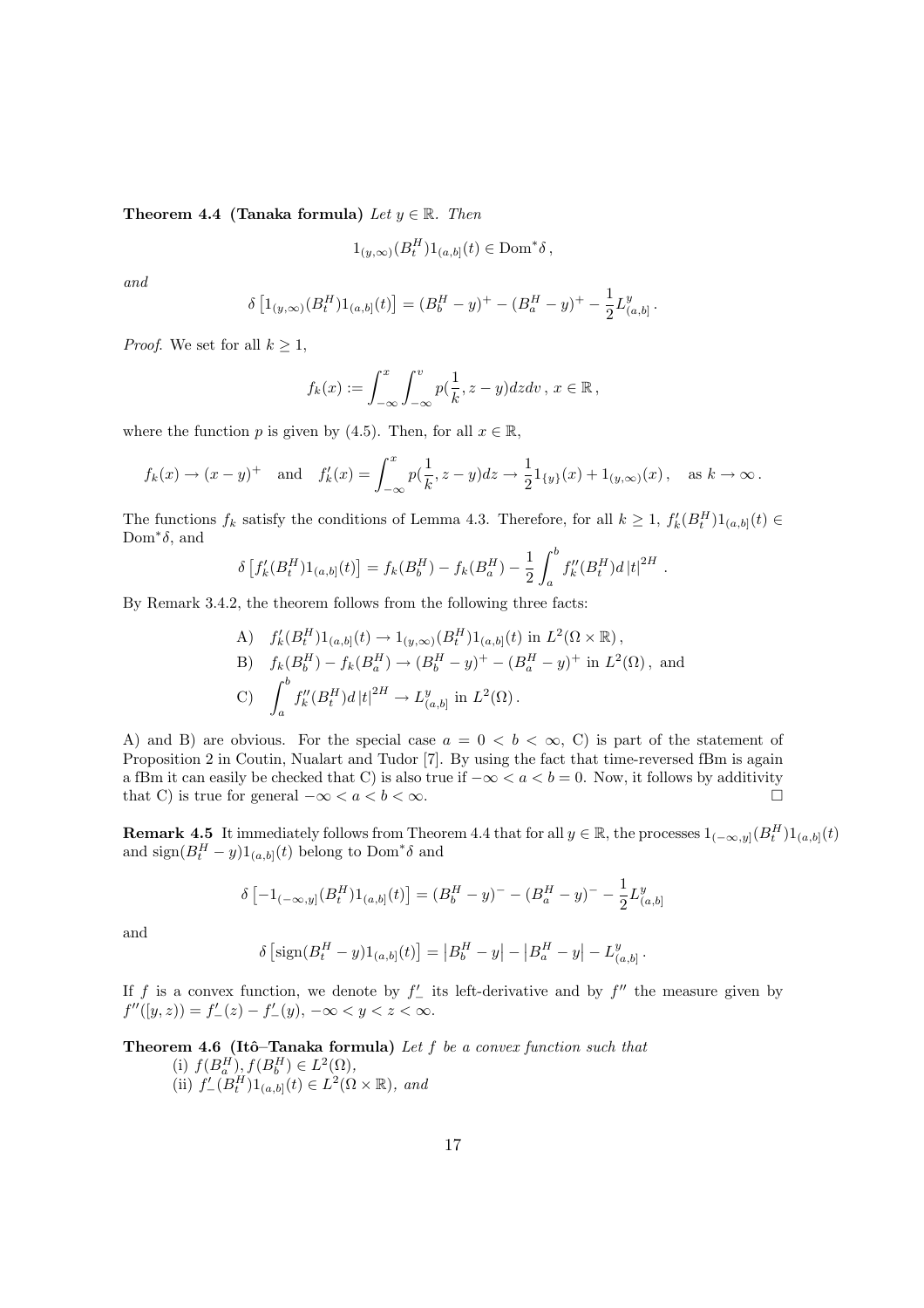**Theorem 4.4 (Tanaka formula)** *Let $y \in \mathbb{R}$. Then*

$$1_{(y,\infty)}(B_t^H) 1_{(a,b]}(t) \in \mathrm{Dom}^* \delta \,,$$

*and*

$$\delta \left[ 1_{(y,\infty)}(B_t^H) 1_{(a,b]}(t) \right] = (B_b^H - y)^+ - (B_a^H - y)^+ - \frac{1}{2} L_{(a,b]}^y \,.$$

*Proof.* We set for all $k \geq 1$,

$$f_k(x) := \int_{-\infty}^x \int_{-\infty}^v p(\frac{1}{k}, z-y) dz dv \,,\; x \in \mathbb{R} \,,$$

where the function $p$ is given by (4.5). Then, for all $x \in \mathbb{R}$,

$$f_k(x) \to (x-y)^+ \quad \text{and} \quad f_k'(x) = \int_{-\infty}^x p(\frac{1}{k}, z-y) dz \to \frac{1}{2} 1_{\{y\}}(x) + 1_{(y,\infty)}(x) \,, \quad \text{as } k \to \infty \,.$$

The functions $f_k$ satisfy the conditions of Lemma 4.3. Therefore, for all $k \geq 1$, $f_k'(B_t^H) 1_{(a,b]}(t) \in \mathrm{Dom}^* \delta$, and

$$\delta \left[ f_k'(B_t^H) 1_{(a,b]}(t) \right] = f_k(B_b^H) - f_k(B_a^H) - \frac{1}{2} \int_a^b f_k''(B_t^H) d \left| t \right|^{2H} \,.$$

By Remark 3.4.2, the theorem follows from the following three facts:

$$\begin{aligned}
&\text{A)} \quad f_k'(B_t^H) 1_{(a,b]}(t) \to 1_{(y,\infty)}(B_t^H) 1_{(a,b]}(t) \text{ in } L^2(\Omega \times \mathbb{R}) \,, \\
&\text{B)} \quad f_k(B_b^H) - f_k(B_a^H) \to (B_b^H - y)^+ - (B_a^H - y)^+ \text{ in } L^2(\Omega) \,, \text{ and} \\
&\text{C)} \quad \int_a^b f_k''(B_t^H) d \left| t \right|^{2H} \to L_{(a,b]}^y \text{ in } L^2(\Omega) \,.
\end{aligned}$$

A) and B) are obvious. For the special case $a = 0 < b < \infty$, C) is part of the statement of Proposition 2 in Coutin, Nualart and Tudor [7]. By using the fact that time-reversed fBm is again a fBm it can easily be checked that C) is also true if $-\infty < a < b = 0$. Now, it follows by additivity that C) is true for general $-\infty < a < b < \infty$. $\square$

**Remark 4.5** It immediately follows from Theorem 4.4 that for all $y \in \mathbb{R}$, the processes $1_{(-\infty,y]}(B_t^H) 1_{(a,b]}(t)$ and $\mathrm{sign}(B_t^H - y) 1_{(a,b]}(t)$ belong to $\mathrm{Dom}^* \delta$ and

$$\delta \left[ -1_{(-\infty,y]}(B_t^H) 1_{(a,b]}(t) \right] = (B_b^H - y)^- - (B_a^H - y)^- - \frac{1}{2} L_{(a,b]}^y$$

and

$$\delta \left[ \mathrm{sign}(B_t^H - y) 1_{(a,b]}(t) \right] = \left| B_b^H - y \right| - \left| B_a^H - y \right| - L_{(a,b]}^y \,.$$

If $f$ is a convex function, we denote by $f_-'$ its left-derivative and by $f''$ the measure given by $f''([y,z)) = f_-'(z) - f_-'(y)$, $-\infty < y < z < \infty$.

**Theorem 4.6 (Itô–Tanaka formula)** *Let $f$ be a convex function such that*

(i) $f(B_a^H), f(B_b^H) \in L^2(\Omega)$,

(ii) $f_-'(B_t^H) 1_{(a,b]}(t) \in L^2(\Omega \times \mathbb{R})$, *and*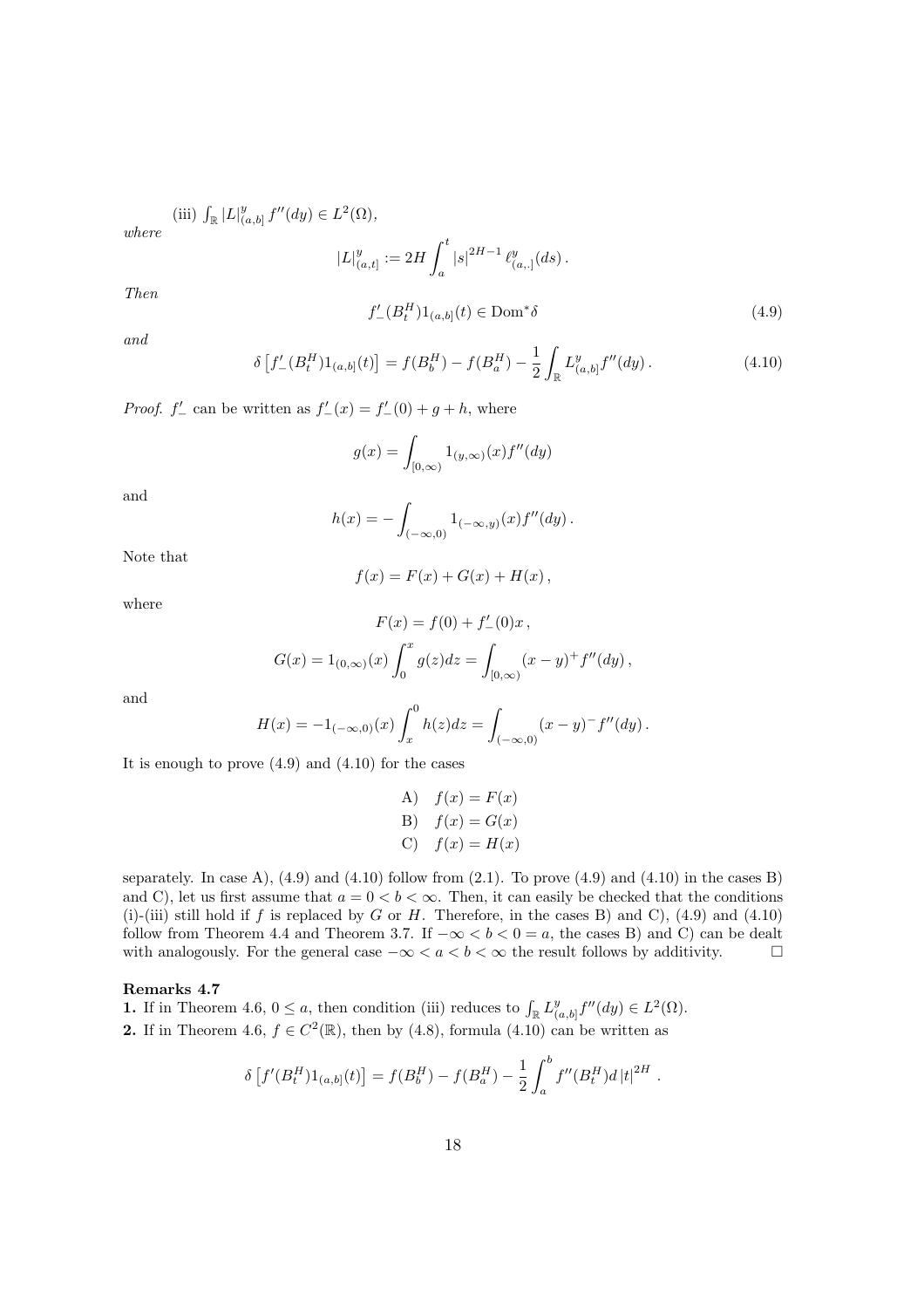(iii) $\int_{\mathbb{R}} |L|^y_{(a,b]} f''(dy) \in L^2(\Omega)$,

*where*

$$|L|^y_{(a,t]} := 2H \int_a^t |s|^{2H-1} \, \ell^y_{(a,\cdot]}(ds)\,.$$

*Then*

$$f'_-(B^H_t) 1_{(a,b]}(t) \in \mathrm{Dom}^* \delta \tag{4.9}$$

*and*

$$\delta \left[ f'_-(B^H_t) 1_{(a,b]}(t) \right] = f(B^H_b) - f(B^H_a) - \frac{1}{2} \int_{\mathbb{R}} L^y_{(a,b]} f''(dy)\,. \tag{4.10}$$

*Proof.* $f'_-$ can be written as $f'_-(x) = f'_-(0) + g + h$, where

$$g(x) = \int_{[0,\infty)} 1_{(y,\infty)}(x) f''(dy)$$

and

$$h(x) = - \int_{(-\infty,0)} 1_{(-\infty,y)}(x) f''(dy)\,.$$

Note that

$$f(x) = F(x) + G(x) + H(x)\,,$$

where

$$F(x) = f(0) + f'_-(0)x\,,$$

$$G(x) = 1_{(0,\infty)}(x) \int_0^x g(z) dz = \int_{[0,\infty)} (x-y)^+ f''(dy)\,,$$

and

$$H(x) = -1_{(-\infty,0)}(x) \int_x^0 h(z) dz = \int_{(-\infty,0)} (x-y)^- f''(dy)\,.$$

It is enough to prove (4.9) and (4.10) for the cases

$$\begin{aligned} &\text{A)} \quad f(x) = F(x) \\ &\text{B)} \quad f(x) = G(x) \\ &\text{C)} \quad f(x) = H(x) \end{aligned}$$

separately. In case A), (4.9) and (4.10) follow from (2.1). To prove (4.9) and (4.10) in the cases B) and C), let us first assume that $a = 0 < b < \infty$. Then, it can easily be checked that the conditions (i)-(iii) still hold if $f$ is replaced by $G$ or $H$. Therefore, in the cases B) and C), (4.9) and (4.10) follow from Theorem 4.4 and Theorem 3.7. If $-\infty < b < 0 = a$, the cases B) and C) can be dealt with analogously. For the general case $-\infty < a < b < \infty$ the result follows by additivity. $\square$

**Remarks 4.7**

**1.** If in Theorem 4.6, $0 \leq a$, then condition (iii) reduces to $\int_{\mathbb{R}} L^y_{(a,b]} f''(dy) \in L^2(\Omega)$.

**2.** If in Theorem 4.6, $f \in C^2(\mathbb{R})$, then by (4.8), formula (4.10) can be written as

$$\delta \left[ f'(B^H_t) 1_{(a,b]}(t) \right] = f(B^H_b) - f(B^H_a) - \frac{1}{2} \int_a^b f''(B^H_t) d\,|t|^{2H}\,.$$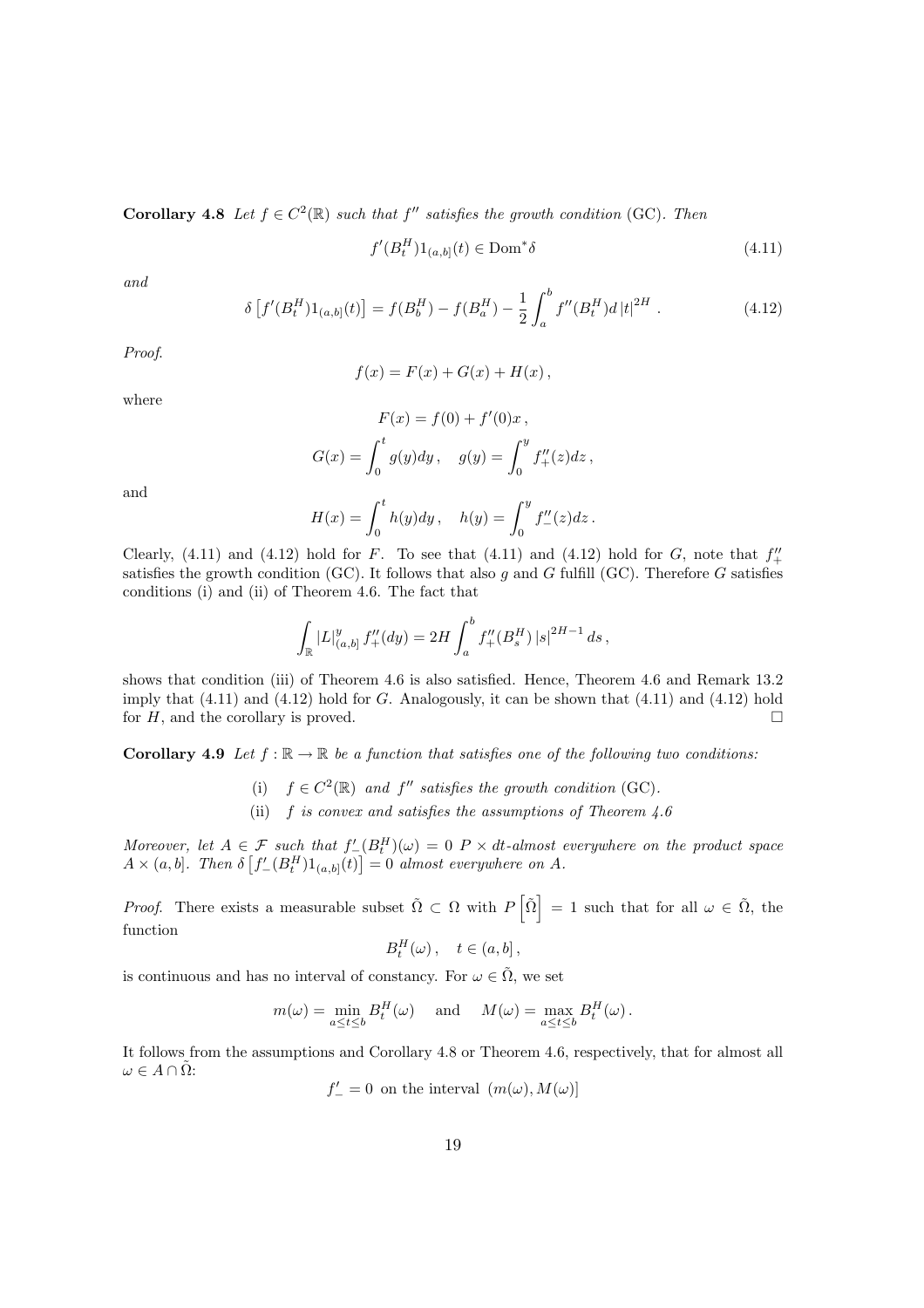**Corollary 4.8** *Let $f \in C^2(\mathbb{R})$ such that $f''$ satisfies the growth condition* (GC). *Then*

$$f'(B_t^H)1_{(a,b]}(t) \in \mathrm{Dom}^*\delta \tag{4.11}$$

*and*

$$\delta\left[f'(B_t^H)1_{(a,b]}(t)\right] = f(B_b^H) - f(B_a^H) - \frac{1}{2}\int_a^b f''(B_t^H) d\,|t|^{2H}\,. \tag{4.12}$$

*Proof.*

$$f(x) = F(x) + G(x) + H(x)\,,$$

where

$$F(x) = f(0) + f'(0)x\,,$$

$$G(x) = \int_0^t g(y)dy\,, \quad g(y) = \int_0^y f''_+(z)dz\,,$$

and

$$H(x) = \int_0^t h(y)dy\,, \quad h(y) = \int_0^y f''_-(z)dz\,.$$

Clearly, (4.11) and (4.12) hold for $F$. To see that (4.11) and (4.12) hold for $G$, note that $f''_+$ satisfies the growth condition (GC). It follows that also $g$ and $G$ fulfill (GC). Therefore $G$ satisfies conditions (i) and (ii) of Theorem 4.6. The fact that

$$\int_{\mathbb{R}} |L|^y_{(a,b]}\, f''_+(dy) = 2H\int_a^b f''_+(B_s^H)\,|s|^{2H-1}\,ds\,,$$

shows that condition (iii) of Theorem 4.6 is also satisfied. Hence, Theorem 4.6 and Remark 13.2 imply that (4.11) and (4.12) hold for $G$. Analogously, it can be shown that (4.11) and (4.12) hold for $H$, and the corollary is proved. □

**Corollary 4.9** *Let $f : \mathbb{R} \to \mathbb{R}$ be a function that satisfies one of the following two conditions:*

(i) *$f \in C^2(\mathbb{R})$ and $f''$ satisfies the growth condition* (GC).

(ii) *$f$ is convex and satisfies the assumptions of Theorem 4.6*

*Moreover, let $A \in \mathcal{F}$ such that $f'_-(B_t^H)(\omega) = 0$ $P \times dt$-almost everywhere on the product space $A \times (a,b]$. Then $\delta\left[f'_-(B_t^H)1_{(a,b]}(t)\right] = 0$ almost everywhere on $A$.*

*Proof.* There exists a measurable subset $\tilde{\Omega} \subset \Omega$ with $P\left[\tilde{\Omega}\right] = 1$ such that for all $\omega \in \tilde{\Omega}$, the function

$$B_t^H(\omega)\,, \quad t \in (a,b]\,,$$

is continuous and has no interval of constancy. For $\omega \in \tilde{\Omega}$, we set

$$m(\omega) = \min_{a \le t \le b} B_t^H(\omega) \quad \text{ and } \quad M(\omega) = \max_{a \le t \le b} B_t^H(\omega)\,.$$

It follows from the assumptions and Corollary 4.8 or Theorem 4.6, respectively, that for almost all $\omega \in A \cap \tilde{\Omega}$:

$$f'_- = 0 \text{ on the interval } (m(\omega), M(\omega)]$$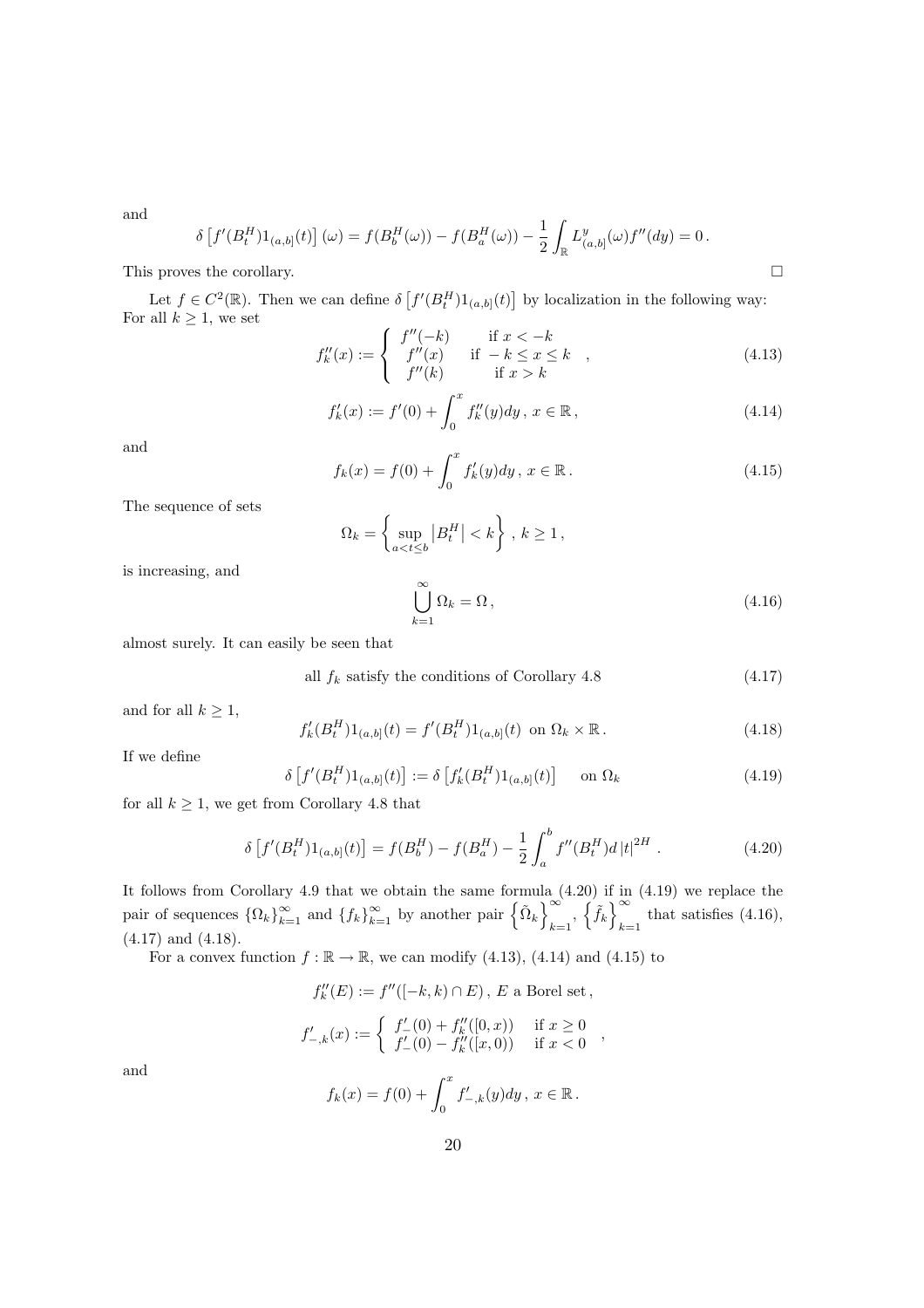and

$$\delta\left[f'(B_t^H)1_{(a,b]}(t)\right](\omega) = f(B_b^H(\omega)) - f(B_a^H(\omega)) - \frac{1}{2}\int_{\mathbb{R}} L^y_{(a,b]}(\omega) f''(dy) = 0\,.$$

This proves the corollary. $\square$

Let $f \in C^2(\mathbb{R})$. Then we can define $\delta\left[f'(B_t^H)1_{(a,b]}(t)\right]$ by localization in the following way: For all $k \geq 1$, we set

$$f''_k(x) := \begin{cases} f''(-k) & \text{if } x < -k \\ f''(x) & \text{if } -k \leq x \leq k \\ f''(k) & \text{if } x > k \end{cases}, \tag{4.13}$$

$$f'_k(x) := f'(0) + \int_0^x f''_k(y)dy\,,\ x \in \mathbb{R}\,, \tag{4.14}$$

and

$$f_k(x) = f(0) + \int_0^x f'_k(y)dy\,,\ x \in \mathbb{R}\,. \tag{4.15}$$

The sequence of sets

$$\Omega_k = \left\{\sup_{a<t\leq b}\left|B_t^H\right| < k\right\}\,,\ k \geq 1\,,$$

is increasing, and

$$\bigcup_{k=1}^{\infty}\Omega_k = \Omega\,, \tag{4.16}$$

almost surely. It can easily be seen that

$$\text{all } f_k \text{ satisfy the conditions of Corollary 4.8} \tag{4.17}$$

and for all $k \geq 1$,

$$f'_k(B_t^H)1_{(a,b]}(t) = f'(B_t^H)1_{(a,b]}(t) \text{ on } \Omega_k \times \mathbb{R}\,. \tag{4.18}$$

If we define

$$\delta\left[f'(B_t^H)1_{(a,b]}(t)\right] := \delta\left[f'_k(B_t^H)1_{(a,b]}(t)\right] \quad \text{on } \Omega_k \tag{4.19}$$

for all $k \geq 1$, we get from Corollary 4.8 that

$$\delta\left[f'(B_t^H)1_{(a,b]}(t)\right] = f(B_b^H) - f(B_a^H) - \frac{1}{2}\int_a^b f''(B_t^H)d\left|t\right|^{2H}\,. \tag{4.20}$$

It follows from Corollary 4.9 that we obtain the same formula (4.20) if in (4.19) we replace the pair of sequences $\{\Omega_k\}_{k=1}^{\infty}$ and $\{f_k\}_{k=1}^{\infty}$ by another pair $\left\{\tilde{\Omega}_k\right\}_{k=1}^{\infty}$, $\left\{\tilde{f}_k\right\}_{k=1}^{\infty}$ that satisfies (4.16), (4.17) and (4.18).

For a convex function $f : \mathbb{R} \to \mathbb{R}$, we can modify (4.13), (4.14) and (4.15) to

$$f''_k(E) := f''([-k,k) \cap E)\,,\ E \text{ a Borel set}\,,$$

$$f'_{-,k}(x) := \begin{cases} f'_-(0) + f''_k([0,x)) & \text{if } x \geq 0 \\ f'_-(0) - f''_k([x,0)) & \text{if } x < 0 \end{cases},$$

and

$$f_k(x) = f(0) + \int_0^x f'_{-,k}(y)dy\,,\ x \in \mathbb{R}\,.$$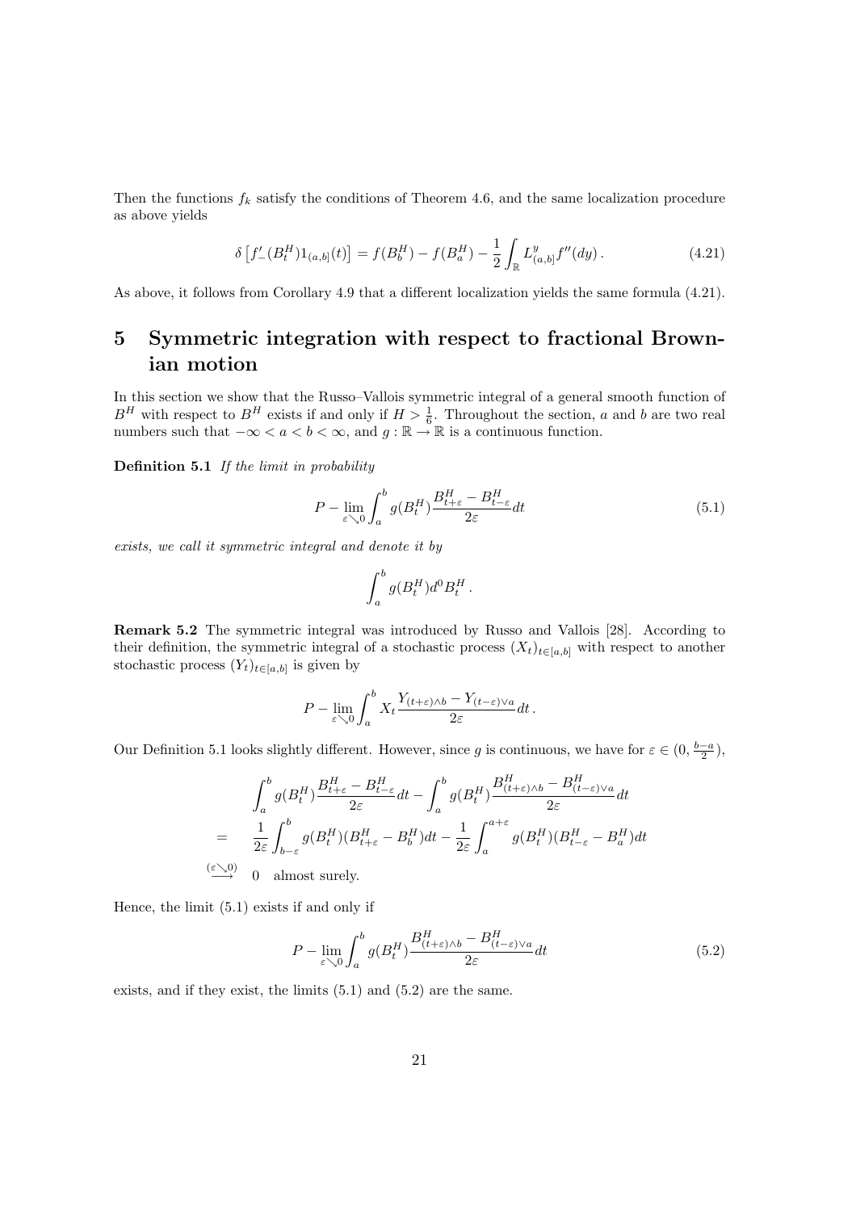Then the functions $f_k$ satisfy the conditions of Theorem 4.6, and the same localization procedure as above yields

$$
\delta\left[f'_-(B^H_t)1_{(a,b]}(t)\right] = f(B^H_b) - f(B^H_a) - \frac{1}{2}\int_{\mathbb{R}} L^y_{(a,b]} f''(dy)\,. \tag{4.21}
$$

As above, it follows from Corollary 4.9 that a different localization yields the same formula (4.21).

# 5 Symmetric integration with respect to fractional Brownian motion

In this section we show that the Russo–Vallois symmetric integral of a general smooth function of $B^H$ with respect to $B^H$ exists if and only if $H > \frac{1}{6}$. Throughout the section, $a$ and $b$ are two real numbers such that $-\infty < a < b < \infty$, and $g : \mathbb{R} \to \mathbb{R}$ is a continuous function.

**Definition 5.1** *If the limit in probability*

$$
P - \lim_{\varepsilon \searrow 0} \int_a^b g(B^H_t)\frac{B^H_{t+\varepsilon} - B^H_{t-\varepsilon}}{2\varepsilon}dt \tag{5.1}
$$

*exists, we call it symmetric integral and denote it by*

$$
\int_a^b g(B^H_t)d^0 B^H_t\,.
$$

**Remark 5.2** The symmetric integral was introduced by Russo and Vallois [28]. According to their definition, the symmetric integral of a stochastic process $(X_t)_{t\in[a,b]}$ with respect to another stochastic process $(Y_t)_{t\in[a,b]}$ is given by

$$
P - \lim_{\varepsilon \searrow 0} \int_a^b X_t \frac{Y_{(t+\varepsilon)\wedge b} - Y_{(t-\varepsilon)\vee a}}{2\varepsilon}dt\,.
$$

Our Definition 5.1 looks slightly different. However, since $g$ is continuous, we have for $\varepsilon \in (0, \frac{b-a}{2})$,

$$
\begin{aligned}
& \int_a^b g(B^H_t)\frac{B^H_{t+\varepsilon} - B^H_{t-\varepsilon}}{2\varepsilon}dt - \int_a^b g(B^H_t)\frac{B^H_{(t+\varepsilon)\wedge b} - B^H_{(t-\varepsilon)\vee a}}{2\varepsilon}dt \\
= \quad & \frac{1}{2\varepsilon}\int_{b-\varepsilon}^b g(B^H_t)(B^H_{t+\varepsilon} - B^H_b)dt - \frac{1}{2\varepsilon}\int_a^{a+\varepsilon} g(B^H_t)(B^H_{t-\varepsilon} - B^H_a)dt \\
\overset{(\varepsilon\searrow 0)}{\longrightarrow} \quad & 0 \quad \text{almost surely.}
\end{aligned}
$$

Hence, the limit (5.1) exists if and only if

$$
P - \lim_{\varepsilon \searrow 0} \int_a^b g(B^H_t)\frac{B^H_{(t+\varepsilon)\wedge b} - B^H_{(t-\varepsilon)\vee a}}{2\varepsilon}dt \tag{5.2}
$$

exists, and if they exist, the limits (5.1) and (5.2) are the same.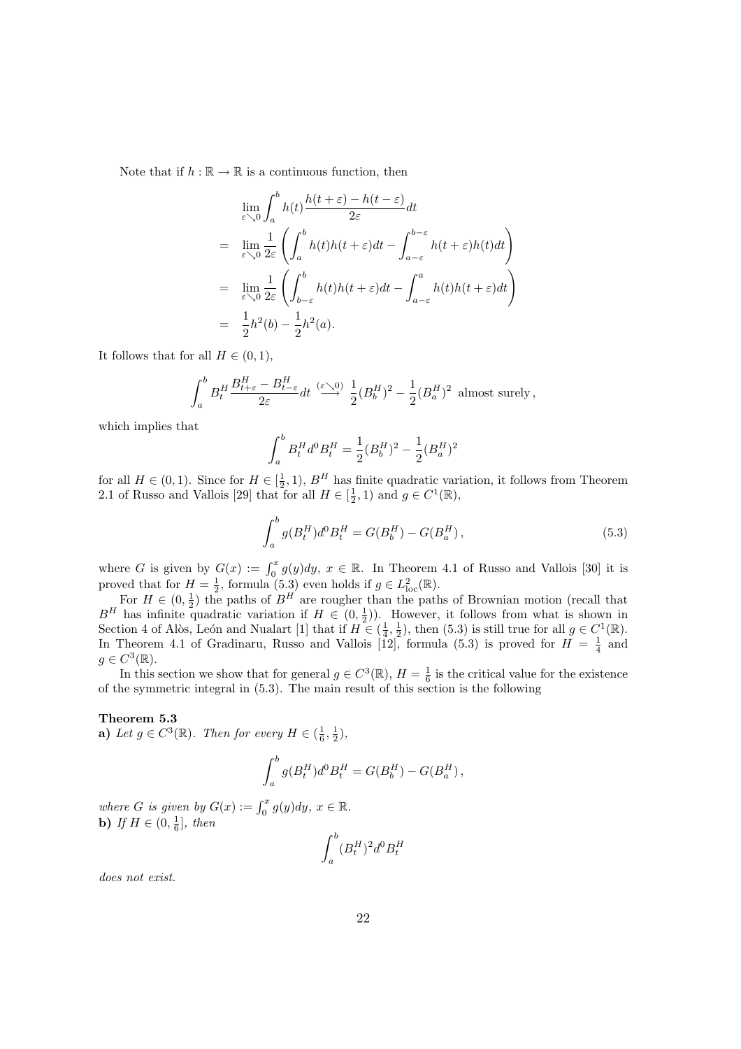Note that if $h : \mathbb{R} \to \mathbb{R}$ is a continuous function, then

$$
\begin{aligned}
& \lim_{\varepsilon \searrow 0} \int_a^b h(t) \frac{h(t+\varepsilon) - h(t-\varepsilon)}{2\varepsilon} dt \\
= \; & \lim_{\varepsilon \searrow 0} \frac{1}{2\varepsilon} \left( \int_a^b h(t) h(t+\varepsilon) dt - \int_{a-\varepsilon}^{b-\varepsilon} h(t+\varepsilon) h(t) dt \right) \\
= \; & \lim_{\varepsilon \searrow 0} \frac{1}{2\varepsilon} \left( \int_{b-\varepsilon}^b h(t) h(t+\varepsilon) dt - \int_{a-\varepsilon}^a h(t) h(t+\varepsilon) dt \right) \\
= \; & \frac{1}{2} h^2(b) - \frac{1}{2} h^2(a).
\end{aligned}
$$

It follows that for all $H \in (0,1)$,

$$
\int_a^b B_t^H \frac{B_{t+\varepsilon}^H - B_{t-\varepsilon}^H}{2\varepsilon} dt \overset{(\varepsilon \searrow 0)}{\longrightarrow} \frac{1}{2} (B_b^H)^2 - \frac{1}{2} (B_a^H)^2 \text{ almost surely},
$$

which implies that

$$
\int_a^b B_t^H d^0 B_t^H = \frac{1}{2} (B_b^H)^2 - \frac{1}{2} (B_a^H)^2
$$

for all $H \in (0,1)$. Since for $H \in [\frac{1}{2}, 1)$, $B^H$ has finite quadratic variation, it follows from Theorem 2.1 of Russo and Vallois [29] that for all $H \in [\frac{1}{2}, 1)$ and $g \in C^1(\mathbb{R})$,

$$
\int_a^b g(B_t^H) d^0 B_t^H = G(B_b^H) - G(B_a^H), \tag{5.3}
$$

where $G$ is given by $G(x) := \int_0^x g(y) dy$, $x \in \mathbb{R}$. In Theorem 4.1 of Russo and Vallois [30] it is proved that for $H = \frac{1}{2}$, formula (5.3) even holds if $g \in L^2_{\text{loc}}(\mathbb{R})$.

For $H \in (0, \frac{1}{2})$ the paths of $B^H$ are rougher than the paths of Brownian motion (recall that $B^H$ has infinite quadratic variation if $H \in (0, \frac{1}{2})$). However, it follows from what is shown in Section 4 of Alòs, León and Nualart [1] that if $H \in (\frac{1}{4}, \frac{1}{2})$, then (5.3) is still true for all $g \in C^1(\mathbb{R})$. In Theorem 4.1 of Gradinaru, Russo and Vallois [12], formula (5.3) is proved for $H = \frac{1}{4}$ and $g \in C^3(\mathbb{R})$.

In this section we show that for general $g \in C^3(\mathbb{R})$, $H = \frac{1}{6}$ is the critical value for the existence of the symmetric integral in (5.3). The main result of this section is the following

**Theorem 5.3**
**a)** *Let $g \in C^3(\mathbb{R})$. Then for every $H \in (\frac{1}{6}, \frac{1}{2})$,*

$$
\int_a^b g(B_t^H) d^0 B_t^H = G(B_b^H) - G(B_a^H),
$$

*where $G$ is given by $G(x) := \int_0^x g(y) dy$, $x \in \mathbb{R}$.*
**b)** *If $H \in (0, \frac{1}{6}]$, then*

$$
\int_a^b (B_t^H)^2 d^0 B_t^H
$$

*does not exist.*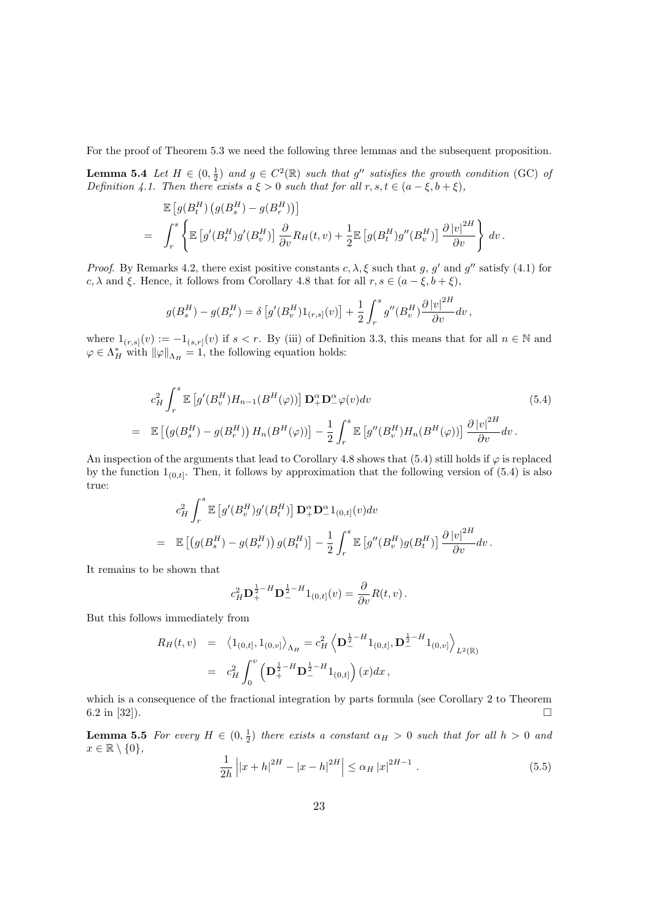For the proof of Theorem 5.3 we need the following three lemmas and the subsequent proposition.

**Lemma 5.4** *Let $H \in (0, \frac{1}{2})$ and $g \in C^2(\mathbb{R})$ such that $g''$ satisfies the growth condition* (GC) *of Definition 4.1. Then there exists a $\xi > 0$ such that for all $r, s, t \in (a - \xi, b + \xi)$,*

$$
\begin{aligned}
& \mathbb{E}\left[g(B^H_t)\left(g(B^H_s) - g(B^H_r)\right)\right] \\
= & \int_r^s \left\{ \mathbb{E}\left[g'(B^H_t) g'(B^H_v)\right] \frac{\partial}{\partial v} R_H(t,v) + \frac{1}{2} \mathbb{E}\left[g(B^H_t) g''(B^H_v)\right] \frac{\partial \left|v\right|^{2H}}{\partial v} \right\} dv \,.
\end{aligned}
$$

*Proof.* By Remarks 4.2, there exist positive constants $c, \lambda, \xi$ such that $g$, $g'$ and $g''$ satisfy (4.1) for $c, \lambda$ and $\xi$. Hence, it follows from Corollary 4.8 that for all $r, s \in (a - \xi, b + \xi)$,

$$
g(B^H_s) - g(B^H_r) = \delta\left[g'(B^H_v) 1_{(r,s]}(v)\right] + \frac{1}{2} \int_r^s g''(B^H_v) \frac{\partial \left|v\right|^{2H}}{\partial v} dv \,,
$$

where $1_{(r,s]}(v) := -1_{(s,r]}(v)$ if $s < r$. By (iii) of Definition 3.3, this means that for all $n \in \mathbb{N}$ and $\varphi \in \Lambda^*_H$ with $\left\|\varphi\right\|_{\Lambda_H} = 1$, the following equation holds:

$$
\begin{aligned}
& c_H^2 \int_r^s \mathbb{E}\left[g'(B^H_v) H_{n-1}(B^H(\varphi))\right] \mathbf{D}^\alpha_+ \mathbf{D}^\alpha_- \varphi(v) dv \\
= & \mathbb{E}\left[\left(g(B^H_s) - g(B^H_r)\right) H_n(B^H(\varphi))\right] - \frac{1}{2} \int_r^s \mathbb{E}\left[g''(B^H_v) H_n(B^H(\varphi))\right] \frac{\partial \left|v\right|^{2H}}{\partial v} dv \,.
\end{aligned} \tag{5.4}
$$

An inspection of the arguments that lead to Corollary 4.8 shows that (5.4) still holds if $\varphi$ is replaced by the function $1_{(0,t]}$. Then, it follows by approximation that the following version of (5.4) is also true:

$$
\begin{aligned}
& c_H^2 \int_r^s \mathbb{E}\left[g'(B^H_v) g'(B^H_t)\right] \mathbf{D}^\alpha_+ \mathbf{D}^\alpha_- 1_{(0,t]}(v) dv \\
= & \mathbb{E}\left[\left(g(B^H_s) - g(B^H_r)\right) g(B^H_t)\right] - \frac{1}{2} \int_r^s \mathbb{E}\left[g''(B^H_v) g(B^H_t)\right] \frac{\partial \left|v\right|^{2H}}{\partial v} dv \,.
\end{aligned}
$$

It remains to be shown that

$$
c_H^2 \mathbf{D}^{\frac{1}{2}-H}_+ \mathbf{D}^{\frac{1}{2}-H}_- 1_{(0,t]}(v) = \frac{\partial}{\partial v} R(t,v) \,.
$$

But this follows immediately from

$$
\begin{aligned}
R_H(t,v) &= \left\langle 1_{(0,t]}, 1_{(0,v]} \right\rangle_{\Lambda_H} = c_H^2 \left\langle \mathbf{D}^{\frac{1}{2}-H}_- 1_{(0,t]}, \mathbf{D}^{\frac{1}{2}-H}_- 1_{(0,v]} \right\rangle_{L^2(\mathbb{R})} \\
&= c_H^2 \int_0^v \left( \mathbf{D}^{\frac{1}{2}-H}_+ \mathbf{D}^{\frac{1}{2}-H}_- 1_{(0,t]} \right)(x) dx \,,
\end{aligned}
$$

which is a consequence of the fractional integration by parts formula (see Corollary 2 to Theorem 6.2 in [32]). $\square$

**Lemma 5.5** *For every $H \in (0, \frac{1}{2})$ there exists a constant $\alpha_H > 0$ such that for all $h > 0$ and $x \in \mathbb{R} \setminus \{0\}$,*

$$
\frac{1}{2h} \left| \left|x+h\right|^{2H} - \left|x-h\right|^{2H} \right| \leq \alpha_H \left|x\right|^{2H-1} \,. \tag{5.5}
$$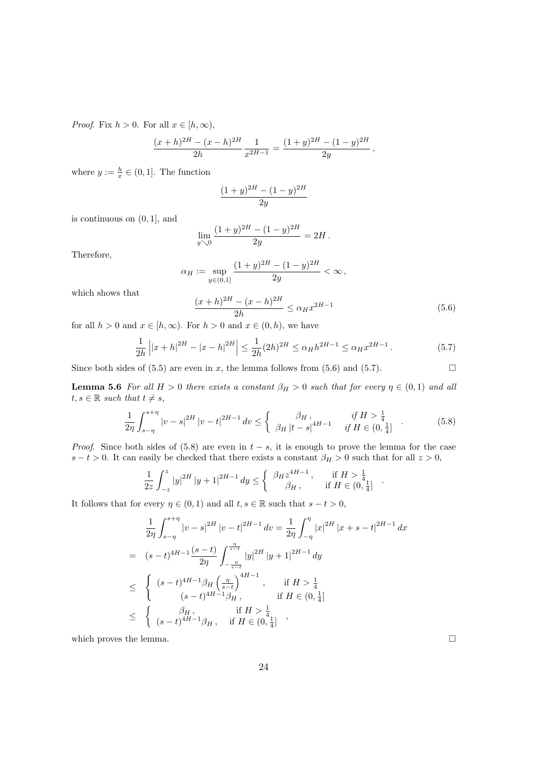*Proof.* Fix $h > 0$. For all $x \in [h, \infty)$,

$$\frac{(x+h)^{2H} - (x-h)^{2H}}{2h} \frac{1}{x^{2H-1}} = \frac{(1+y)^{2H} - (1-y)^{2H}}{2y},$$

where $y := \frac{h}{x} \in (0, 1]$. The function

$$\frac{(1+y)^{2H} - (1-y)^{2H}}{2y}$$

is continuous on $(0, 1]$, and

$$\lim_{y \searrow 0} \frac{(1+y)^{2H} - (1-y)^{2H}}{2y} = 2H.$$

Therefore,

$$\alpha_H := \sup_{y \in (0,1]} \frac{(1+y)^{2H} - (1-y)^{2H}}{2y} < \infty,$$

which shows that

$$\frac{(x+h)^{2H} - (x-h)^{2H}}{2h} \leq \alpha_H x^{2H-1} \tag{5.6}$$

for all $h > 0$ and $x \in [h, \infty)$. For $h > 0$ and $x \in (0, h)$, we have

$$\frac{1}{2h} \left| |x+h|^{2H} - |x-h|^{2H} \right| \leq \frac{1}{2h} (2h)^{2H} \leq \alpha_H h^{2H-1} \leq \alpha_H x^{2H-1}. \tag{5.7}$$

Since both sides of (5.5) are even in $x$, the lemma follows from (5.6) and (5.7). $\square$

**Lemma 5.6** *For all $H > 0$ there exists a constant $\beta_H > 0$ such that for every $\eta \in (0, 1)$ and all $t, s \in \mathbb{R}$ such that $t \neq s$,*

$$\frac{1}{2\eta} \int_{s-\eta}^{s+\eta} |v-s|^{2H} |v-t|^{2H-1} dv \leq \begin{cases} \beta_H, & \text{if } H > \frac{1}{4} \\ \beta_H |t-s|^{4H-1} & \text{if } H \in (0, \frac{1}{4}] \end{cases}. \tag{5.8}$$

*Proof.* Since both sides of (5.8) are even in $t - s$, it is enough to prove the lemma for the case $s - t > 0$. It can easily be checked that there exists a constant $\beta_H > 0$ such that for all $z > 0$,

$$\frac{1}{2z} \int_{-z}^{z} |y|^{2H} |y+1|^{2H-1} dy \leq \begin{cases} \beta_H z^{4H-1}, & \text{if } H > \frac{1}{4} \\ \beta_H, & \text{if } H \in (0, \frac{1}{4}] \end{cases}.$$

It follows that for every $\eta \in (0, 1)$ and all $t, s \in \mathbb{R}$ such that $s - t > 0$,

$$\begin{aligned}
& \frac{1}{2\eta} \int_{s-\eta}^{s+\eta} |v-s|^{2H} |v-t|^{2H-1} dv = \frac{1}{2\eta} \int_{-\eta}^{\eta} |x|^{2H} |x+s-t|^{2H-1} dx \\
= \;& (s-t)^{4H-1} \frac{(s-t)}{2\eta} \int_{-\frac{\eta}{s-t}}^{\frac{\eta}{s-t}} |y|^{2H} |y+1|^{2H-1} dy \\
\leq \;& \begin{cases} (s-t)^{4H-1} \beta_H \left( \frac{\eta}{s-t} \right)^{4H-1}, & \text{if } H > \frac{1}{4} \\ (s-t)^{4H-1} \beta_H, & \text{if } H \in (0, \frac{1}{4}] \end{cases} \\
\leq \;& \begin{cases} \beta_H, & \text{if } H > \frac{1}{4} \\ (s-t)^{4H-1} \beta_H, & \text{if } H \in (0, \frac{1}{4}] \end{cases},
\end{aligned}$$

which proves the lemma. $\square$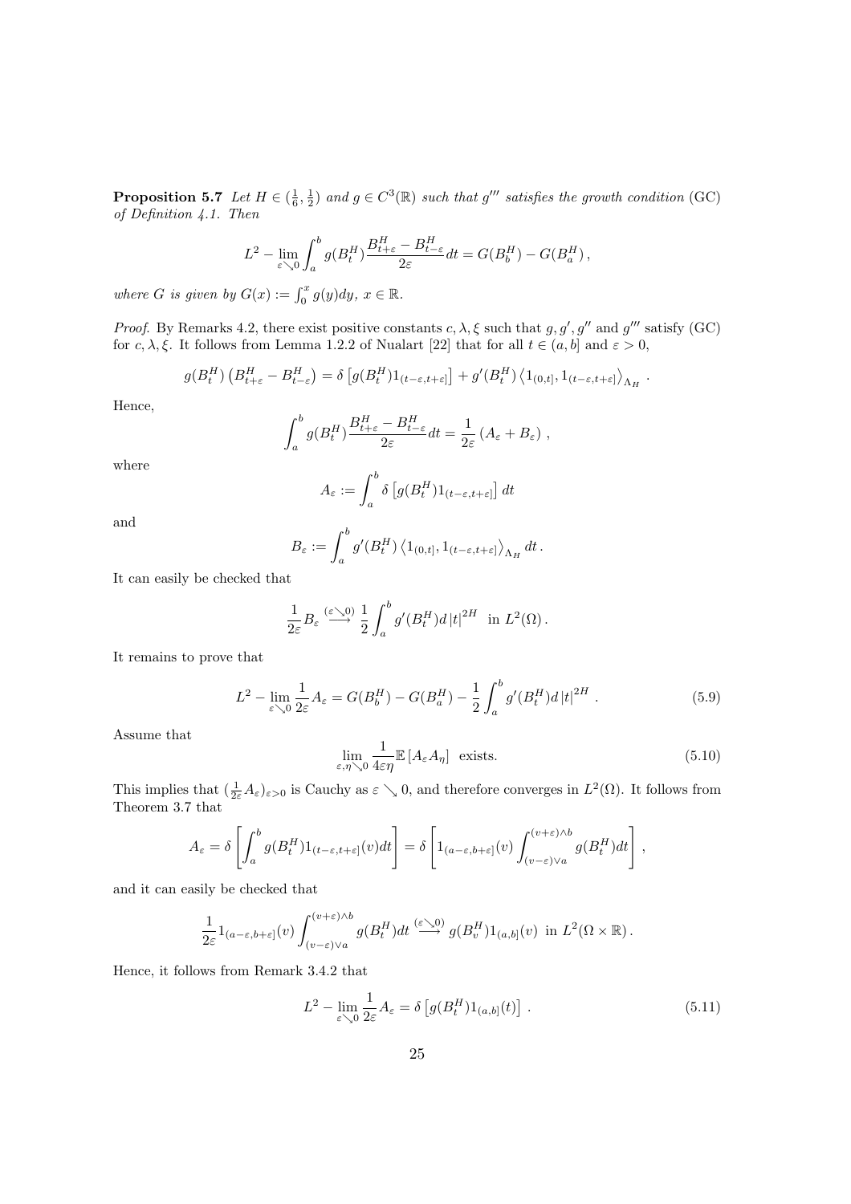**Proposition 5.7** *Let $H \in (\frac{1}{6}, \frac{1}{2})$ and $g \in C^3(\mathbb{R})$ such that $g'''$ satisfies the growth condition* (GC) *of Definition 4.1. Then*

$$L^2 - \lim_{\varepsilon \searrow 0} \int_a^b g(B_t^H) \frac{B_{t+\varepsilon}^H - B_{t-\varepsilon}^H}{2\varepsilon} dt = G(B_b^H) - G(B_a^H) \,,$$

*where $G$ is given by $G(x) := \int_0^x g(y) dy$, $x \in \mathbb{R}$.*

*Proof.* By Remarks 4.2, there exist positive constants $c, \lambda, \xi$ such that $g, g', g''$ and $g'''$ satisfy (GC) for $c, \lambda, \xi$. It follows from Lemma 1.2.2 of Nualart [22] that for all $t \in (a, b]$ and $\varepsilon > 0$,

$$g(B_t^H) \left(B_{t+\varepsilon}^H - B_{t-\varepsilon}^H\right) = \delta\left[g(B_t^H) 1_{(t-\varepsilon, t+\varepsilon]}\right] + g'(B_t^H) \left\langle 1_{(0,t]}, 1_{(t-\varepsilon, t+\varepsilon]} \right\rangle_{\Lambda_H} .$$

Hence,

$$\int_a^b g(B_t^H) \frac{B_{t+\varepsilon}^H - B_{t-\varepsilon}^H}{2\varepsilon} dt = \frac{1}{2\varepsilon} \left(A_\varepsilon + B_\varepsilon\right) ,$$

where

$$A_\varepsilon := \int_a^b \delta\left[g(B_t^H) 1_{(t-\varepsilon, t+\varepsilon]}\right] dt$$

and

$$B_\varepsilon := \int_a^b g'(B_t^H) \left\langle 1_{(0,t]}, 1_{(t-\varepsilon, t+\varepsilon]} \right\rangle_{\Lambda_H} dt \,.$$

It can easily be checked that

$$\frac{1}{2\varepsilon} B_\varepsilon \overset{(\varepsilon \searrow 0)}{\longrightarrow} \frac{1}{2} \int_a^b g'(B_t^H) d\left|t\right|^{2H} \text{ in } L^2(\Omega) \,.$$

It remains to prove that

$$L^2 - \lim_{\varepsilon \searrow 0} \frac{1}{2\varepsilon} A_\varepsilon = G(B_b^H) - G(B_a^H) - \frac{1}{2} \int_a^b g'(B_t^H) d\left|t\right|^{2H} . \tag{5.9}$$

Assume that

$$\lim_{\varepsilon, \eta \searrow 0} \frac{1}{4\varepsilon\eta} \mathbb{E}\left[A_\varepsilon A_\eta\right] \text{ exists.} \tag{5.10}$$

This implies that $(\frac{1}{2\varepsilon} A_\varepsilon)_{\varepsilon > 0}$ is Cauchy as $\varepsilon \searrow 0$, and therefore converges in $L^2(\Omega)$. It follows from Theorem 3.7 that

$$A_\varepsilon = \delta\left[\int_a^b g(B_t^H) 1_{(t-\varepsilon, t+\varepsilon]}(v) dt\right] = \delta\left[1_{(a-\varepsilon, b+\varepsilon]}(v) \int_{(v-\varepsilon) \vee a}^{(v+\varepsilon) \wedge b} g(B_t^H) dt\right] ,$$

and it can easily be checked that

$$\frac{1}{2\varepsilon} 1_{(a-\varepsilon, b+\varepsilon]}(v) \int_{(v-\varepsilon) \vee a}^{(v+\varepsilon) \wedge b} g(B_t^H) dt \overset{(\varepsilon \searrow 0)}{\longrightarrow} g(B_v^H) 1_{(a,b]}(v) \text{ in } L^2(\Omega \times \mathbb{R}) \,.$$

Hence, it follows from Remark 3.4.2 that

$$L^2 - \lim_{\varepsilon \searrow 0} \frac{1}{2\varepsilon} A_\varepsilon = \delta\left[g(B_t^H) 1_{(a,b]}(t)\right] . \tag{5.11}$$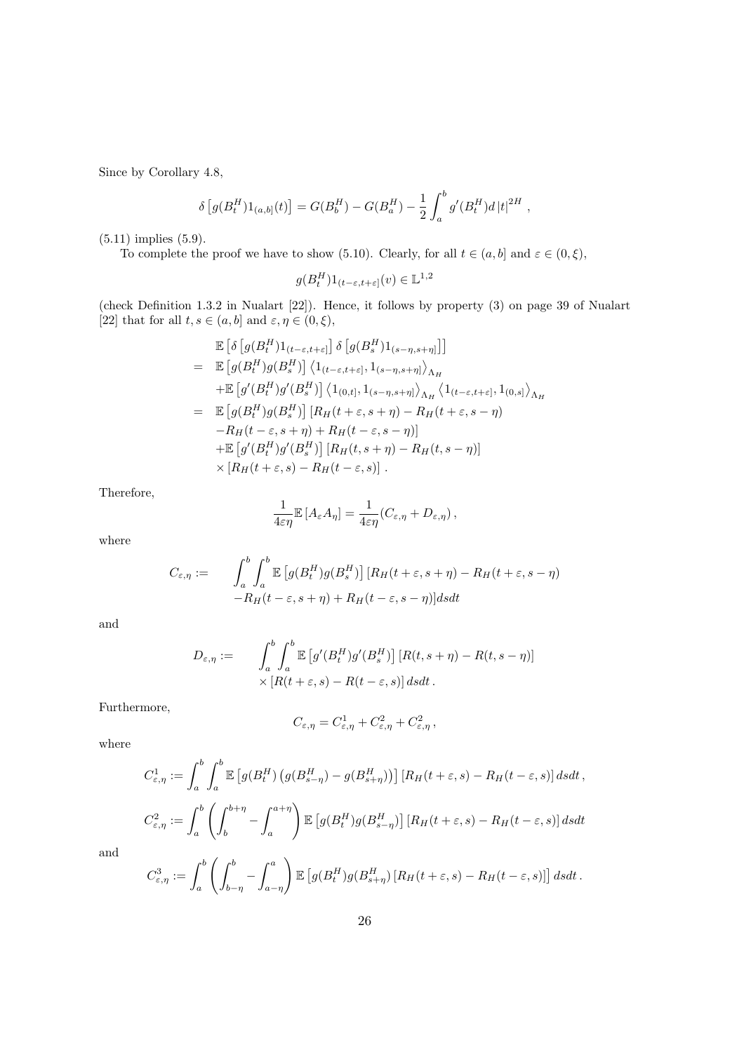Since by Corollary 4.8,

$$
\delta\left[g(B_t^H)1_{(a,b]}(t)\right] = G(B_b^H) - G(B_a^H) - \frac{1}{2}\int_a^b g'(B_t^H) d\,|t|^{2H} \ ,
$$

(5.11) implies (5.9).

To complete the proof we have to show (5.10). Clearly, for all $t \in (a,b]$ and $\varepsilon \in (0,\xi)$,

$$
g(B_t^H)1_{(t-\varepsilon,t+\varepsilon]}(v) \in \mathbb{L}^{1,2}
$$

(check Definition 1.3.2 in Nualart [22]). Hence, it follows by property (3) on page 39 of Nualart [22] that for all $t, s \in (a,b]$ and $\varepsilon, \eta \in (0,\xi)$,

$$
\begin{aligned}
& \mathbb{E}\left[\delta\left[g(B_t^H)1_{(t-\varepsilon,t+\varepsilon]}\right]\delta\left[g(B_s^H)1_{(s-\eta,s+\eta]}\right]\right] \\
= \ & \mathbb{E}\left[g(B_t^H)g(B_s^H)\right]\left\langle 1_{(t-\varepsilon,t+\varepsilon]}, 1_{(s-\eta,s+\eta]}\right\rangle_{\Lambda_H} \\
& + \mathbb{E}\left[g'(B_t^H)g'(B_s^H)\right]\left\langle 1_{(0,t]}, 1_{(s-\eta,s+\eta]}\right\rangle_{\Lambda_H}\left\langle 1_{(t-\varepsilon,t+\varepsilon]}, 1_{(0,s]}\right\rangle_{\Lambda_H} \\
= \ & \mathbb{E}\left[g(B_t^H)g(B_s^H)\right]\left[R_H(t+\varepsilon,s+\eta) - R_H(t+\varepsilon,s-\eta)\right. \\
& \left. - R_H(t-\varepsilon,s+\eta) + R_H(t-\varepsilon,s-\eta)\right] \\
& + \mathbb{E}\left[g'(B_t^H)g'(B_s^H)\right]\left[R_H(t,s+\eta) - R_H(t,s-\eta)\right] \\
& \times \left[R_H(t+\varepsilon,s) - R_H(t-\varepsilon,s)\right].
\end{aligned}
$$

Therefore,

$$
\frac{1}{4\varepsilon\eta}\mathbb{E}\left[A_\varepsilon A_\eta\right] = \frac{1}{4\varepsilon\eta}(C_{\varepsilon,\eta} + D_{\varepsilon,\eta}),
$$

where

$$
\begin{aligned}
C_{\varepsilon,\eta} := \quad & \int_a^b\int_a^b \mathbb{E}\left[g(B_t^H)g(B_s^H)\right]\left[R_H(t+\varepsilon,s+\eta) - R_H(t+\varepsilon,s-\eta)\right. \\
& \left. - R_H(t-\varepsilon,s+\eta) + R_H(t-\varepsilon,s-\eta)\right] ds dt
\end{aligned}
$$

and

$$
\begin{aligned}
D_{\varepsilon,\eta} := \quad & \int_a^b\int_a^b \mathbb{E}\left[g'(B_t^H)g'(B_s^H)\right]\left[R(t,s+\eta) - R(t,s-\eta)\right] \\
& \times \left[R(t+\varepsilon,s) - R(t-\varepsilon,s)\right] ds dt.
\end{aligned}
$$

Furthermore,

$$
C_{\varepsilon,\eta} = C_{\varepsilon,\eta}^1 + C_{\varepsilon,\eta}^2 + C_{\varepsilon,\eta}^2,
$$

where

$$
C_{\varepsilon,\eta}^1 := \int_a^b\int_a^b \mathbb{E}\left[g(B_t^H)\left(g(B_{s-\eta}^H) - g(B_{s+\eta}^H)\right)\right]\left[R_H(t+\varepsilon,s) - R_H(t-\varepsilon,s)\right] ds dt,
$$

$$
C_{\varepsilon,\eta}^2 := \int_a^b \left(\int_b^{b+\eta} - \int_a^{a+\eta}\right)\mathbb{E}\left[g(B_t^H)g(B_{s-\eta}^H)\right]\left[R_H(t+\varepsilon,s) - R_H(t-\varepsilon,s)\right] ds dt
$$

and

$$
C_{\varepsilon,\eta}^3 := \int_a^b \left(\int_{b-\eta}^b - \int_{a-\eta}^a\right)\mathbb{E}\left[g(B_t^H)g(B_{s+\eta}^H)\left[R_H(t+\varepsilon,s) - R_H(t-\varepsilon,s)\right]\right] ds dt.
$$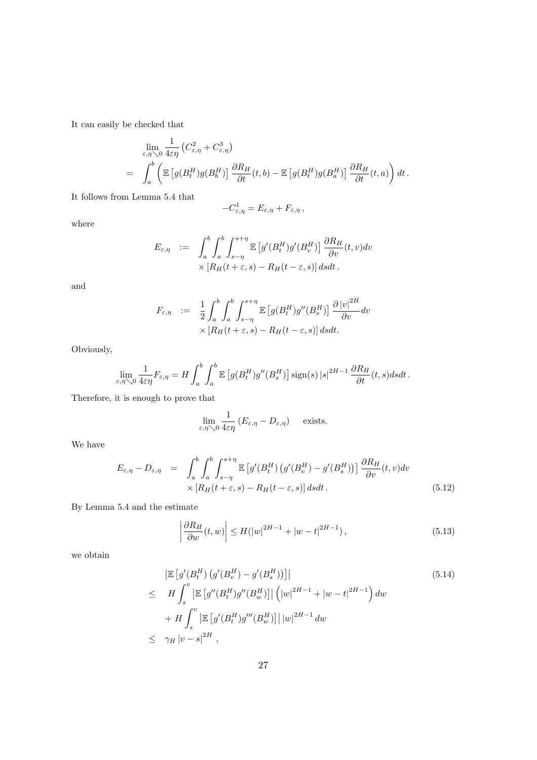It can easily be checked that

$$
\begin{aligned}
&\lim_{\varepsilon,\eta\searrow 0}\frac{1}{4\varepsilon\eta}\left(C^2_{\varepsilon,\eta}+C^3_{\varepsilon,\eta}\right)\\
=&\int_a^b\left(\mathbb{E}\left[g(B^H_t)g(B^H_b)\right]\frac{\partial R_H}{\partial t}(t,b)-\mathbb{E}\left[g(B^H_t)g(B^H_a)\right]\frac{\partial R_H}{\partial t}(t,a)\right)dt\,.
\end{aligned}
$$

It follows from Lemma 5.4 that

$$
-C^1_{\varepsilon,\eta}=E_{\varepsilon,\eta}+F_{\varepsilon,\eta}\,,
$$

where

$$
\begin{aligned}
E_{\varepsilon,\eta} \;:=\;& \int_a^b\int_a^b\int_{s-\eta}^{s+\eta}\mathbb{E}\left[g'(B^H_t)g'(B^H_v)\right]\frac{\partial R_H}{\partial v}(t,v)dv\\
&\times\left[R_H(t+\varepsilon,s)-R_H(t-\varepsilon,s)\right]dsdt\,.
\end{aligned}
$$

and

$$
\begin{aligned}
F_{\varepsilon,\eta} \;:=\;& \frac{1}{2}\int_a^b\int_a^b\int_{s-\eta}^{s+\eta}\mathbb{E}\left[g(B^H_t)g''(B^H_v)\right]\frac{\partial\left|v\right|^{2H}}{\partial v}dv\\
&\times\left[R_H(t+\varepsilon,s)-R_H(t-\varepsilon,s)\right]dsdt.
\end{aligned}
$$

Obviously,

$$
\lim_{\varepsilon,\eta\searrow 0}\frac{1}{4\varepsilon\eta}F_{\varepsilon,\eta}=H\int_a^b\int_a^b\mathbb{E}\left[g(B^H_t)g''(B^H_s)\right]\operatorname{sign}(s)\left|s\right|^{2H-1}\frac{\partial R_H}{\partial t}(t,s)dsdt\,.
$$

Therefore, it is enough to prove that

$$
\lim_{\varepsilon,\eta\searrow 0}\frac{1}{4\varepsilon\eta}\left(E_{\varepsilon,\eta}-D_{\varepsilon,\eta}\right)\quad\text{ exists.}
$$

We have

$$
\begin{aligned}
E_{\varepsilon,\eta}-D_{\varepsilon,\eta} \;=\;& \int_a^b\int_a^b\int_{s-\eta}^{s+\eta}\mathbb{E}\left[g'(B^H_t)\left(g'(B^H_v)-g'(B^H_s)\right)\right]\frac{\partial R_H}{\partial v}(t,v)dv\\
&\times\left[R_H(t+\varepsilon,s)-R_H(t-\varepsilon,s)\right]dsdt\,.
\end{aligned}
\tag{5.12}
$$

By Lemma 5.4 and the estimate

$$
\left|\frac{\partial R_H}{\partial w}(t,w)\right|\leq H(\left|w\right|^{2H-1}+\left|w-t\right|^{2H-1})\,,
\tag{5.13}
$$

we obtain

$$
\begin{aligned}
&\left|\mathbb{E}\left[g'(B^H_t)\left(g'(B^H_v)-g'(B^H_s)\right)\right]\right|\\
\leq\;& H\int_s^v\left|\mathbb{E}\left[g''(B^H_t)g''(B^H_w)\right]\right|\left(\left|w\right|^{2H-1}+\left|w-t\right|^{2H-1}\right)dw\\
&+H\int_s^v\left|\mathbb{E}\left[g'(B^H_t)g'''(B^H_w)\right]\right|\left|w\right|^{2H-1}dw\\
\leq\;& \gamma_H\left|v-s\right|^{2H}\,,
\end{aligned}
\tag{5.14}
$$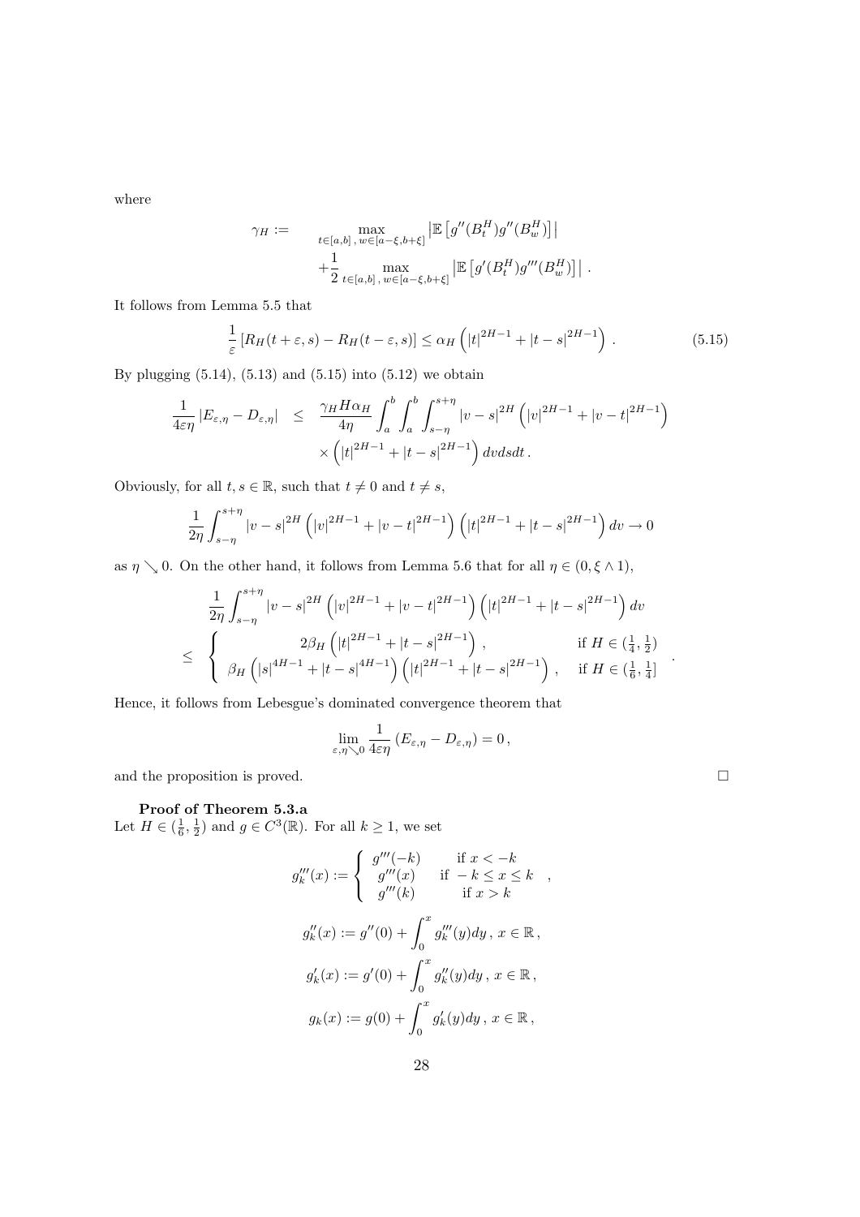where

$$\gamma_H := \max_{t\in[a,b]\,,\,w\in[a-\xi,b+\xi]} \left|\mathbb{E}\left[g''(B_t^H)g''(B_w^H)\right]\right| + \frac{1}{2}\max_{t\in[a,b]\,,\,w\in[a-\xi,b+\xi]} \left|\mathbb{E}\left[g'(B_t^H)g'''(B_w^H)\right]\right| .$$

It follows from Lemma 5.5 that

$$\frac{1}{\varepsilon}\left[R_H(t+\varepsilon,s)-R_H(t-\varepsilon,s)\right] \le \alpha_H\left(|t|^{2H-1}+|t-s|^{2H-1}\right) . \tag{5.15}$$

By plugging (5.14), (5.13) and (5.15) into (5.12) we obtain

$$\begin{aligned}\frac{1}{4\varepsilon\eta}\left|E_{\varepsilon,\eta}-D_{\varepsilon,\eta}\right| \;\le\; & \frac{\gamma_H H\alpha_H}{4\eta}\int_a^b\int_a^b\int_{s-\eta}^{s+\eta}|v-s|^{2H}\left(|v|^{2H-1}+|v-t|^{2H-1}\right)\\ & \times\left(|t|^{2H-1}+|t-s|^{2H-1}\right)dv\,ds\,dt\,.\end{aligned}$$

Obviously, for all $t,s\in\mathbb{R}$, such that $t\neq 0$ and $t\neq s$,

$$\frac{1}{2\eta}\int_{s-\eta}^{s+\eta}|v-s|^{2H}\left(|v|^{2H-1}+|v-t|^{2H-1}\right)\left(|t|^{2H-1}+|t-s|^{2H-1}\right)dv\to 0$$

as $\eta\searrow 0$. On the other hand, it follows from Lemma 5.6 that for all $\eta\in(0,\xi\wedge 1)$,

$$\begin{aligned}&\frac{1}{2\eta}\int_{s-\eta}^{s+\eta}|v-s|^{2H}\left(|v|^{2H-1}+|v-t|^{2H-1}\right)\left(|t|^{2H-1}+|t-s|^{2H-1}\right)dv\\ \le\;& \begin{cases} 2\beta_H\left(|t|^{2H-1}+|t-s|^{2H-1}\right), & \text{if } H\in(\frac{1}{4},\frac{1}{2})\\ \beta_H\left(|s|^{4H-1}+|t-s|^{4H-1}\right)\left(|t|^{2H-1}+|t-s|^{2H-1}\right), & \text{if } H\in(\frac{1}{6},\frac{1}{4}]\end{cases}.\end{aligned}$$

Hence, it follows from Lebesgue's dominated convergence theorem that

$$\lim_{\varepsilon,\eta\searrow 0}\frac{1}{4\varepsilon\eta}\left(E_{\varepsilon,\eta}-D_{\varepsilon,\eta}\right)=0\,,$$

and the proposition is proved. □

**Proof of Theorem 5.3.a**

Let $H\in(\frac{1}{6},\frac{1}{2})$ and $g\in C^3(\mathbb{R})$. For all $k\ge 1$, we set

$$g_k'''(x) := \begin{cases} g'''(-k) & \text{if } x<-k\\ g'''(x) & \text{if } -k\le x\le k\\ g'''(k) & \text{if } x>k\end{cases},$$

$$g_k''(x) := g''(0)+\int_0^x g_k'''(y)dy\,,\; x\in\mathbb{R}\,,$$

$$g_k'(x) := g'(0)+\int_0^x g_k''(y)dy\,,\; x\in\mathbb{R}\,,$$

$$g_k(x) := g(0)+\int_0^x g_k'(y)dy\,,\; x\in\mathbb{R}\,,$$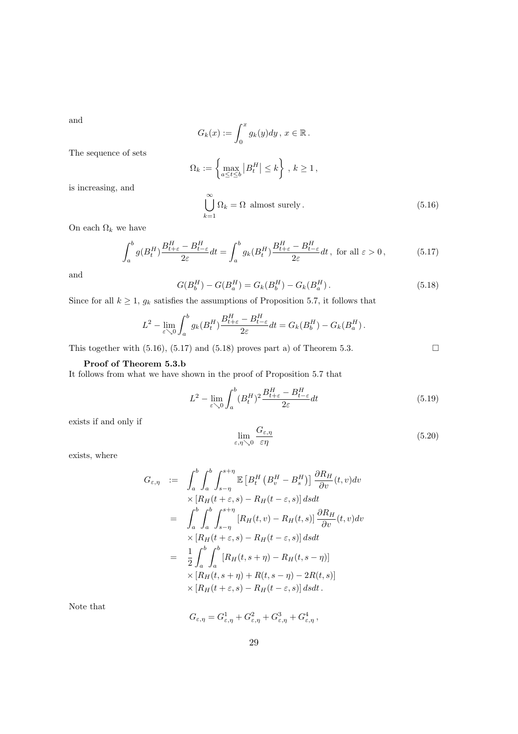and

$$G_k(x) := \int_0^x g_k(y)dy \, , \, x \in \mathbb{R} \, .$$

The sequence of sets

$$\Omega_k := \left\{ \max_{a \le t \le b} \left| B_t^H \right| \le k \right\} \, , \, k \ge 1 \, ,$$

is increasing, and

$$\bigcup_{k=1}^{\infty} \Omega_k = \Omega \text{ almost surely} \, . \tag{5.16}$$

On each $\Omega_k$ we have

$$\int_a^b g(B_t^H) \frac{B_{t+\varepsilon}^H - B_{t-\varepsilon}^H}{2\varepsilon} dt = \int_a^b g_k(B_t^H) \frac{B_{t+\varepsilon}^H - B_{t-\varepsilon}^H}{2\varepsilon} dt \, , \text{ for all } \varepsilon > 0 \, , \tag{5.17}$$

and

$$G(B_b^H) - G(B_a^H) = G_k(B_b^H) - G_k(B_a^H) \, . \tag{5.18}$$

Since for all $k \ge 1$, $g_k$ satisfies the assumptions of Proposition 5.7, it follows that

$$L^2 - \lim_{\varepsilon \searrow 0} \int_a^b g_k(B_t^H) \frac{B_{t+\varepsilon}^H - B_{t-\varepsilon}^H}{2\varepsilon} dt = G_k(B_b^H) - G_k(B_a^H) \, .$$

This together with (5.16), (5.17) and (5.18) proves part a) of Theorem 5.3. □

**Proof of Theorem 5.3.b**

It follows from what we have shown in the proof of Proposition 5.7 that

$$L^2 - \lim_{\varepsilon \searrow 0} \int_a^b (B_t^H)^2 \frac{B_{t+\varepsilon}^H - B_{t-\varepsilon}^H}{2\varepsilon} dt \tag{5.19}$$

exists if and only if

$$\lim_{\varepsilon, \eta \searrow 0} \frac{G_{\varepsilon,\eta}}{\varepsilon \eta} \tag{5.20}$$

exists, where

$$\begin{aligned}
G_{\varepsilon,\eta} \; &:= \; \int_a^b \int_a^b \int_{s-\eta}^{s+\eta} \mathbb{E}\left[ B_t^H \left( B_v^H - B_s^H \right) \right] \frac{\partial R_H}{\partial v}(t,v) dv \\
&\quad \times \left[ R_H(t+\varepsilon, s) - R_H(t-\varepsilon, s) \right] ds dt \\
&= \; \int_a^b \int_a^b \int_{s-\eta}^{s+\eta} \left[ R_H(t,v) - R_H(t,s) \right] \frac{\partial R_H}{\partial v}(t,v) dv \\
&\quad \times \left[ R_H(t+\varepsilon, s) - R_H(t-\varepsilon, s) \right] ds dt \\
&= \; \frac{1}{2} \int_a^b \int_a^b \left[ R_H(t, s+\eta) - R_H(t, s-\eta) \right] \\
&\quad \times \left[ R_H(t, s+\eta) + R(t, s-\eta) - 2R(t,s) \right] \\
&\quad \times \left[ R_H(t+\varepsilon, s) - R_H(t-\varepsilon, s) \right] ds dt \, .
\end{aligned}$$

Note that

$$G_{\varepsilon,\eta} = G_{\varepsilon,\eta}^1 + G_{\varepsilon,\eta}^2 + G_{\varepsilon,\eta}^3 + G_{\varepsilon,\eta}^4 \, ,$$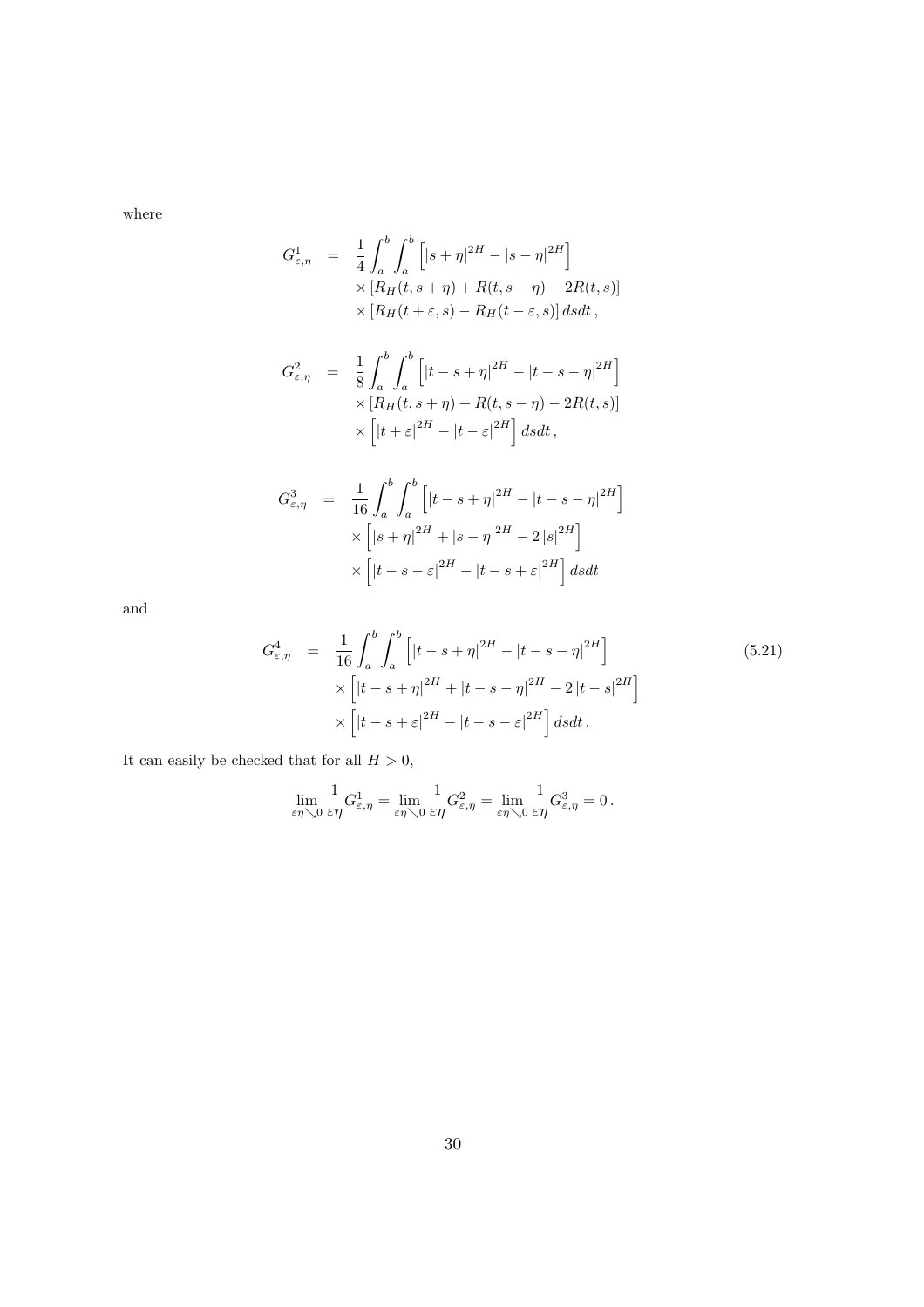where

$$
\begin{aligned}
G^1_{\varepsilon,\eta} &= \frac{1}{4}\int_a^b\int_a^b \left[|s+\eta|^{2H} - |s-\eta|^{2H}\right] \\
&\quad \times \left[R_H(t,s+\eta) + R(t,s-\eta) - 2R(t,s)\right] \\
&\quad \times \left[R_H(t+\varepsilon,s) - R_H(t-\varepsilon,s)\right] dsdt\,,
\end{aligned}
$$

$$
\begin{aligned}
G^2_{\varepsilon,\eta} &= \frac{1}{8}\int_a^b\int_a^b \left[|t-s+\eta|^{2H} - |t-s-\eta|^{2H}\right] \\
&\quad \times \left[R_H(t,s+\eta) + R(t,s-\eta) - 2R(t,s)\right] \\
&\quad \times \left[|t+\varepsilon|^{2H} - |t-\varepsilon|^{2H}\right] dsdt\,,
\end{aligned}
$$

$$
\begin{aligned}
G^3_{\varepsilon,\eta} &= \frac{1}{16}\int_a^b\int_a^b \left[|t-s+\eta|^{2H} - |t-s-\eta|^{2H}\right] \\
&\quad \times \left[|s+\eta|^{2H} + |s-\eta|^{2H} - 2\,|s|^{2H}\right] \\
&\quad \times \left[|t-s-\varepsilon|^{2H} - |t-s+\varepsilon|^{2H}\right] dsdt
\end{aligned}
$$

and

$$
\begin{aligned}
G^4_{\varepsilon,\eta} &= \frac{1}{16}\int_a^b\int_a^b \left[|t-s+\eta|^{2H} - |t-s-\eta|^{2H}\right] \\
&\quad \times \left[|t-s+\eta|^{2H} + |t-s-\eta|^{2H} - 2\,|t-s|^{2H}\right] \\
&\quad \times \left[|t-s+\varepsilon|^{2H} - |t-s-\varepsilon|^{2H}\right] dsdt\,.
\end{aligned}
\tag{5.21}
$$

It can easily be checked that for all $H > 0$,

$$
\lim_{\varepsilon\eta\searrow 0}\frac{1}{\varepsilon\eta}G^1_{\varepsilon,\eta} = \lim_{\varepsilon\eta\searrow 0}\frac{1}{\varepsilon\eta}G^2_{\varepsilon,\eta} = \lim_{\varepsilon\eta\searrow 0}\frac{1}{\varepsilon\eta}G^3_{\varepsilon,\eta} = 0\,.
$$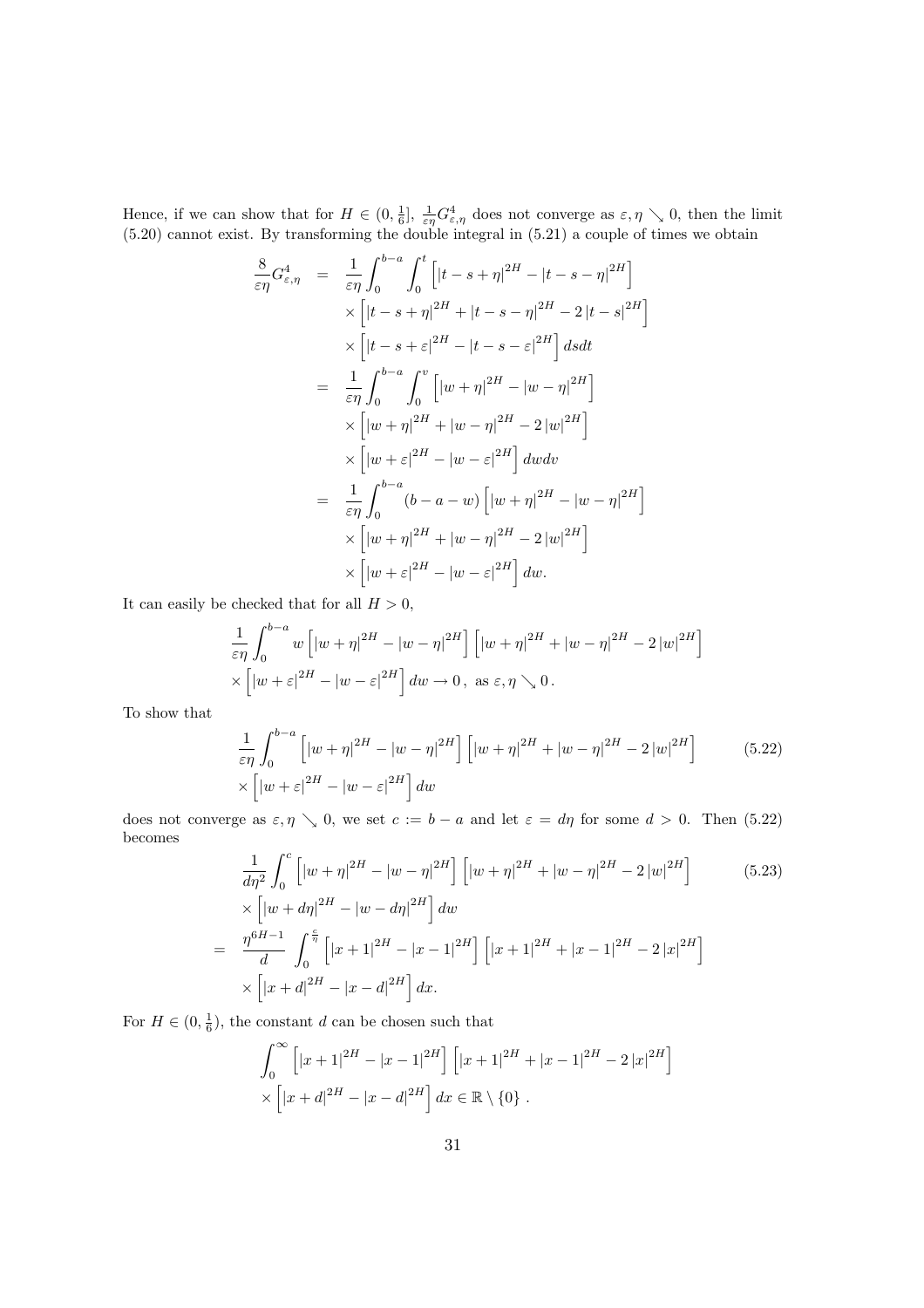Hence, if we can show that for $H \in (0, \frac{1}{6}]$, $\frac{1}{\varepsilon\eta} G^4_{\varepsilon,\eta}$ does not converge as $\varepsilon, \eta \searrow 0$, then the limit (5.20) cannot exist. By transforming the double integral in (5.21) a couple of times we obtain

$$
\begin{aligned}
\frac{8}{\varepsilon\eta} G^4_{\varepsilon,\eta} &= \frac{1}{\varepsilon\eta} \int_0^{b-a} \int_0^t \left[ |t-s+\eta|^{2H} - |t-s-\eta|^{2H} \right] \\
&\quad \times \left[ |t-s+\eta|^{2H} + |t-s-\eta|^{2H} - 2|t-s|^{2H} \right] \\
&\quad \times \left[ |t-s+\varepsilon|^{2H} - |t-s-\varepsilon|^{2H} \right] ds dt \\
&= \frac{1}{\varepsilon\eta} \int_0^{b-a} \int_0^v \left[ |w+\eta|^{2H} - |w-\eta|^{2H} \right] \\
&\quad \times \left[ |w+\eta|^{2H} + |w-\eta|^{2H} - 2|w|^{2H} \right] \\
&\quad \times \left[ |w+\varepsilon|^{2H} - |w-\varepsilon|^{2H} \right] dw dv \\
&= \frac{1}{\varepsilon\eta} \int_0^{b-a} (b-a-w) \left[ |w+\eta|^{2H} - |w-\eta|^{2H} \right] \\
&\quad \times \left[ |w+\eta|^{2H} + |w-\eta|^{2H} - 2|w|^{2H} \right] \\
&\quad \times \left[ |w+\varepsilon|^{2H} - |w-\varepsilon|^{2H} \right] dw.
\end{aligned}
$$

It can easily be checked that for all $H > 0$,

$$
\begin{aligned}
&\frac{1}{\varepsilon\eta} \int_0^{b-a} w \left[ |w+\eta|^{2H} - |w-\eta|^{2H} \right] \left[ |w+\eta|^{2H} + |w-\eta|^{2H} - 2|w|^{2H} \right] \\
&\times \left[ |w+\varepsilon|^{2H} - |w-\varepsilon|^{2H} \right] dw \to 0 \,, \text{ as } \varepsilon, \eta \searrow 0 \,.
\end{aligned}
$$

To show that

$$
\begin{aligned}
&\frac{1}{\varepsilon\eta} \int_0^{b-a} \left[ |w+\eta|^{2H} - |w-\eta|^{2H} \right] \left[ |w+\eta|^{2H} + |w-\eta|^{2H} - 2|w|^{2H} \right] \\
&\times \left[ |w+\varepsilon|^{2H} - |w-\varepsilon|^{2H} \right] dw
\end{aligned}
\tag{5.22}
$$

does not converge as $\varepsilon, \eta \searrow 0$, we set $c := b-a$ and let $\varepsilon = d\eta$ for some $d > 0$. Then (5.22) becomes

$$
\begin{aligned}
&\frac{1}{d\eta^2} \int_0^c \left[ |w+\eta|^{2H} - |w-\eta|^{2H} \right] \left[ |w+\eta|^{2H} + |w-\eta|^{2H} - 2|w|^{2H} \right] \qquad (5.23) \\
&\times \left[ |w+d\eta|^{2H} - |w-d\eta|^{2H} \right] dw \\
= \;& \frac{\eta^{6H-1}}{d} \int_0^{\frac{c}{\eta}} \left[ |x+1|^{2H} - |x-1|^{2H} \right] \left[ |x+1|^{2H} + |x-1|^{2H} - 2|x|^{2H} \right] \\
&\times \left[ |x+d|^{2H} - |x-d|^{2H} \right] dx.
\end{aligned}
$$

For $H \in (0, \frac{1}{6})$, the constant $d$ can be chosen such that

$$
\begin{aligned}
&\int_0^{\infty} \left[ |x+1|^{2H} - |x-1|^{2H} \right] \left[ |x+1|^{2H} + |x-1|^{2H} - 2|x|^{2H} \right] \\
&\times \left[ |x+d|^{2H} - |x-d|^{2H} \right] dx \in \mathbb{R} \setminus \{0\} \,.
\end{aligned}
$$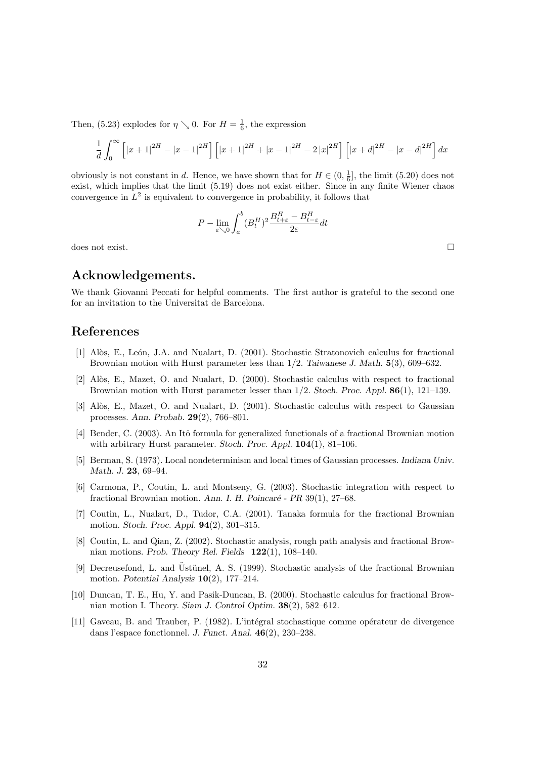Then, (5.23) explodes for $\eta \searrow 0$. For $H = \frac{1}{6}$, the expression

$$\frac{1}{d} \int_0^\infty \left[ |x+1|^{2H} - |x-1|^{2H} \right] \left[ |x+1|^{2H} + |x-1|^{2H} - 2\,|x|^{2H} \right] \left[ |x+d|^{2H} - |x-d|^{2H} \right] dx$$

obviously is not constant in $d$. Hence, we have shown that for $H \in (0, \frac{1}{6}]$, the limit (5.20) does not exist, which implies that the limit (5.19) does not exist either. Since in any finite Wiener chaos convergence in $L^2$ is equivalent to convergence in probability, it follows that

$$P - \lim_{\varepsilon \searrow 0} \int_a^b (B_t^H)^2 \frac{B_{t+\varepsilon}^H - B_{t-\varepsilon}^H}{2\varepsilon} dt$$

does not exist. □

## Acknowledgements.

We thank Giovanni Peccati for helpful comments. The first author is grateful to the second one for an invitation to the Universitat de Barcelona.

## References

[1] Alòs, E., León, J.A. and Nualart, D. (2001). Stochastic Stratonovich calculus for fractional Brownian motion with Hurst parameter less than 1/2. *Taiwanese J. Math.* **5**(3), 609–632.

[2] Alòs, E., Mazet, O. and Nualart, D. (2000). Stochastic calculus with respect to fractional Brownian motion with Hurst parameter lesser than 1/2. *Stoch. Proc. Appl.* **86**(1), 121–139.

[3] Alòs, E., Mazet, O. and Nualart, D. (2001). Stochastic calculus with respect to Gaussian processes. *Ann. Probab.* **29**(2), 766–801.

[4] Bender, C. (2003). An Itô formula for generalized functionals of a fractional Brownian motion with arbitrary Hurst parameter. *Stoch. Proc. Appl.* **104**(1), 81–106.

[5] Berman, S. (1973). Local nondeterminism and local times of Gaussian processes. *Indiana Univ. Math. J.* **23**, 69–94.

[6] Carmona, P., Coutin, L. and Montseny, G. (2003). Stochastic integration with respect to fractional Brownian motion. *Ann. I. H. Poincaré - PR* 39(1), 27–68.

[7] Coutin, L., Nualart, D., Tudor, C.A. (2001). Tanaka formula for the fractional Brownian motion. *Stoch. Proc. Appl.* **94**(2), 301–315.

[8] Coutin, L. and Qian, Z. (2002). Stochastic analysis, rough path analysis and fractional Brownian motions. *Prob. Theory Rel. Fields* **122**(1), 108–140.

[9] Decreusefond, L. and Üstünel, A. S. (1999). Stochastic analysis of the fractional Brownian motion. *Potential Analysis* **10**(2), 177–214.

[10] Duncan, T. E., Hu, Y. and Pasik-Duncan, B. (2000). Stochastic calculus for fractional Brownian motion I. Theory. *Siam J. Control Optim.* **38**(2), 582–612.

[11] Gaveau, B. and Trauber, P. (1982). L'intégral stochastique comme opérateur de divergence dans l'espace fonctionnel. *J. Funct. Anal.* **46**(2), 230–238.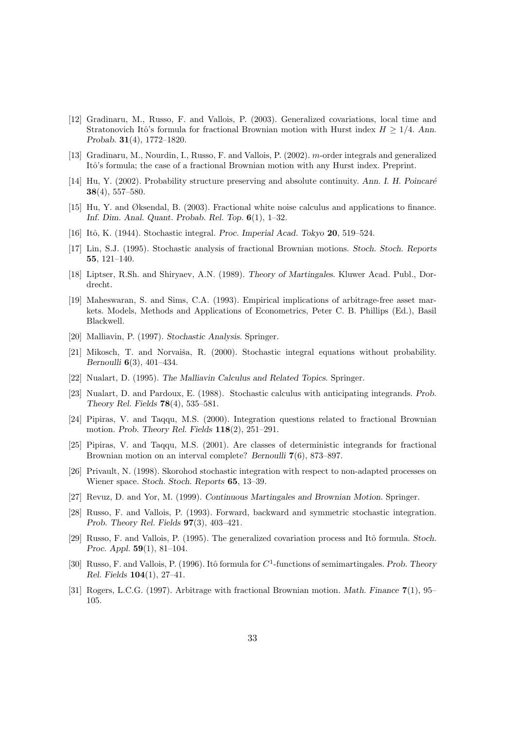[12] Gradinaru, M., Russo, F. and Vallois, P. (2003). Generalized covariations, local time and Stratonovich Itô's formula for fractional Brownian motion with Hurst index $H \geq 1/4$. *Ann. Probab.* **31**(4), 1772–1820.

[13] Gradinaru, M., Nourdin, I., Russo, F. and Vallois, P. (2002). $m$-order integrals and generalized Itô's formula; the case of a fractional Brownian motion with any Hurst index. Preprint.

[14] Hu, Y. (2002). Probability structure preserving and absolute continuity. *Ann. I. H. Poincaré* **38**(4), 557–580.

[15] Hu, Y. and Øksendal, B. (2003). Fractional white noise calculus and applications to finance. *Inf. Dim. Anal. Quant. Probab. Rel. Top.* **6**(1), 1–32.

[16] Itô, K. (1944). Stochastic integral. *Proc. Imperial Acad. Tokyo* **20**, 519–524.

[17] Lin, S.J. (1995). Stochastic analysis of fractional Brownian motions. *Stoch. Stoch. Reports* **55**, 121–140.

[18] Liptser, R.Sh. and Shiryaev, A.N. (1989). *Theory of Martingales.* Kluwer Acad. Publ., Dordrecht.

[19] Maheswaran, S. and Sims, C.A. (1993). Empirical implications of arbitrage-free asset markets. Models, Methods and Applications of Econometrics, Peter C. B. Phillips (Ed.), Basil Blackwell.

[20] Malliavin, P. (1997). *Stochastic Analysis.* Springer.

[21] Mikosch, T. and Norvaiša, R. (2000). Stochastic integral equations without probability. *Bernoulli* **6**(3), 401–434.

[22] Nualart, D. (1995). *The Malliavin Calculus and Related Topics.* Springer.

[23] Nualart, D. and Pardoux, E. (1988). Stochastic calculus with anticipating integrands. *Prob. Theory Rel. Fields* **78**(4), 535–581.

[24] Pipiras, V. and Taqqu, M.S. (2000). Integration questions related to fractional Brownian motion. *Prob. Theory Rel. Fields* **118**(2), 251–291.

[25] Pipiras, V. and Taqqu, M.S. (2001). Are classes of deterministic integrands for fractional Brownian motion on an interval complete? *Bernoulli* **7**(6), 873–897.

[26] Privault, N. (1998). Skorohod stochastic integration with respect to non-adapted processes on Wiener space. *Stoch. Stoch. Reports* **65**, 13–39.

[27] Revuz, D. and Yor, M. (1999). *Continuous Martingales and Brownian Motion.* Springer.

[28] Russo, F. and Vallois, P. (1993). Forward, backward and symmetric stochastic integration. *Prob. Theory Rel. Fields* **97**(3), 403–421.

[29] Russo, F. and Vallois, P. (1995). The generalized covariation process and Itô formula. *Stoch. Proc. Appl.* **59**(1), 81–104.

[30] Russo, F. and Vallois, P. (1996). Itô formula for $C^1$-functions of semimartingales. *Prob. Theory Rel. Fields* **104**(1), 27–41.

[31] Rogers, L.C.G. (1997). Arbitrage with fractional Brownian motion. *Math. Finance* **7**(1), 95–105.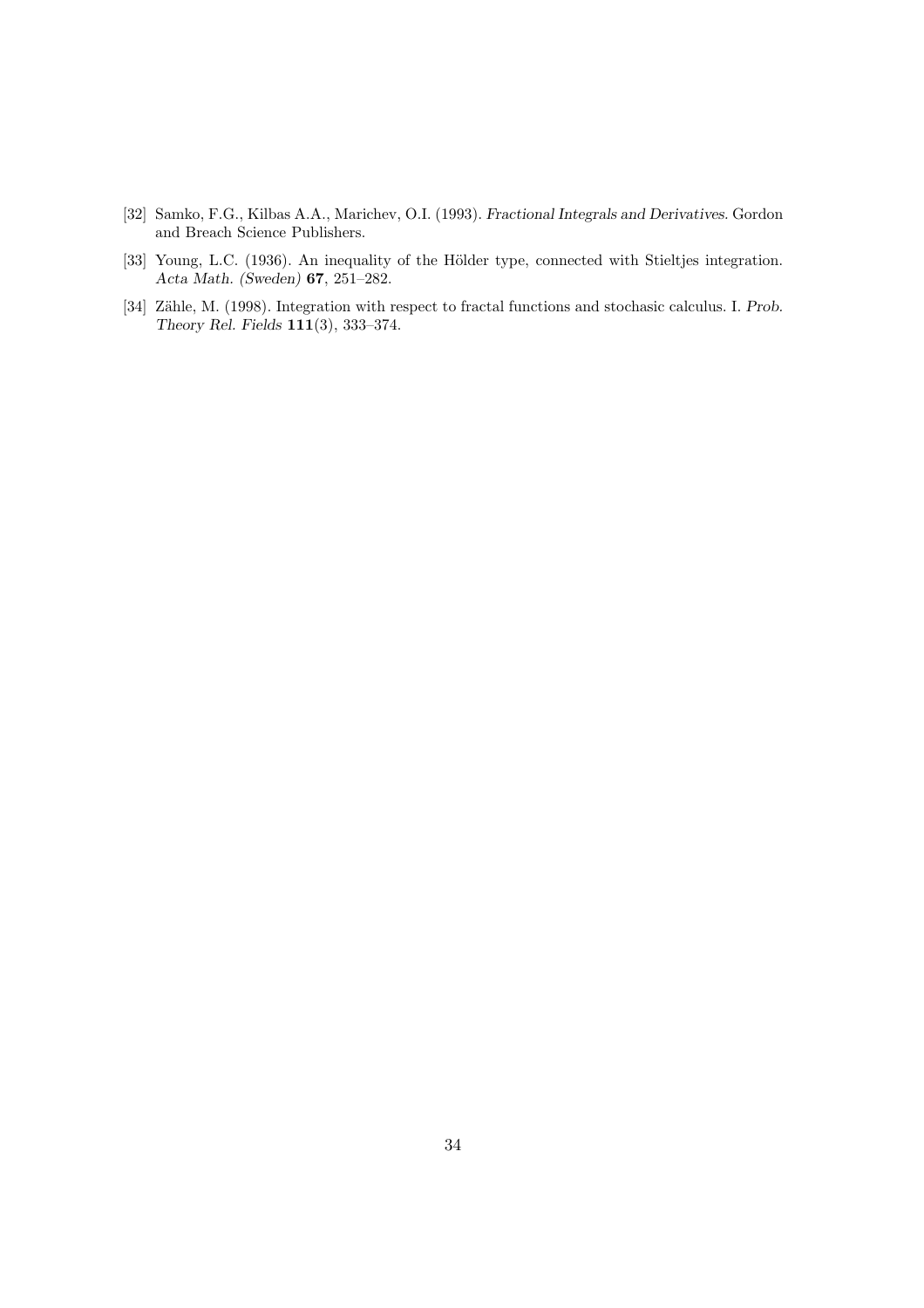[32] Samko, F.G., Kilbas A.A., Marichev, O.I. (1993). *Fractional Integrals and Derivatives*. Gordon and Breach Science Publishers.

[33] Young, L.C. (1936). An inequality of the Hölder type, connected with Stieltjes integration. *Acta Math. (Sweden)* **67**, 251–282.

[34] Zähle, M. (1998). Integration with respect to fractal functions and stochasic calculus. I. *Prob. Theory Rel. Fields* **111**(3), 333–374.